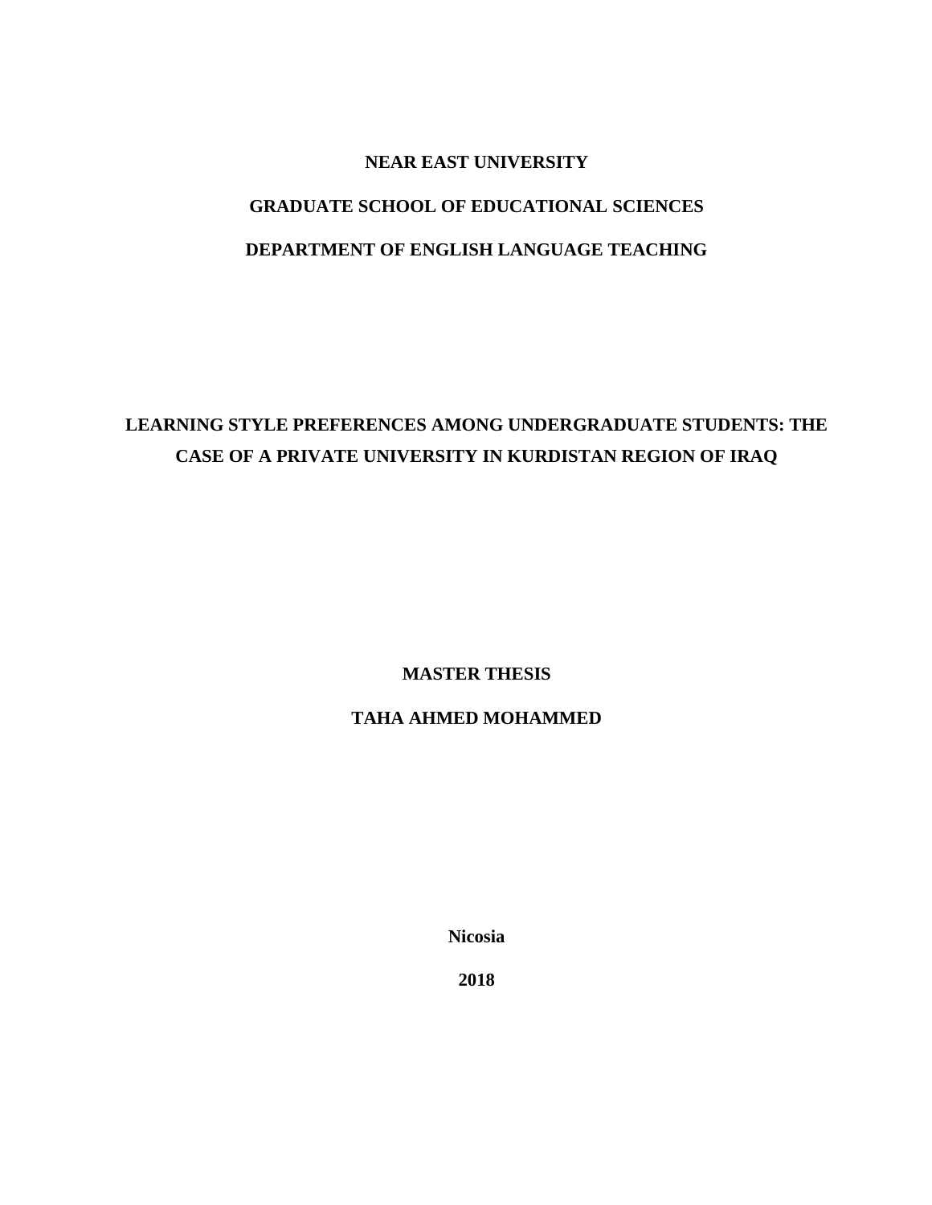**NEAR EAST UNIVERSITY**

**GRADUATE SCHOOL OF EDUCATIONAL SCIENCES**

**DEPARTMENT OF ENGLISH LANGUAGE TEACHING**

# LEARNING STYLE PREFERENCES AMONG UNDERGRADUATE STUDENTS: THE CASE OF A PRIVATE UNIVERSITY IN KURDISTAN REGION OF IRAQ

**MASTER THESIS**

**TAHA AHMED MOHAMMED**

**Nicosia**

**2018**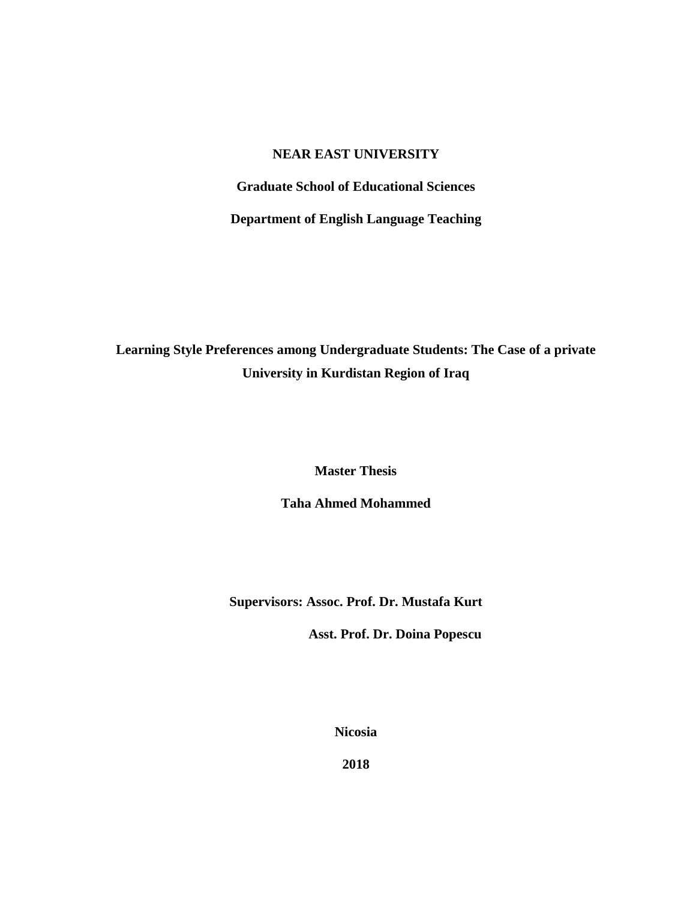**NEAR EAST UNIVERSITY**

**Graduate School of Educational Sciences**

**Department of English Language Teaching**

# Learning Style Preferences among Undergraduate Students: The Case of a private University in Kurdistan Region of Iraq

**Master Thesis**

**Taha Ahmed Mohammed**

**Supervisors: Assoc. Prof. Dr. Mustafa Kurt**

**Asst. Prof. Dr. Doina Popescu**

**Nicosia**

**2018**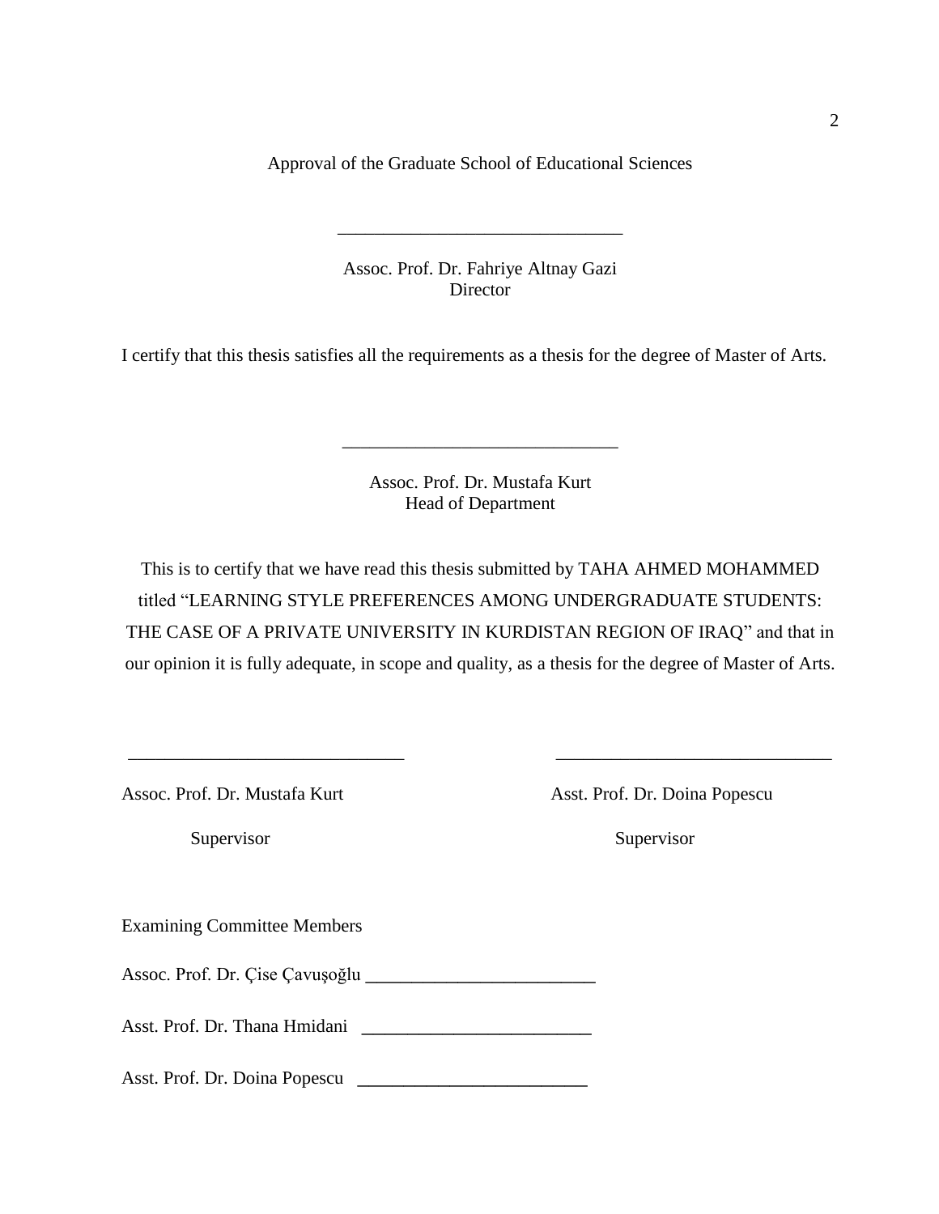Approval of the Graduate School of Educational Sciences

\_\_\_\_\_\_\_\_\_\_\_\_\_\_\_\_\_\_\_\_\_\_\_\_\_\_\_\_\_\_

Assoc. Prof. Dr. Fahriye Altnay Gazi
Director

I certify that this thesis satisfies all the requirements as a thesis for the degree of Master of Arts.

\_\_\_\_\_\_\_\_\_\_\_\_\_\_\_\_\_\_\_\_\_\_\_\_\_\_\_\_\_\_

Assoc. Prof. Dr. Mustafa Kurt
Head of Department

This is to certify that we have read this thesis submitted by TAHA AHMED MOHAMMED titled "LEARNING STYLE PREFERENCES AMONG UNDERGRADUATE STUDENTS: THE CASE OF A PRIVATE UNIVERSITY IN KURDISTAN REGION OF IRAQ" and that in our opinion it is fully adequate, in scope and quality, as a thesis for the degree of Master of Arts.

\_\_\_\_\_\_\_\_\_\_\_\_\_\_\_\_\_\_\_\_\_\_\_\_\_\_\_\_\_\_

Assoc. Prof. Dr. Mustafa Kurt
Supervisor

\_\_\_\_\_\_\_\_\_\_\_\_\_\_\_\_\_\_\_\_\_\_\_\_\_\_\_\_\_\_

Asst. Prof. Dr. Doina Popescu
Supervisor

Examining Committee Members

Assoc. Prof. Dr. Çise Çavuşoğlu \_\_\_\_\_\_\_\_\_\_\_\_\_\_\_\_\_\_\_\_\_\_\_\_\_

Asst. Prof. Dr. Thana Hmidani \_\_\_\_\_\_\_\_\_\_\_\_\_\_\_\_\_\_\_\_\_\_\_\_\_

Asst. Prof. Dr. Doina Popescu \_\_\_\_\_\_\_\_\_\_\_\_\_\_\_\_\_\_\_\_\_\_\_\_\_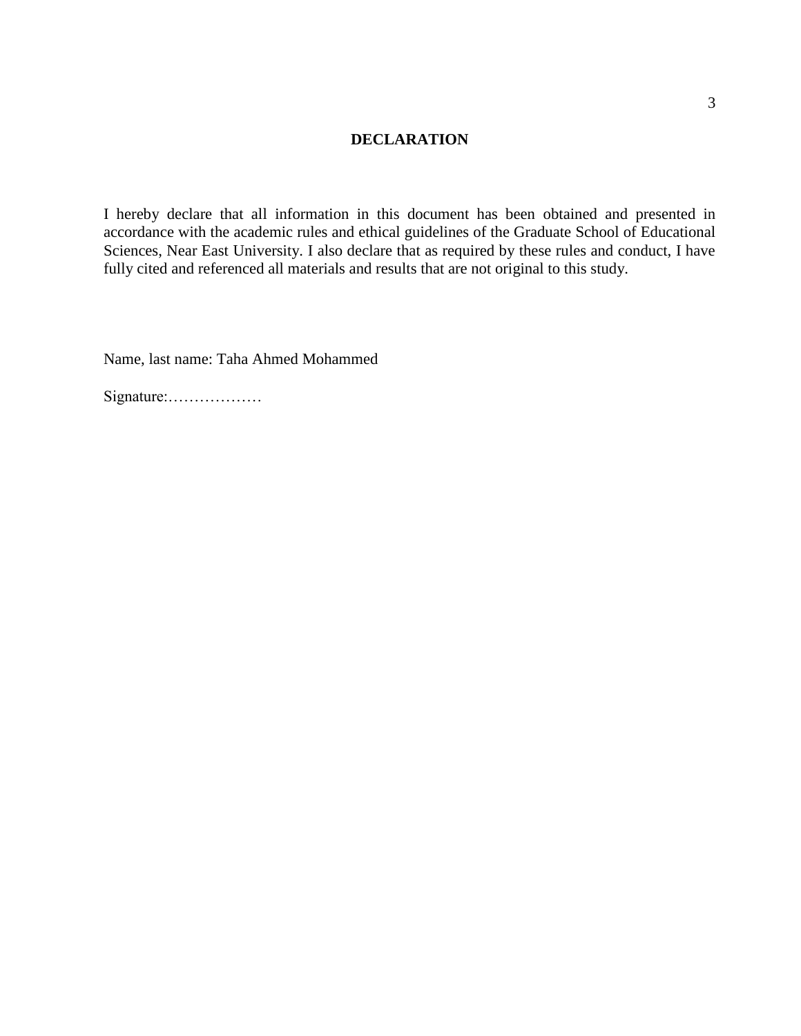# DECLARATION

I hereby declare that all information in this document has been obtained and presented in accordance with the academic rules and ethical guidelines of the Graduate School of Educational Sciences, Near East University. I also declare that as required by these rules and conduct, I have fully cited and referenced all materials and results that are not original to this study.

Name, last name: Taha Ahmed Mohammed

Signature:………………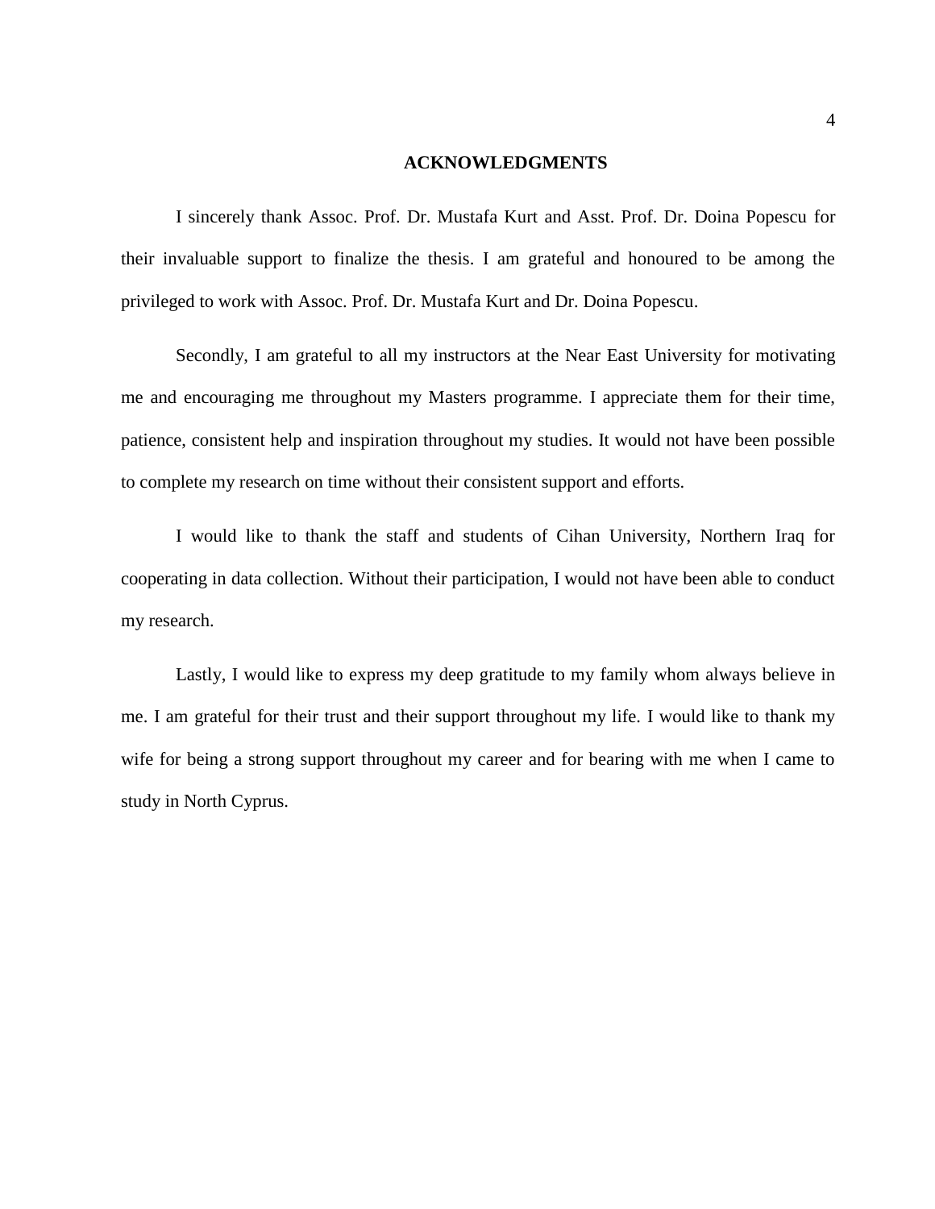# ACKNOWLEDGMENTS

I sincerely thank Assoc. Prof. Dr. Mustafa Kurt and Asst. Prof. Dr. Doina Popescu for their invaluable support to finalize the thesis. I am grateful and honoured to be among the privileged to work with Assoc. Prof. Dr. Mustafa Kurt and Dr. Doina Popescu.

Secondly, I am grateful to all my instructors at the Near East University for motivating me and encouraging me throughout my Masters programme. I appreciate them for their time, patience, consistent help and inspiration throughout my studies. It would not have been possible to complete my research on time without their consistent support and efforts.

I would like to thank the staff and students of Cihan University, Northern Iraq for cooperating in data collection. Without their participation, I would not have been able to conduct my research.

Lastly, I would like to express my deep gratitude to my family whom always believe in me. I am grateful for their trust and their support throughout my life. I would like to thank my wife for being a strong support throughout my career and for bearing with me when I came to study in North Cyprus.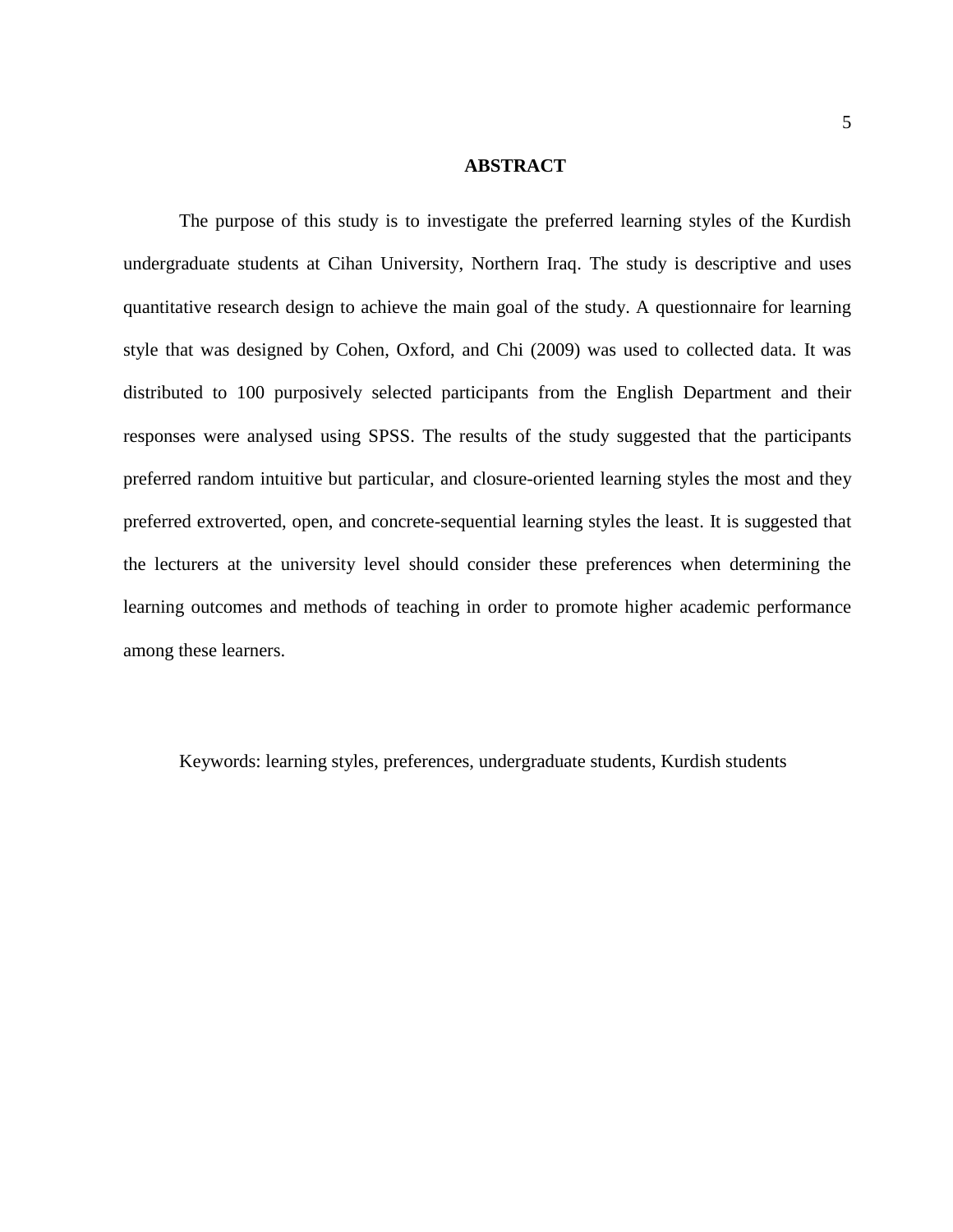# ABSTRACT

The purpose of this study is to investigate the preferred learning styles of the Kurdish undergraduate students at Cihan University, Northern Iraq. The study is descriptive and uses quantitative research design to achieve the main goal of the study. A questionnaire for learning style that was designed by Cohen, Oxford, and Chi (2009) was used to collected data. It was distributed to 100 purposively selected participants from the English Department and their responses were analysed using SPSS. The results of the study suggested that the participants preferred random intuitive but particular, and closure-oriented learning styles the most and they preferred extroverted, open, and concrete-sequential learning styles the least. It is suggested that the lecturers at the university level should consider these preferences when determining the learning outcomes and methods of teaching in order to promote higher academic performance among these learners.

Keywords: learning styles, preferences, undergraduate students, Kurdish students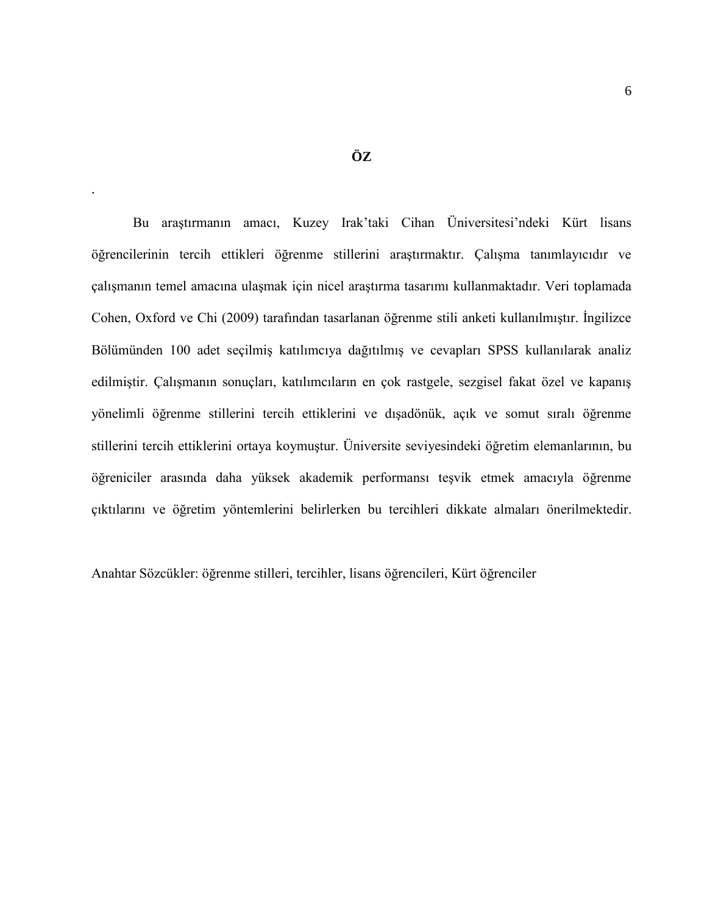# ÖZ

.

Bu araştırmanın amacı, Kuzey Irak'taki Cihan Üniversitesi'ndeki Kürt lisans öğrencilerinin tercih ettikleri öğrenme stillerini araştırmaktır. Çalışma tanımlayıcıdır ve çalışmanın temel amacına ulaşmak için nicel araştırma tasarımı kullanmaktadır. Veri toplamada Cohen, Oxford ve Chi (2009) tarafından tasarlanan öğrenme stili anketi kullanılmıştır. İngilizce Bölümünden 100 adet seçilmiş katılımcıya dağıtılmış ve cevapları SPSS kullanılarak analiz edilmiştir. Çalışmanın sonuçları, katılımcıların en çok rastgele, sezgisel fakat özel ve kapanış yönelimli öğrenme stillerini tercih ettiklerini ve dışadönük, açık ve somut sıralı öğrenme stillerini tercih ettiklerini ortaya koymuştur. Üniversite seviyesindeki öğretim elemanlarının, bu öğreniciler arasında daha yüksek akademik performansı teşvik etmek amacıyla öğrenme çıktılarını ve öğretim yöntemlerini belirlerken bu tercihleri dikkate almaları önerilmektedir.

Anahtar Sözcükler: öğrenme stilleri, tercihler, lisans öğrencileri, Kürt öğrenciler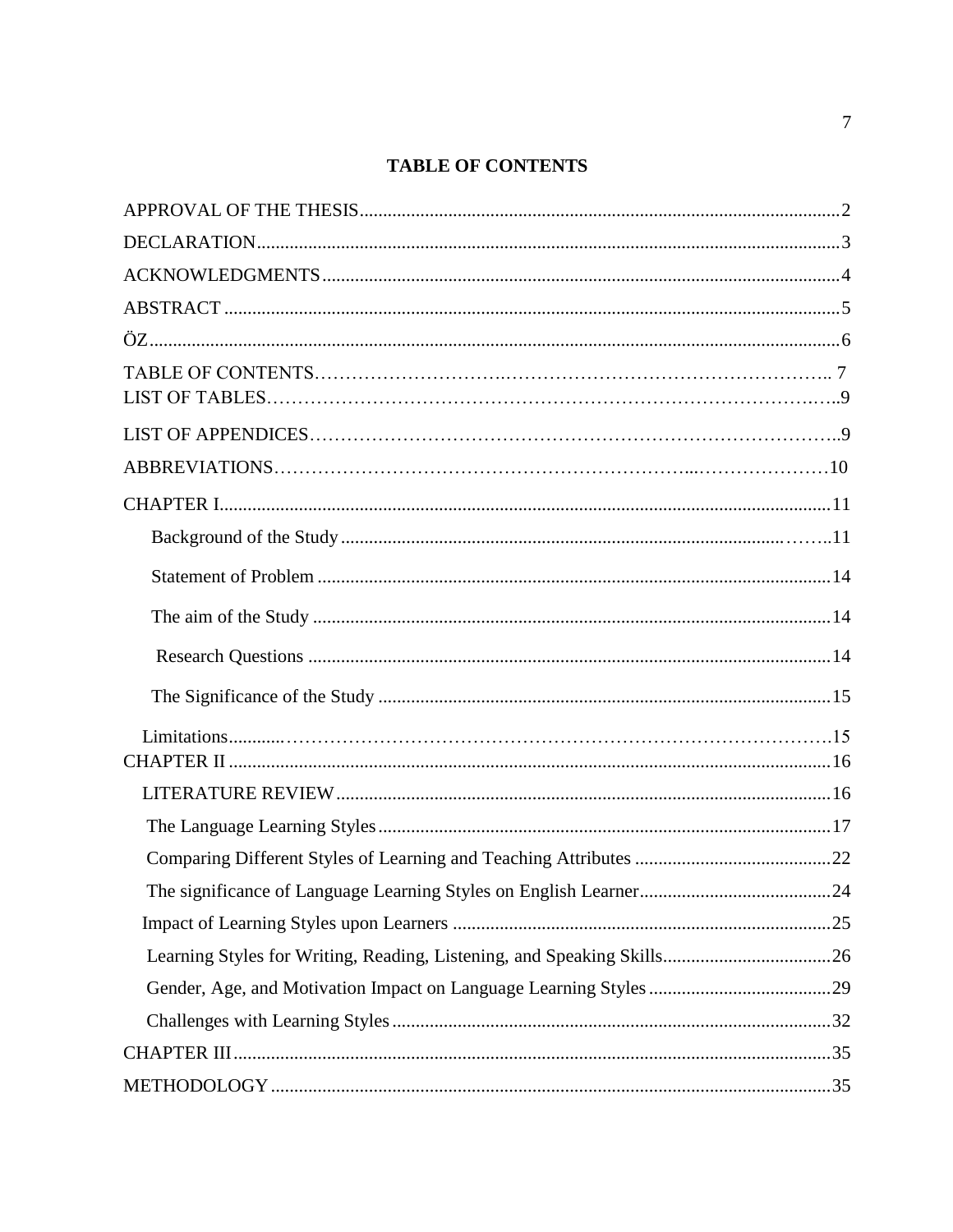# TABLE OF CONTENTS

APPROVAL OF THE THESIS......................................................................................................2

DECLARATION..........................................................................................................................3

ACKNOWLEDGMENTS............................................................................................................4

ABSTRACT.................................................................................................................................5

ÖZ.................................................................................................................................................6

TABLE OF CONTENTS……………………….…………………………………………….. 7

LIST OF TABLES………………………………………………………………………….…..9

LIST OF APPENDICES………………………………………………………………………..9

ABBREVIATIONS……………………………………………………...…………………10

CHAPTER I...............................................................................................................................11

Background of the Study..........................................................................................……..11

Statement of Problem ............................................................................................................14

The aim of the Study ..............................................................................................................14

Research Questions ..............................................................................................................14

The Significance of the Study ................................................................................................15

Limitations...........…………………………………………………………………………….15

CHAPTER II ..............................................................................................................................16

LITERATURE REVIEW..........................................................................................................16

The Language Learning Styles................................................................................................17

Comparing Different Styles of Learning and Teaching Attributes ...........................................22

The significance of Language Learning Styles on English Learner.........................................24

Impact of Learning Styles upon Learners ................................................................................25

Learning Styles for Writing, Reading, Listening, and Speaking Skills....................................26

Gender, Age, and Motivation Impact on Language Learning Styles.......................................29

Challenges with Learning Styles.............................................................................................32

CHAPTER III...............................................................................................................................35

METHODOLOGY......................................................................................................................35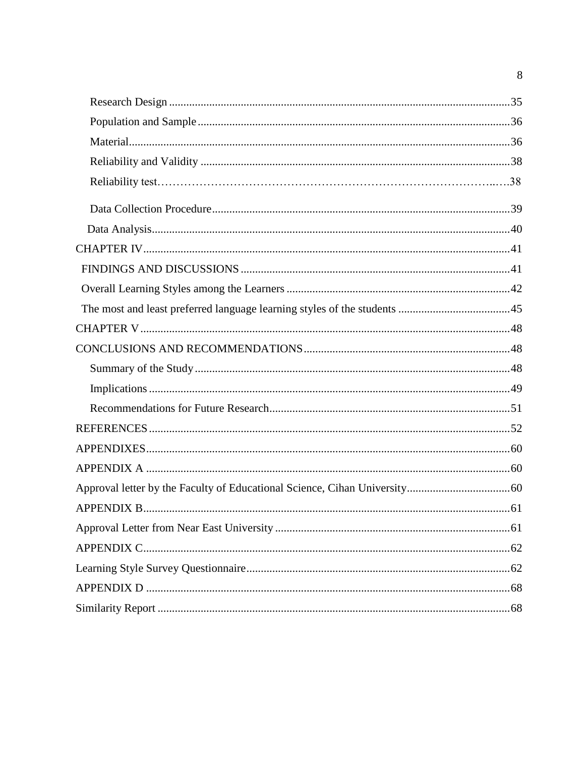Research Design ........................................................................................................35

Population and Sample ..............................................................................................36

Material.....................................................................................................................36

Reliability and Validity ..............................................................................................38

Reliability test………………………………………………………………………..….38

Data Collection Procedure.........................................................................................39

Data Analysis.............................................................................................................40

CHAPTER IV.................................................................................................................41

FINDINGS AND DISCUSSIONS ..............................................................................41

Overall Learning Styles among the Learners ...............................................................42

The most and least preferred language learning styles of the students .......................................45

CHAPTER V..................................................................................................................48

CONCLUSIONS AND RECOMMENDATIONS.........................................................48

Summary of the Study ..............................................................................................48

Implications ..............................................................................................................49

Recommendations for Future Research.....................................................................51

REFERENCES ..............................................................................................................52

APPENDIXES................................................................................................................60

APPENDIX A ................................................................................................................60

Approval letter by the Faculty of Educational Science, Cihan University....................................60

APPENDIX B.................................................................................................................61

Approval Letter from Near East University ..................................................................61

APPENDIX C.................................................................................................................62

Learning Style Survey Questionnaire............................................................................62

APPENDIX D ................................................................................................................68

Similarity Report ...........................................................................................................68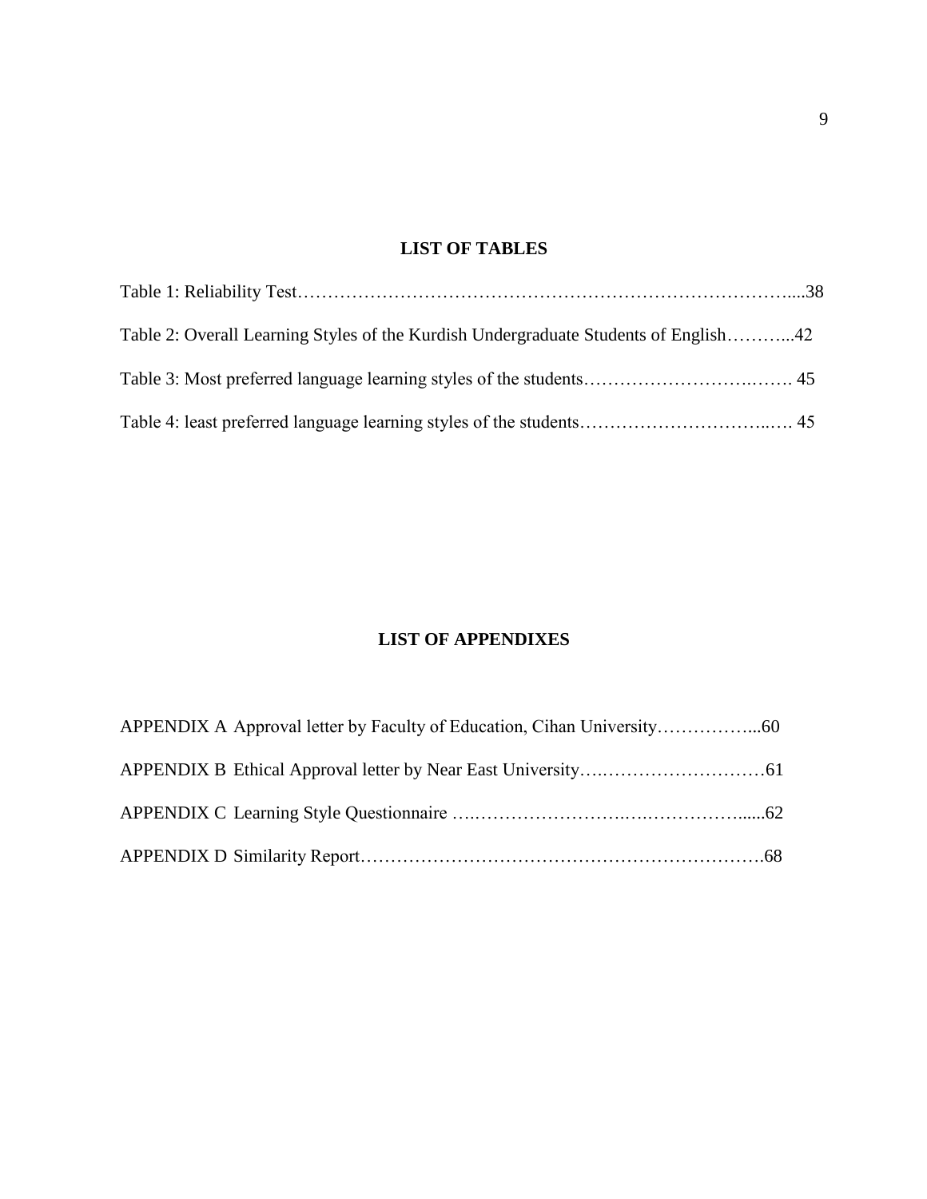## LIST OF TABLES

Table 1: Reliability Test…………………………………………………………………….....38

Table 2: Overall Learning Styles of the Kurdish Undergraduate Students of English………...42

Table 3: Most preferred language learning styles of the students…………………………..……. 45

Table 4: least preferred language learning styles of the students…………………………..…. 45

## LIST OF APPENDIXES

APPENDIX A Approval letter by Faculty of Education, Cihan University……………...60

APPENDIX B Ethical Approval letter by Near East University….………………………61

APPENDIX C Learning Style Questionnaire ….…………………….….…………….....62

APPENDIX D Similarity Report……………………………………………………….68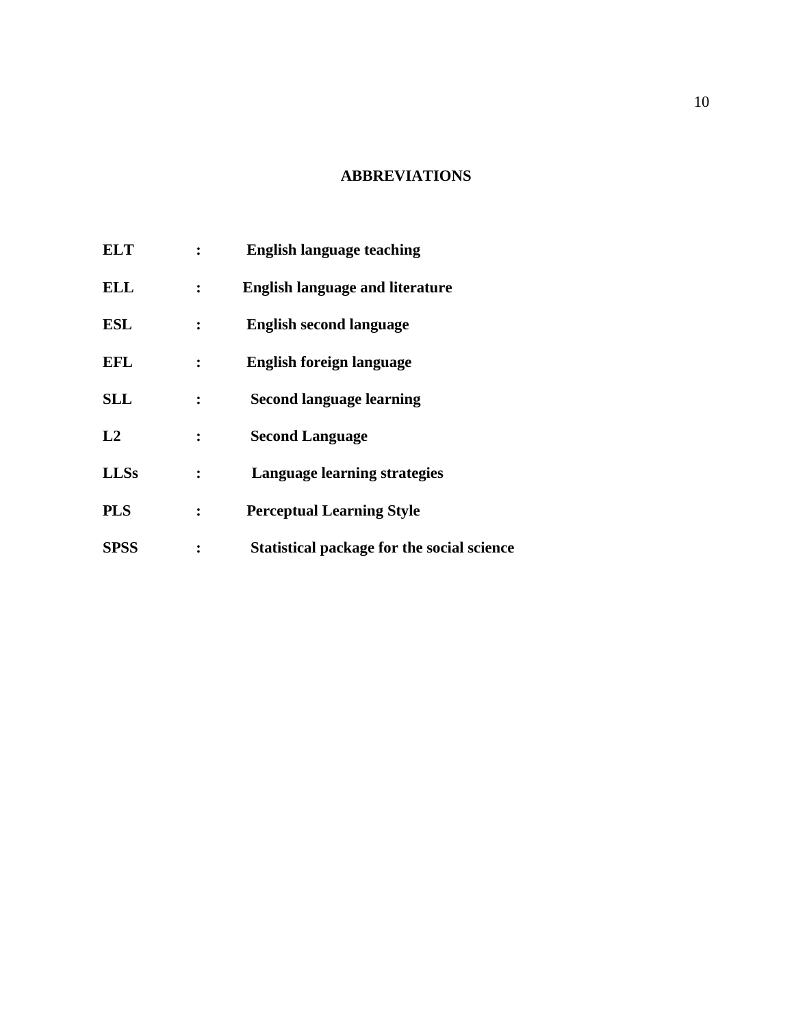# ABBREVIATIONS

**ELT** : **English language teaching**

**ELL** : **English language and literature**

**ESL** : **English second language**

**EFL** : **English foreign language**

**SLL** : **Second language learning**

**L2** : **Second Language**

**LLSs** : **Language learning strategies**

**PLS** : **Perceptual Learning Style**

**SPSS** : **Statistical package for the social science**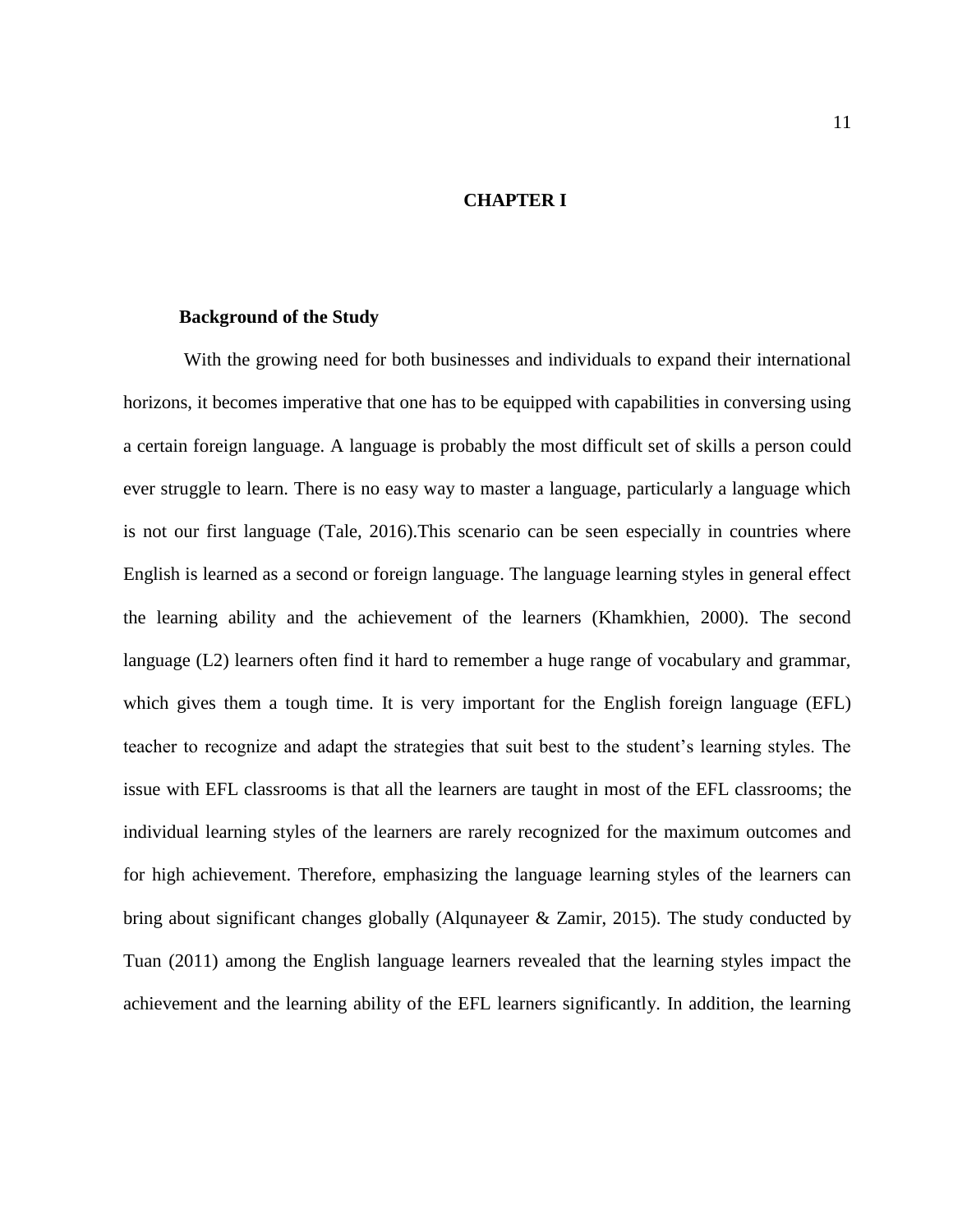# CHAPTER I

## Background of the Study

With the growing need for both businesses and individuals to expand their international horizons, it becomes imperative that one has to be equipped with capabilities in conversing using a certain foreign language. A language is probably the most difficult set of skills a person could ever struggle to learn. There is no easy way to master a language, particularly a language which is not our first language (Tale, 2016).This scenario can be seen especially in countries where English is learned as a second or foreign language. The language learning styles in general effect the learning ability and the achievement of the learners (Khamkhien, 2000). The second language (L2) learners often find it hard to remember a huge range of vocabulary and grammar, which gives them a tough time. It is very important for the English foreign language (EFL) teacher to recognize and adapt the strategies that suit best to the student's learning styles. The issue with EFL classrooms is that all the learners are taught in most of the EFL classrooms; the individual learning styles of the learners are rarely recognized for the maximum outcomes and for high achievement. Therefore, emphasizing the language learning styles of the learners can bring about significant changes globally (Alqunayeer & Zamir, 2015). The study conducted by Tuan (2011) among the English language learners revealed that the learning styles impact the achievement and the learning ability of the EFL learners significantly. In addition, the learning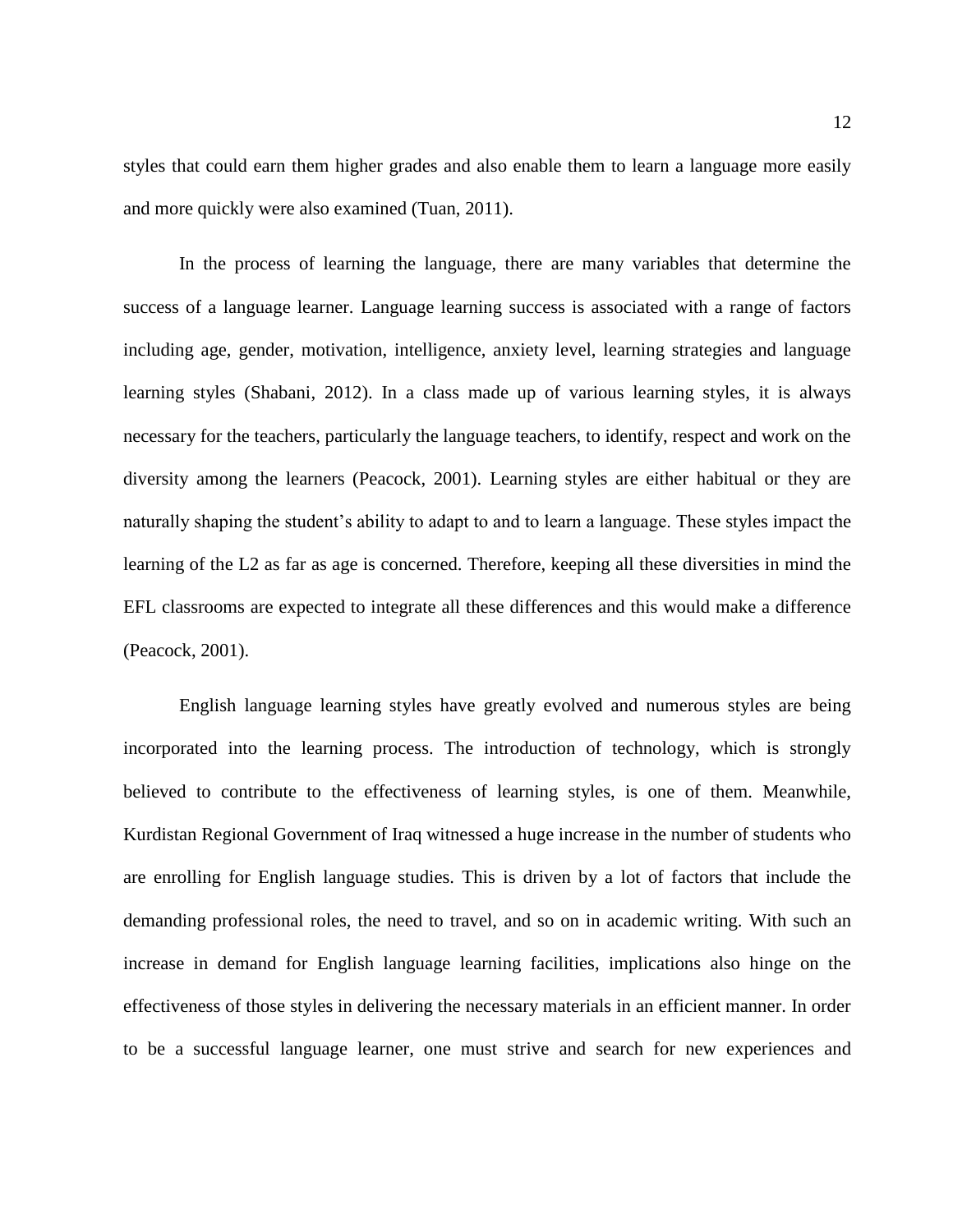styles that could earn them higher grades and also enable them to learn a language more easily and more quickly were also examined (Tuan, 2011).

In the process of learning the language, there are many variables that determine the success of a language learner. Language learning success is associated with a range of factors including age, gender, motivation, intelligence, anxiety level, learning strategies and language learning styles (Shabani, 2012). In a class made up of various learning styles, it is always necessary for the teachers, particularly the language teachers, to identify, respect and work on the diversity among the learners (Peacock, 2001). Learning styles are either habitual or they are naturally shaping the student's ability to adapt to and to learn a language. These styles impact the learning of the L2 as far as age is concerned. Therefore, keeping all these diversities in mind the EFL classrooms are expected to integrate all these differences and this would make a difference (Peacock, 2001).

English language learning styles have greatly evolved and numerous styles are being incorporated into the learning process. The introduction of technology, which is strongly believed to contribute to the effectiveness of learning styles, is one of them. Meanwhile, Kurdistan Regional Government of Iraq witnessed a huge increase in the number of students who are enrolling for English language studies. This is driven by a lot of factors that include the demanding professional roles, the need to travel, and so on in academic writing. With such an increase in demand for English language learning facilities, implications also hinge on the effectiveness of those styles in delivering the necessary materials in an efficient manner. In order to be a successful language learner, one must strive and search for new experiences and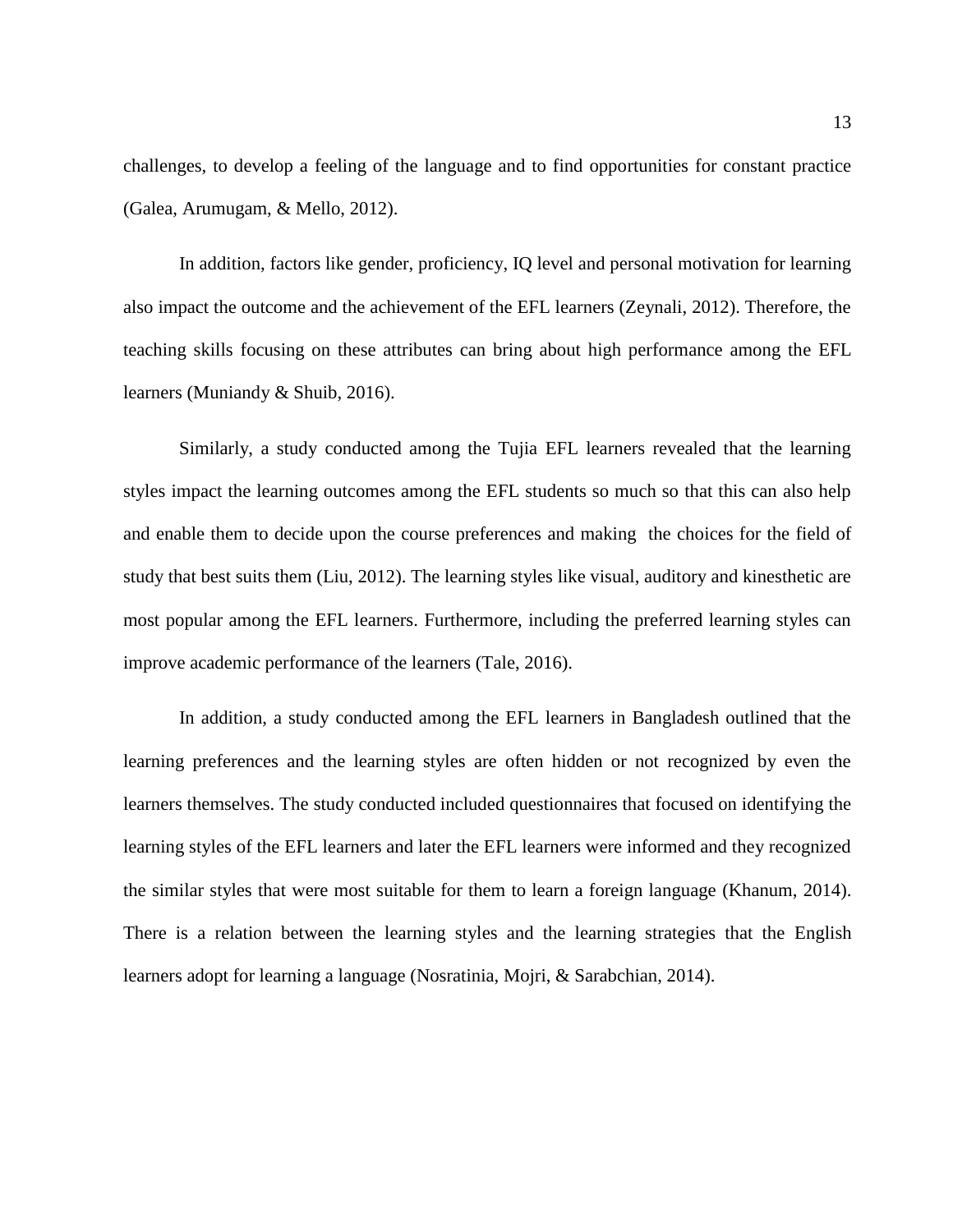challenges, to develop a feeling of the language and to find opportunities for constant practice (Galea, Arumugam, & Mello, 2012).

In addition, factors like gender, proficiency, IQ level and personal motivation for learning also impact the outcome and the achievement of the EFL learners (Zeynali, 2012). Therefore, the teaching skills focusing on these attributes can bring about high performance among the EFL learners (Muniandy & Shuib, 2016).

Similarly, a study conducted among the Tujia EFL learners revealed that the learning styles impact the learning outcomes among the EFL students so much so that this can also help and enable them to decide upon the course preferences and making the choices for the field of study that best suits them (Liu, 2012). The learning styles like visual, auditory and kinesthetic are most popular among the EFL learners. Furthermore, including the preferred learning styles can improve academic performance of the learners (Tale, 2016).

In addition, a study conducted among the EFL learners in Bangladesh outlined that the learning preferences and the learning styles are often hidden or not recognized by even the learners themselves. The study conducted included questionnaires that focused on identifying the learning styles of the EFL learners and later the EFL learners were informed and they recognized the similar styles that were most suitable for them to learn a foreign language (Khanum, 2014). There is a relation between the learning styles and the learning strategies that the English learners adopt for learning a language (Nosratinia, Mojri, & Sarabchian, 2014).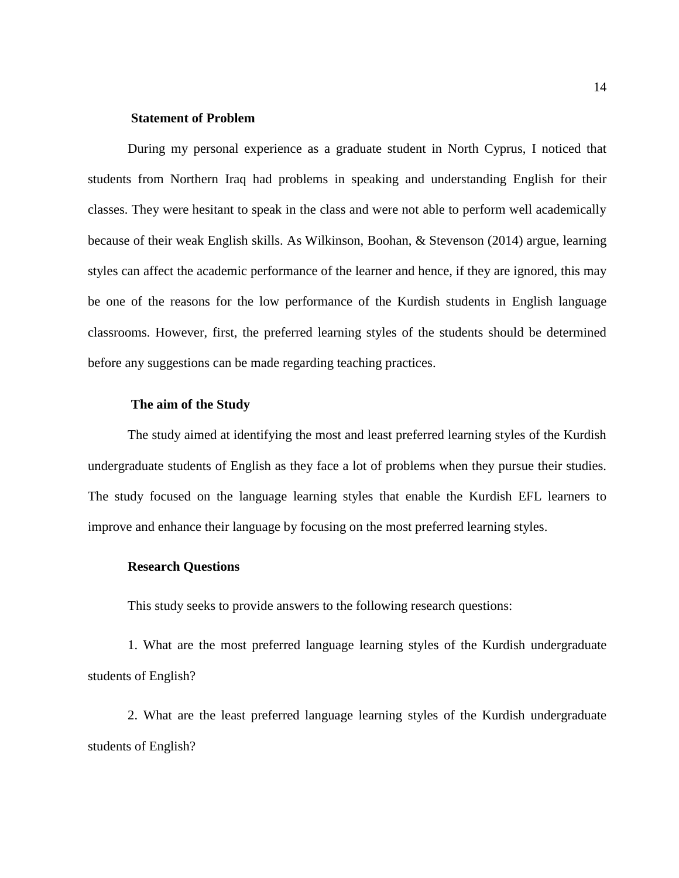### Statement of Problem

During my personal experience as a graduate student in North Cyprus, I noticed that students from Northern Iraq had problems in speaking and understanding English for their classes. They were hesitant to speak in the class and were not able to perform well academically because of their weak English skills. As Wilkinson, Boohan, & Stevenson (2014) argue, learning styles can affect the academic performance of the learner and hence, if they are ignored, this may be one of the reasons for the low performance of the Kurdish students in English language classrooms. However, first, the preferred learning styles of the students should be determined before any suggestions can be made regarding teaching practices.

### The aim of the Study

The study aimed at identifying the most and least preferred learning styles of the Kurdish undergraduate students of English as they face a lot of problems when they pursue their studies. The study focused on the language learning styles that enable the Kurdish EFL learners to improve and enhance their language by focusing on the most preferred learning styles.

### Research Questions

This study seeks to provide answers to the following research questions:

1. What are the most preferred language learning styles of the Kurdish undergraduate students of English?

2. What are the least preferred language learning styles of the Kurdish undergraduate students of English?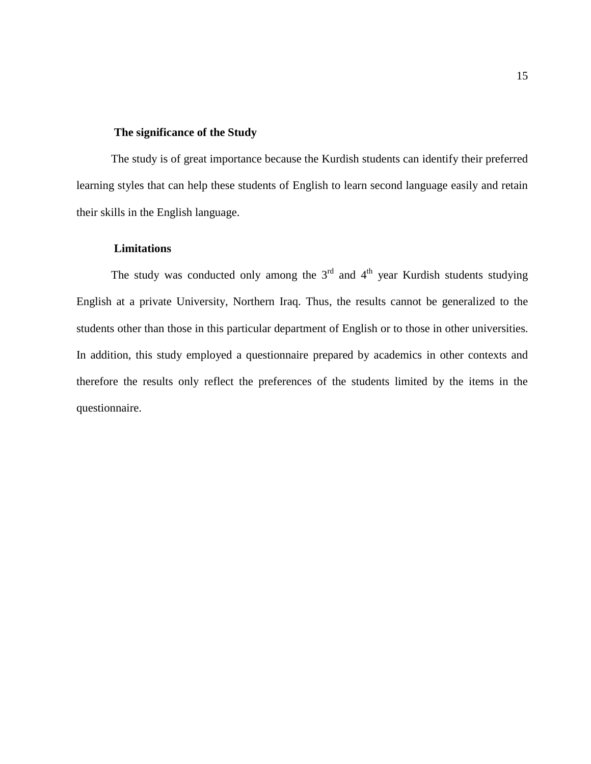### The significance of the Study

The study is of great importance because the Kurdish students can identify their preferred learning styles that can help these students of English to learn second language easily and retain their skills in the English language.

### Limitations

The study was conducted only among the 3rd and 4th year Kurdish students studying English at a private University, Northern Iraq. Thus, the results cannot be generalized to the students other than those in this particular department of English or to those in other universities. In addition, this study employed a questionnaire prepared by academics in other contexts and therefore the results only reflect the preferences of the students limited by the items in the questionnaire.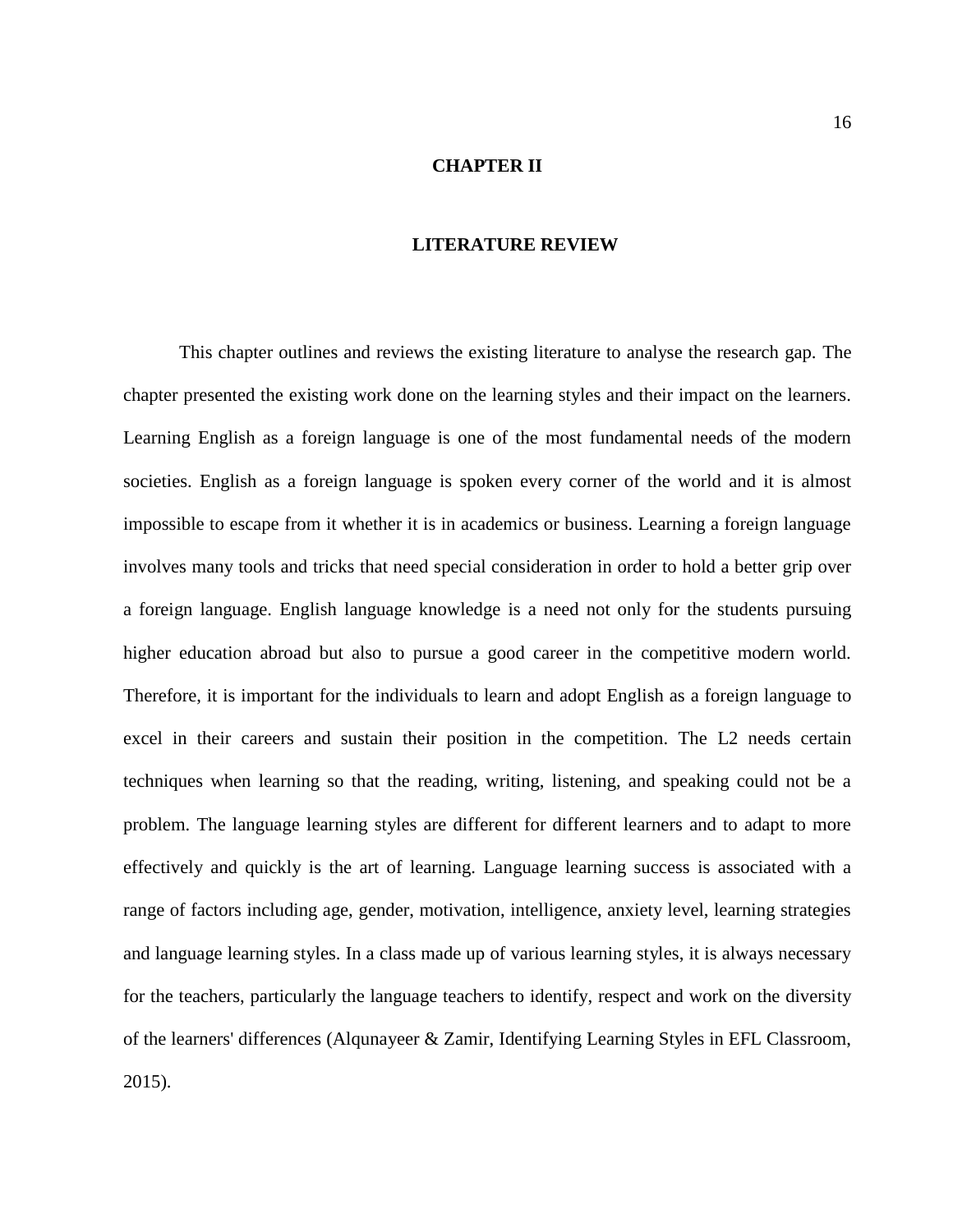# CHAPTER II

# LITERATURE REVIEW

This chapter outlines and reviews the existing literature to analyse the research gap. The chapter presented the existing work done on the learning styles and their impact on the learners. Learning English as a foreign language is one of the most fundamental needs of the modern societies. English as a foreign language is spoken every corner of the world and it is almost impossible to escape from it whether it is in academics or business. Learning a foreign language involves many tools and tricks that need special consideration in order to hold a better grip over a foreign language. English language knowledge is a need not only for the students pursuing higher education abroad but also to pursue a good career in the competitive modern world. Therefore, it is important for the individuals to learn and adopt English as a foreign language to excel in their careers and sustain their position in the competition. The L2 needs certain techniques when learning so that the reading, writing, listening, and speaking could not be a problem. The language learning styles are different for different learners and to adapt to more effectively and quickly is the art of learning. Language learning success is associated with a range of factors including age, gender, motivation, intelligence, anxiety level, learning strategies and language learning styles. In a class made up of various learning styles, it is always necessary for the teachers, particularly the language teachers to identify, respect and work on the diversity of the learners' differences (Alqunayeer & Zamir, Identifying Learning Styles in EFL Classroom, 2015).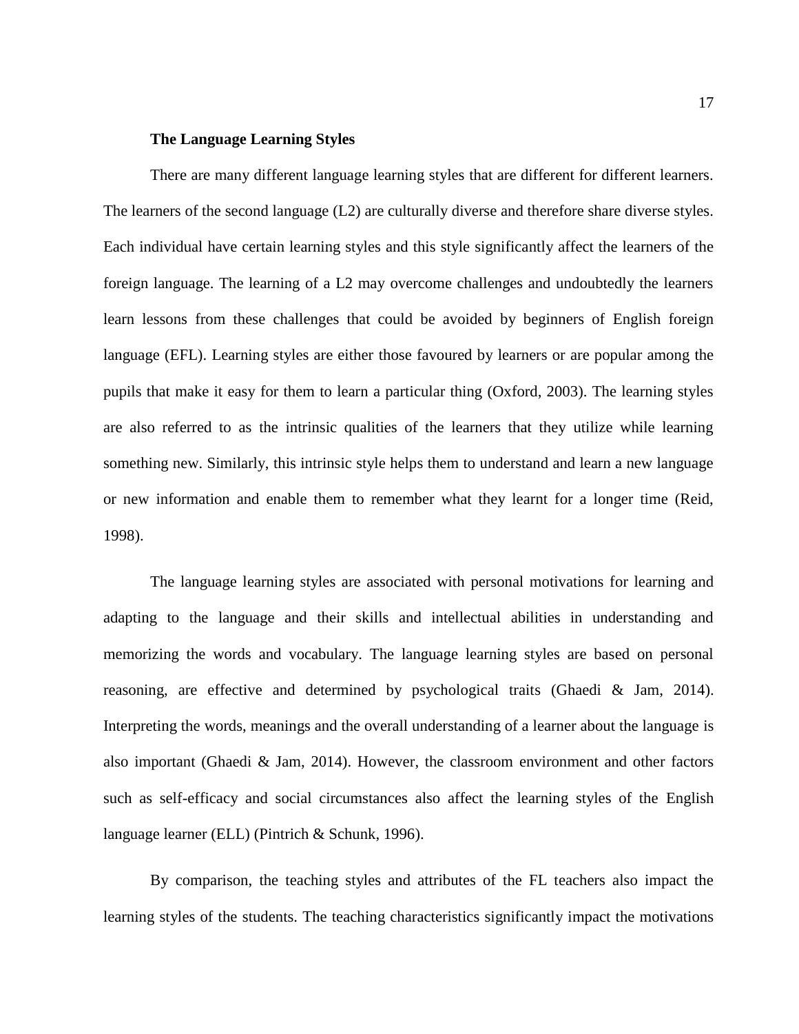### The Language Learning Styles

There are many different language learning styles that are different for different learners. The learners of the second language (L2) are culturally diverse and therefore share diverse styles. Each individual have certain learning styles and this style significantly affect the learners of the foreign language. The learning of a L2 may overcome challenges and undoubtedly the learners learn lessons from these challenges that could be avoided by beginners of English foreign language (EFL). Learning styles are either those favoured by learners or are popular among the pupils that make it easy for them to learn a particular thing (Oxford, 2003). The learning styles are also referred to as the intrinsic qualities of the learners that they utilize while learning something new. Similarly, this intrinsic style helps them to understand and learn a new language or new information and enable them to remember what they learnt for a longer time (Reid, 1998).

The language learning styles are associated with personal motivations for learning and adapting to the language and their skills and intellectual abilities in understanding and memorizing the words and vocabulary. The language learning styles are based on personal reasoning, are effective and determined by psychological traits (Ghaedi & Jam, 2014). Interpreting the words, meanings and the overall understanding of a learner about the language is also important (Ghaedi & Jam, 2014). However, the classroom environment and other factors such as self-efficacy and social circumstances also affect the learning styles of the English language learner (ELL) (Pintrich & Schunk, 1996).

By comparison, the teaching styles and attributes of the FL teachers also impact the learning styles of the students. The teaching characteristics significantly impact the motivations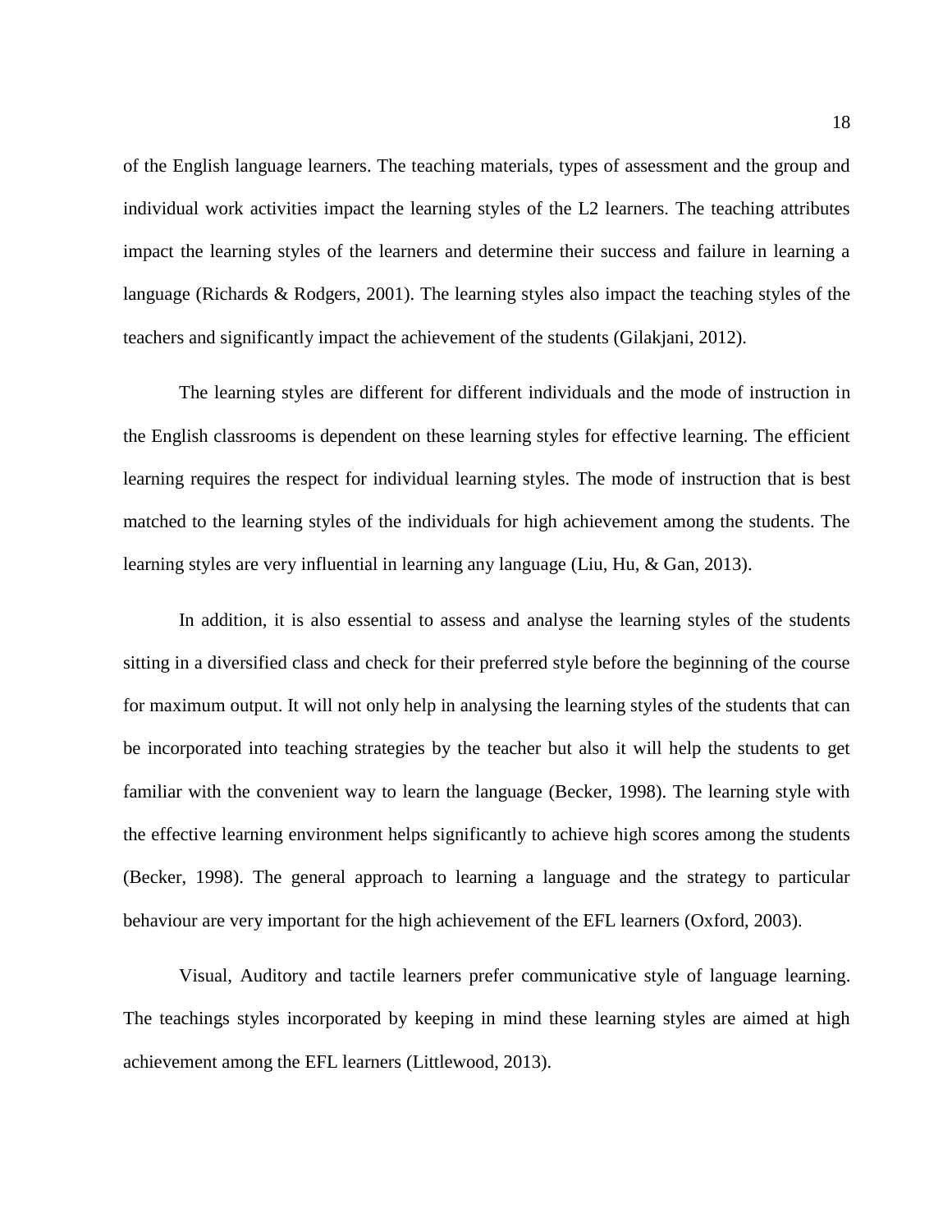of the English language learners. The teaching materials, types of assessment and the group and individual work activities impact the learning styles of the L2 learners. The teaching attributes impact the learning styles of the learners and determine their success and failure in learning a language (Richards & Rodgers, 2001). The learning styles also impact the teaching styles of the teachers and significantly impact the achievement of the students (Gilakjani, 2012).

The learning styles are different for different individuals and the mode of instruction in the English classrooms is dependent on these learning styles for effective learning. The efficient learning requires the respect for individual learning styles. The mode of instruction that is best matched to the learning styles of the individuals for high achievement among the students. The learning styles are very influential in learning any language (Liu, Hu, & Gan, 2013).

In addition, it is also essential to assess and analyse the learning styles of the students sitting in a diversified class and check for their preferred style before the beginning of the course for maximum output. It will not only help in analysing the learning styles of the students that can be incorporated into teaching strategies by the teacher but also it will help the students to get familiar with the convenient way to learn the language (Becker, 1998). The learning style with the effective learning environment helps significantly to achieve high scores among the students (Becker, 1998). The general approach to learning a language and the strategy to particular behaviour are very important for the high achievement of the EFL learners (Oxford, 2003).

Visual, Auditory and tactile learners prefer communicative style of language learning. The teachings styles incorporated by keeping in mind these learning styles are aimed at high achievement among the EFL learners (Littlewood, 2013).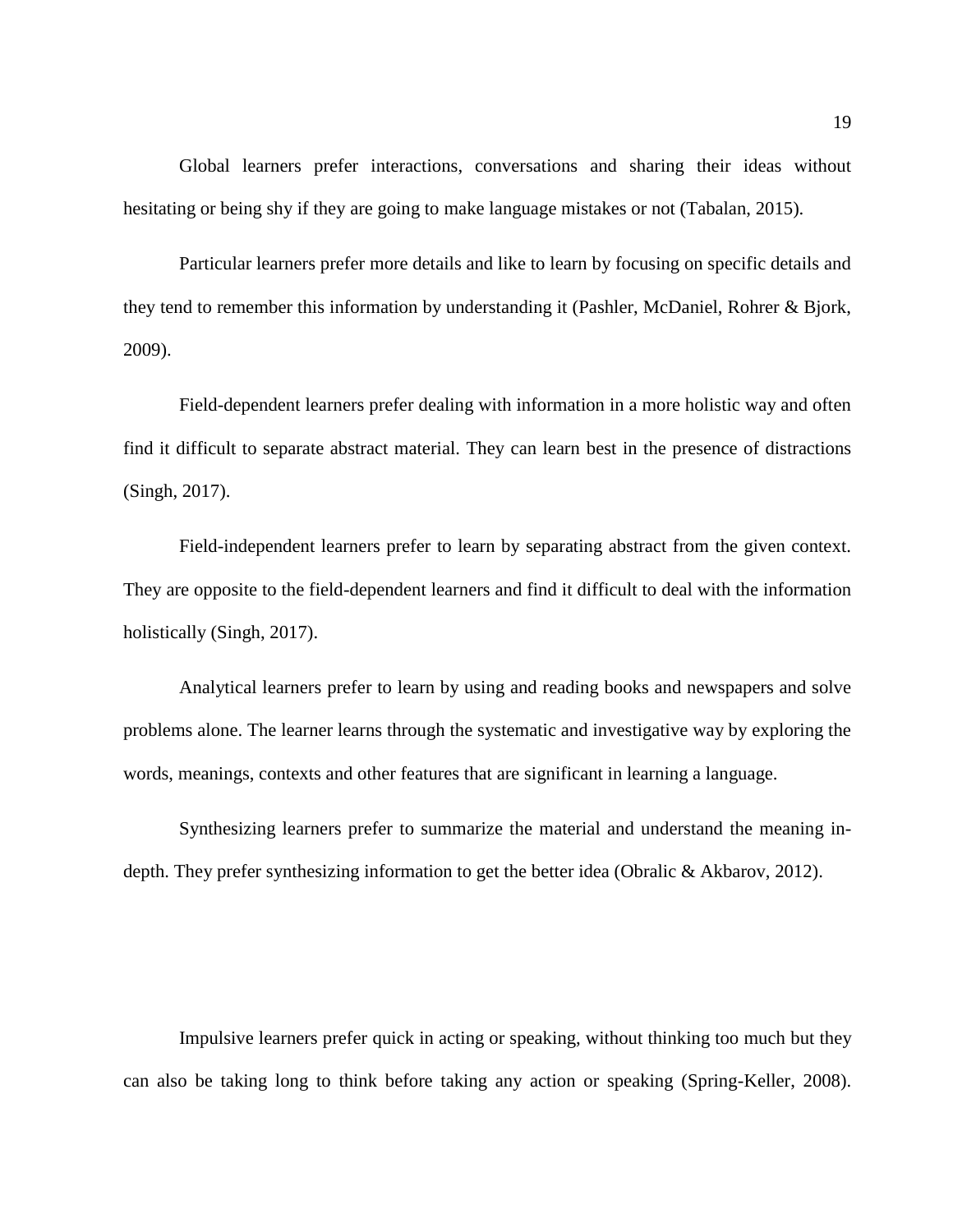Global learners prefer interactions, conversations and sharing their ideas without hesitating or being shy if they are going to make language mistakes or not (Tabalan, 2015).

Particular learners prefer more details and like to learn by focusing on specific details and they tend to remember this information by understanding it (Pashler, McDaniel, Rohrer & Bjork, 2009).

Field-dependent learners prefer dealing with information in a more holistic way and often find it difficult to separate abstract material. They can learn best in the presence of distractions (Singh, 2017).

Field-independent learners prefer to learn by separating abstract from the given context. They are opposite to the field-dependent learners and find it difficult to deal with the information holistically (Singh, 2017).

Analytical learners prefer to learn by using and reading books and newspapers and solve problems alone. The learner learns through the systematic and investigative way by exploring the words, meanings, contexts and other features that are significant in learning a language.

Synthesizing learners prefer to summarize the material and understand the meaning in-depth. They prefer synthesizing information to get the better idea (Obralic & Akbarov, 2012).

Impulsive learners prefer quick in acting or speaking, without thinking too much but they can also be taking long to think before taking any action or speaking (Spring-Keller, 2008).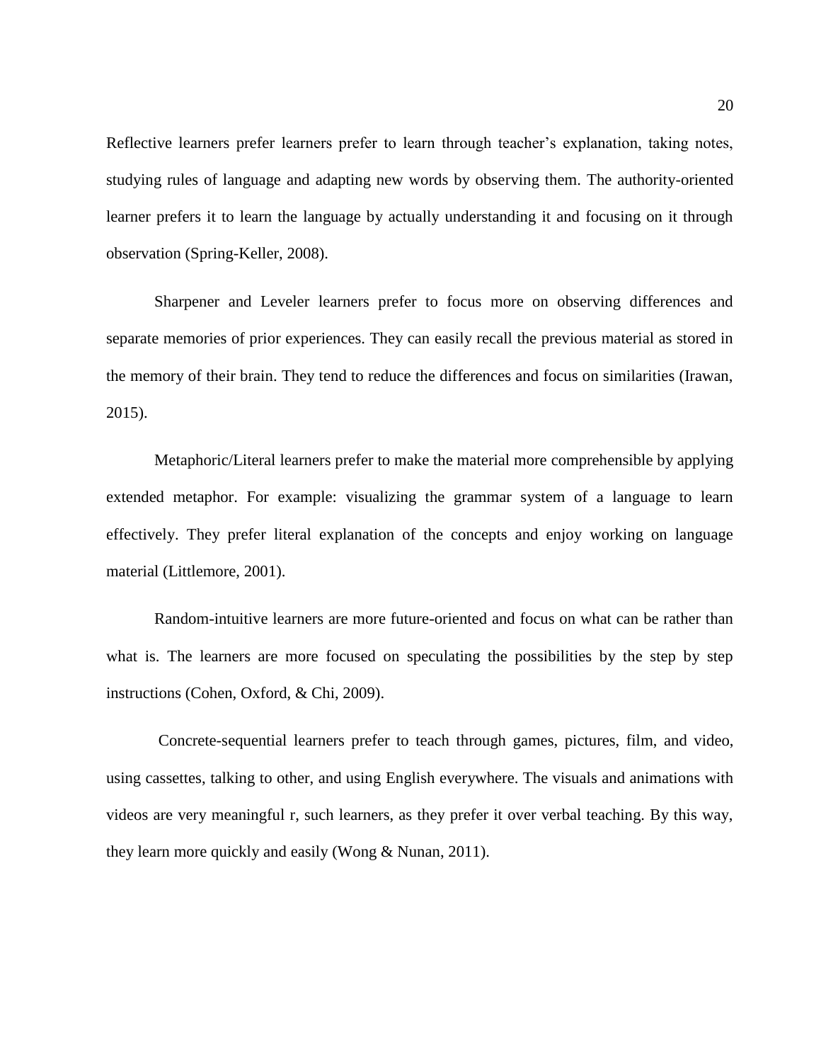Reflective learners prefer learners prefer to learn through teacher's explanation, taking notes, studying rules of language and adapting new words by observing them. The authority-oriented learner prefers it to learn the language by actually understanding it and focusing on it through observation (Spring-Keller, 2008).

Sharpener and Leveler learners prefer to focus more on observing differences and separate memories of prior experiences. They can easily recall the previous material as stored in the memory of their brain. They tend to reduce the differences and focus on similarities (Irawan, 2015).

Metaphoric/Literal learners prefer to make the material more comprehensible by applying extended metaphor. For example: visualizing the grammar system of a language to learn effectively. They prefer literal explanation of the concepts and enjoy working on language material (Littlemore, 2001).

Random-intuitive learners are more future-oriented and focus on what can be rather than what is. The learners are more focused on speculating the possibilities by the step by step instructions (Cohen, Oxford, & Chi, 2009).

Concrete-sequential learners prefer to teach through games, pictures, film, and video, using cassettes, talking to other, and using English everywhere. The visuals and animations with videos are very meaningful r, such learners, as they prefer it over verbal teaching. By this way, they learn more quickly and easily (Wong & Nunan, 2011).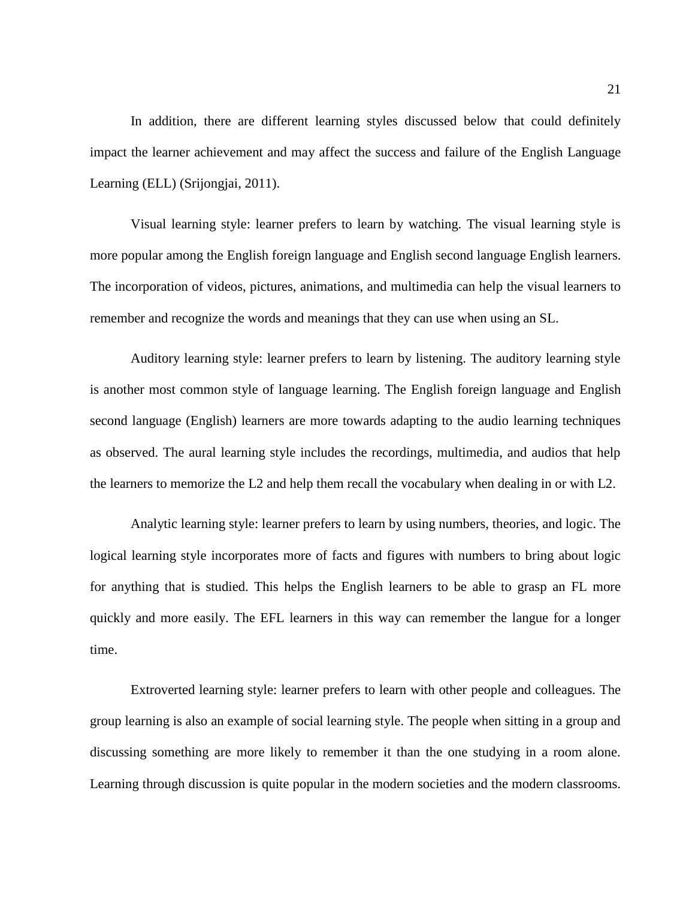In addition, there are different learning styles discussed below that could definitely impact the learner achievement and may affect the success and failure of the English Language Learning (ELL) (Srijongjai, 2011).

Visual learning style: learner prefers to learn by watching. The visual learning style is more popular among the English foreign language and English second language English learners. The incorporation of videos, pictures, animations, and multimedia can help the visual learners to remember and recognize the words and meanings that they can use when using an SL.

Auditory learning style: learner prefers to learn by listening. The auditory learning style is another most common style of language learning. The English foreign language and English second language (English) learners are more towards adapting to the audio learning techniques as observed. The aural learning style includes the recordings, multimedia, and audios that help the learners to memorize the L2 and help them recall the vocabulary when dealing in or with L2.

Analytic learning style: learner prefers to learn by using numbers, theories, and logic. The logical learning style incorporates more of facts and figures with numbers to bring about logic for anything that is studied. This helps the English learners to be able to grasp an FL more quickly and more easily. The EFL learners in this way can remember the langue for a longer time.

Extroverted learning style: learner prefers to learn with other people and colleagues. The group learning is also an example of social learning style. The people when sitting in a group and discussing something are more likely to remember it than the one studying in a room alone. Learning through discussion is quite popular in the modern societies and the modern classrooms.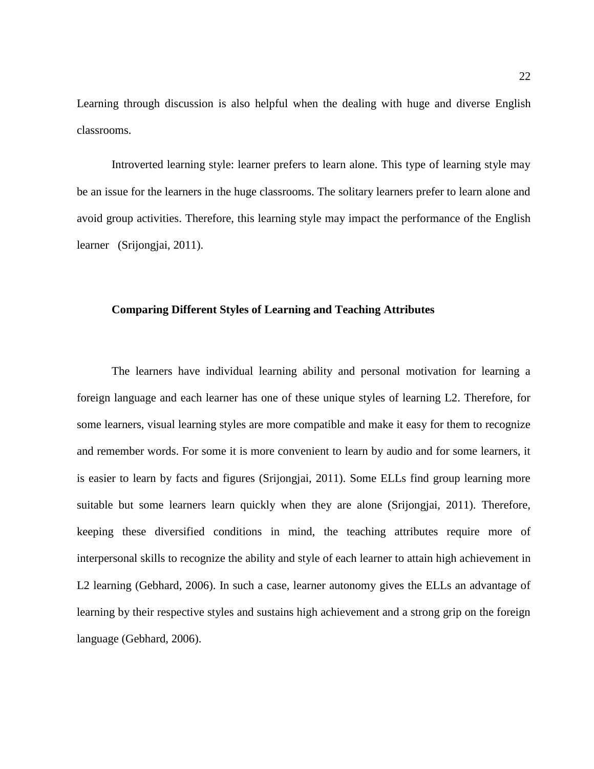Learning through discussion is also helpful when the dealing with huge and diverse English classrooms.

Introverted learning style: learner prefers to learn alone. This type of learning style may be an issue for the learners in the huge classrooms. The solitary learners prefer to learn alone and avoid group activities. Therefore, this learning style may impact the performance of the English learner (Srijongjai, 2011).

### Comparing Different Styles of Learning and Teaching Attributes

The learners have individual learning ability and personal motivation for learning a foreign language and each learner has one of these unique styles of learning L2. Therefore, for some learners, visual learning styles are more compatible and make it easy for them to recognize and remember words. For some it is more convenient to learn by audio and for some learners, it is easier to learn by facts and figures (Srijongjai, 2011). Some ELLs find group learning more suitable but some learners learn quickly when they are alone (Srijongjai, 2011). Therefore, keeping these diversified conditions in mind, the teaching attributes require more of interpersonal skills to recognize the ability and style of each learner to attain high achievement in L2 learning (Gebhard, 2006). In such a case, learner autonomy gives the ELLs an advantage of learning by their respective styles and sustains high achievement and a strong grip on the foreign language (Gebhard, 2006).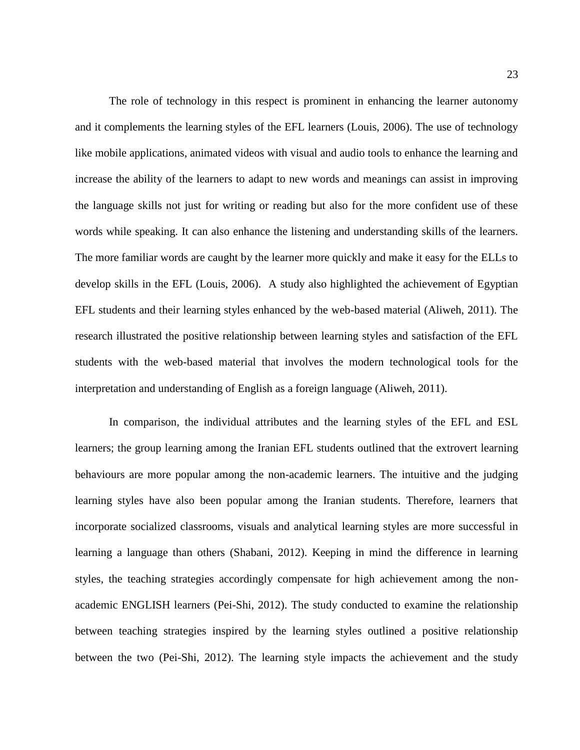The role of technology in this respect is prominent in enhancing the learner autonomy and it complements the learning styles of the EFL learners (Louis, 2006). The use of technology like mobile applications, animated videos with visual and audio tools to enhance the learning and increase the ability of the learners to adapt to new words and meanings can assist in improving the language skills not just for writing or reading but also for the more confident use of these words while speaking. It can also enhance the listening and understanding skills of the learners. The more familiar words are caught by the learner more quickly and make it easy for the ELLs to develop skills in the EFL (Louis, 2006). A study also highlighted the achievement of Egyptian EFL students and their learning styles enhanced by the web-based material (Aliweh, 2011). The research illustrated the positive relationship between learning styles and satisfaction of the EFL students with the web-based material that involves the modern technological tools for the interpretation and understanding of English as a foreign language (Aliweh, 2011).

In comparison, the individual attributes and the learning styles of the EFL and ESL learners; the group learning among the Iranian EFL students outlined that the extrovert learning behaviours are more popular among the non-academic learners. The intuitive and the judging learning styles have also been popular among the Iranian students. Therefore, learners that incorporate socialized classrooms, visuals and analytical learning styles are more successful in learning a language than others (Shabani, 2012). Keeping in mind the difference in learning styles, the teaching strategies accordingly compensate for high achievement among the non-academic ENGLISH learners (Pei-Shi, 2012). The study conducted to examine the relationship between teaching strategies inspired by the learning styles outlined a positive relationship between the two (Pei-Shi, 2012). The learning style impacts the achievement and the study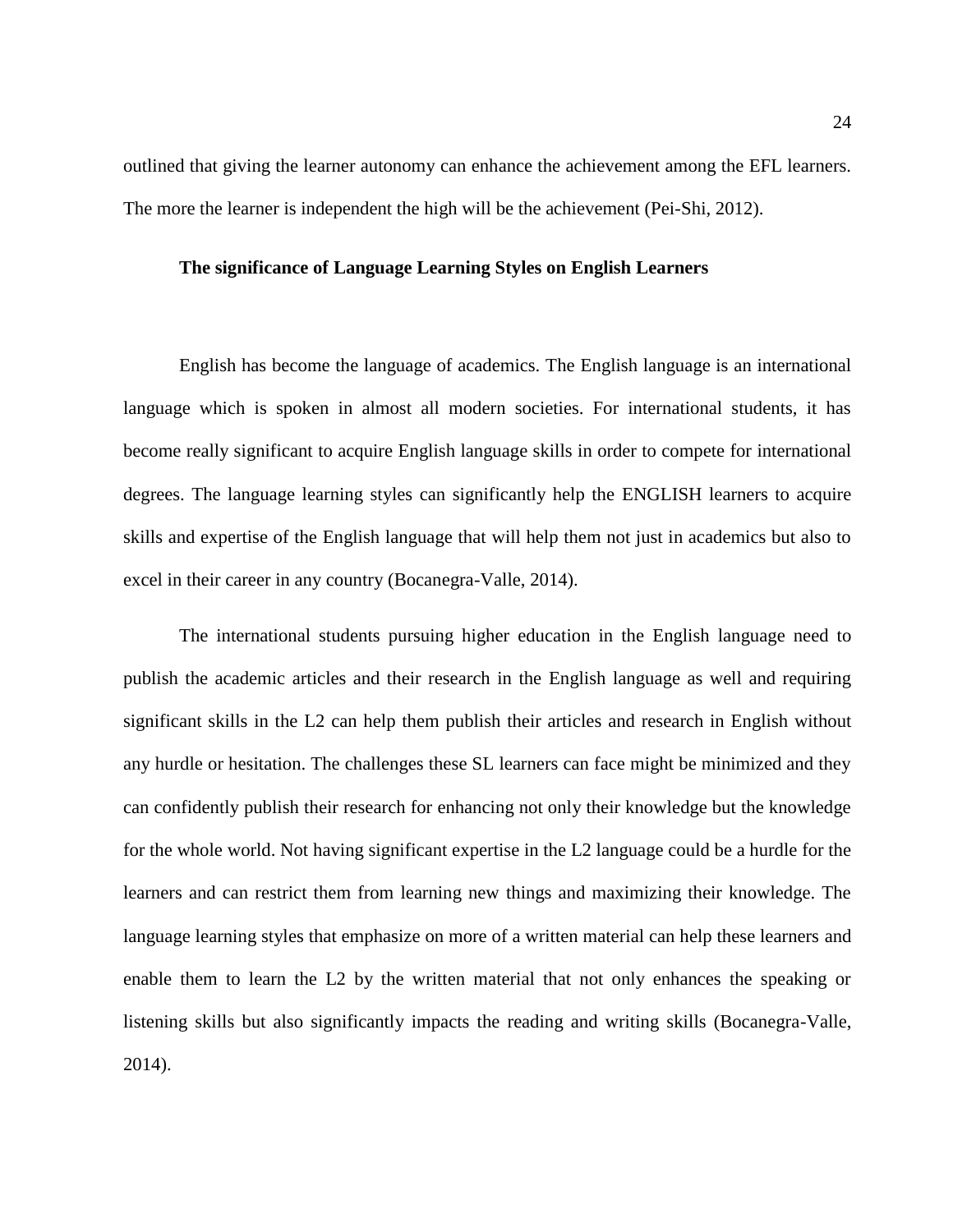outlined that giving the learner autonomy can enhance the achievement among the EFL learners. The more the learner is independent the high will be the achievement (Pei-Shi, 2012).

## The significance of Language Learning Styles on English Learners

English has become the language of academics. The English language is an international language which is spoken in almost all modern societies. For international students, it has become really significant to acquire English language skills in order to compete for international degrees. The language learning styles can significantly help the ENGLISH learners to acquire skills and expertise of the English language that will help them not just in academics but also to excel in their career in any country (Bocanegra-Valle, 2014).

The international students pursuing higher education in the English language need to publish the academic articles and their research in the English language as well and requiring significant skills in the L2 can help them publish their articles and research in English without any hurdle or hesitation. The challenges these SL learners can face might be minimized and they can confidently publish their research for enhancing not only their knowledge but the knowledge for the whole world. Not having significant expertise in the L2 language could be a hurdle for the learners and can restrict them from learning new things and maximizing their knowledge. The language learning styles that emphasize on more of a written material can help these learners and enable them to learn the L2 by the written material that not only enhances the speaking or listening skills but also significantly impacts the reading and writing skills (Bocanegra-Valle, 2014).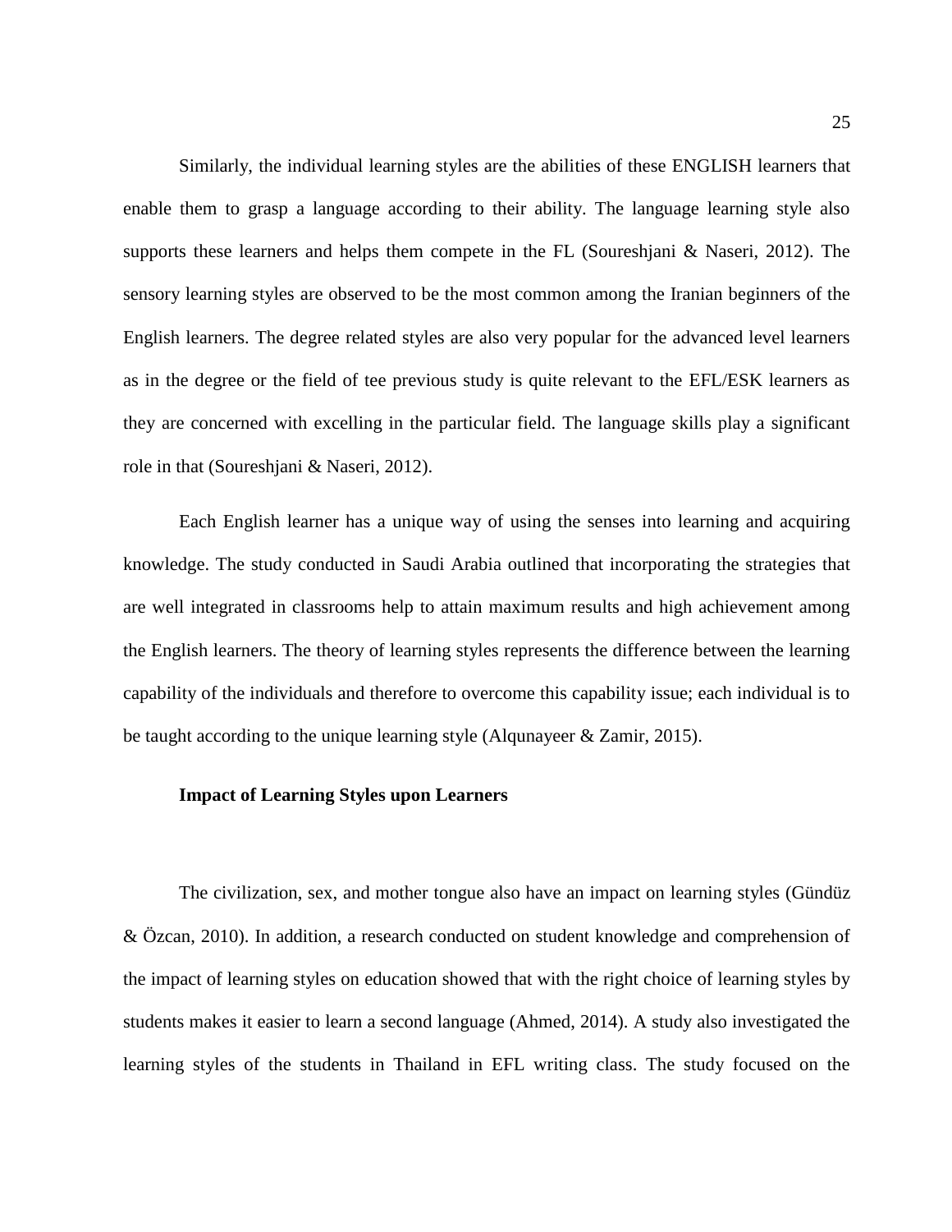Similarly, the individual learning styles are the abilities of these ENGLISH learners that enable them to grasp a language according to their ability. The language learning style also supports these learners and helps them compete in the FL (Soureshjani & Naseri, 2012). The sensory learning styles are observed to be the most common among the Iranian beginners of the English learners. The degree related styles are also very popular for the advanced level learners as in the degree or the field of tee previous study is quite relevant to the EFL/ESK learners as they are concerned with excelling in the particular field. The language skills play a significant role in that (Soureshjani & Naseri, 2012).

Each English learner has a unique way of using the senses into learning and acquiring knowledge. The study conducted in Saudi Arabia outlined that incorporating the strategies that are well integrated in classrooms help to attain maximum results and high achievement among the English learners. The theory of learning styles represents the difference between the learning capability of the individuals and therefore to overcome this capability issue; each individual is to be taught according to the unique learning style (Alqunayeer & Zamir, 2015).

### Impact of Learning Styles upon Learners

The civilization, sex, and mother tongue also have an impact on learning styles (Gündüz & Özcan, 2010). In addition, a research conducted on student knowledge and comprehension of the impact of learning styles on education showed that with the right choice of learning styles by students makes it easier to learn a second language (Ahmed, 2014). A study also investigated the learning styles of the students in Thailand in EFL writing class. The study focused on the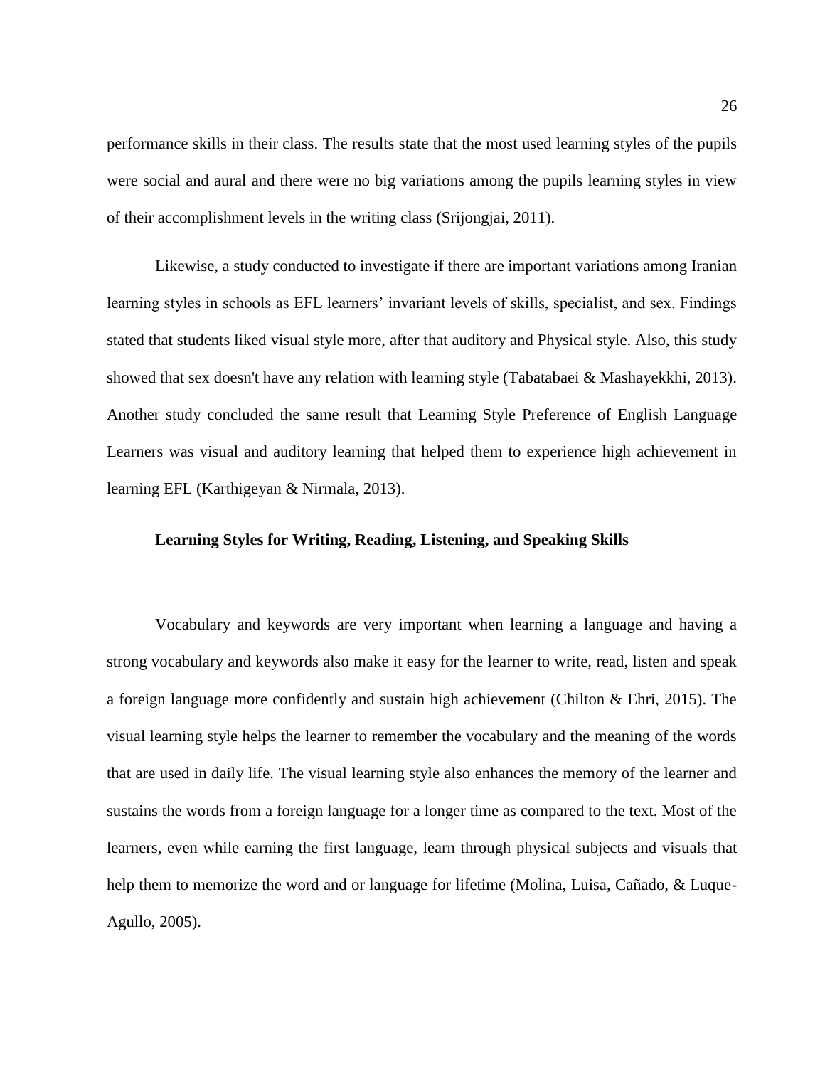performance skills in their class. The results state that the most used learning styles of the pupils were social and aural and there were no big variations among the pupils learning styles in view of their accomplishment levels in the writing class (Srijongjai, 2011).

Likewise, a study conducted to investigate if there are important variations among Iranian learning styles in schools as EFL learners' invariant levels of skills, specialist, and sex. Findings stated that students liked visual style more, after that auditory and Physical style. Also, this study showed that sex doesn't have any relation with learning style (Tabatabaei & Mashayekkhi, 2013). Another study concluded the same result that Learning Style Preference of English Language Learners was visual and auditory learning that helped them to experience high achievement in learning EFL (Karthigeyan & Nirmala, 2013).

## Learning Styles for Writing, Reading, Listening, and Speaking Skills

Vocabulary and keywords are very important when learning a language and having a strong vocabulary and keywords also make it easy for the learner to write, read, listen and speak a foreign language more confidently and sustain high achievement (Chilton & Ehri, 2015). The visual learning style helps the learner to remember the vocabulary and the meaning of the words that are used in daily life. The visual learning style also enhances the memory of the learner and sustains the words from a foreign language for a longer time as compared to the text. Most of the learners, even while earning the first language, learn through physical subjects and visuals that help them to memorize the word and or language for lifetime (Molina, Luisa, Cañado, & Luque-Agullo, 2005).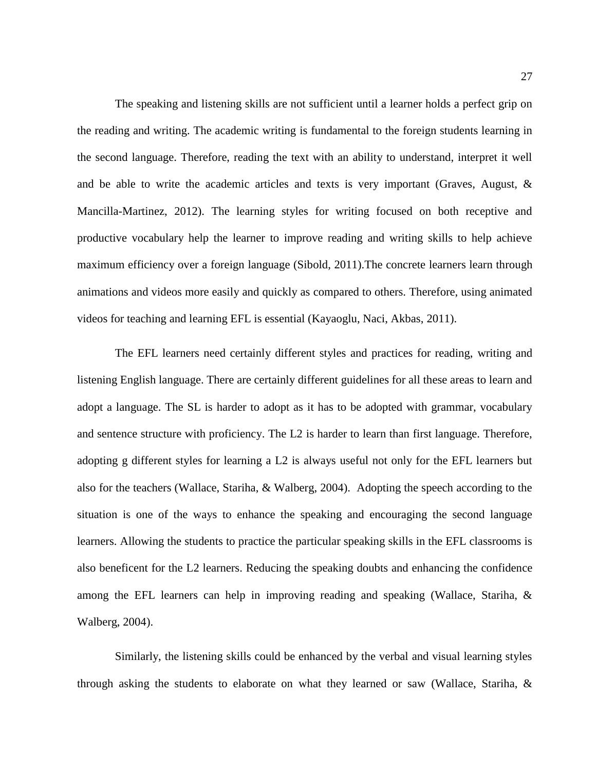The speaking and listening skills are not sufficient until a learner holds a perfect grip on the reading and writing. The academic writing is fundamental to the foreign students learning in the second language. Therefore, reading the text with an ability to understand, interpret it well and be able to write the academic articles and texts is very important (Graves, August, & Mancilla-Martinez, 2012). The learning styles for writing focused on both receptive and productive vocabulary help the learner to improve reading and writing skills to help achieve maximum efficiency over a foreign language (Sibold, 2011).The concrete learners learn through animations and videos more easily and quickly as compared to others. Therefore, using animated videos for teaching and learning EFL is essential (Kayaoglu, Naci, Akbas, 2011).

The EFL learners need certainly different styles and practices for reading, writing and listening English language. There are certainly different guidelines for all these areas to learn and adopt a language. The SL is harder to adopt as it has to be adopted with grammar, vocabulary and sentence structure with proficiency. The L2 is harder to learn than first language. Therefore, adopting g different styles for learning a L2 is always useful not only for the EFL learners but also for the teachers (Wallace, Stariha, & Walberg, 2004). Adopting the speech according to the situation is one of the ways to enhance the speaking and encouraging the second language learners. Allowing the students to practice the particular speaking skills in the EFL classrooms is also beneficent for the L2 learners. Reducing the speaking doubts and enhancing the confidence among the EFL learners can help in improving reading and speaking (Wallace, Stariha, & Walberg, 2004).

Similarly, the listening skills could be enhanced by the verbal and visual learning styles through asking the students to elaborate on what they learned or saw (Wallace, Stariha, &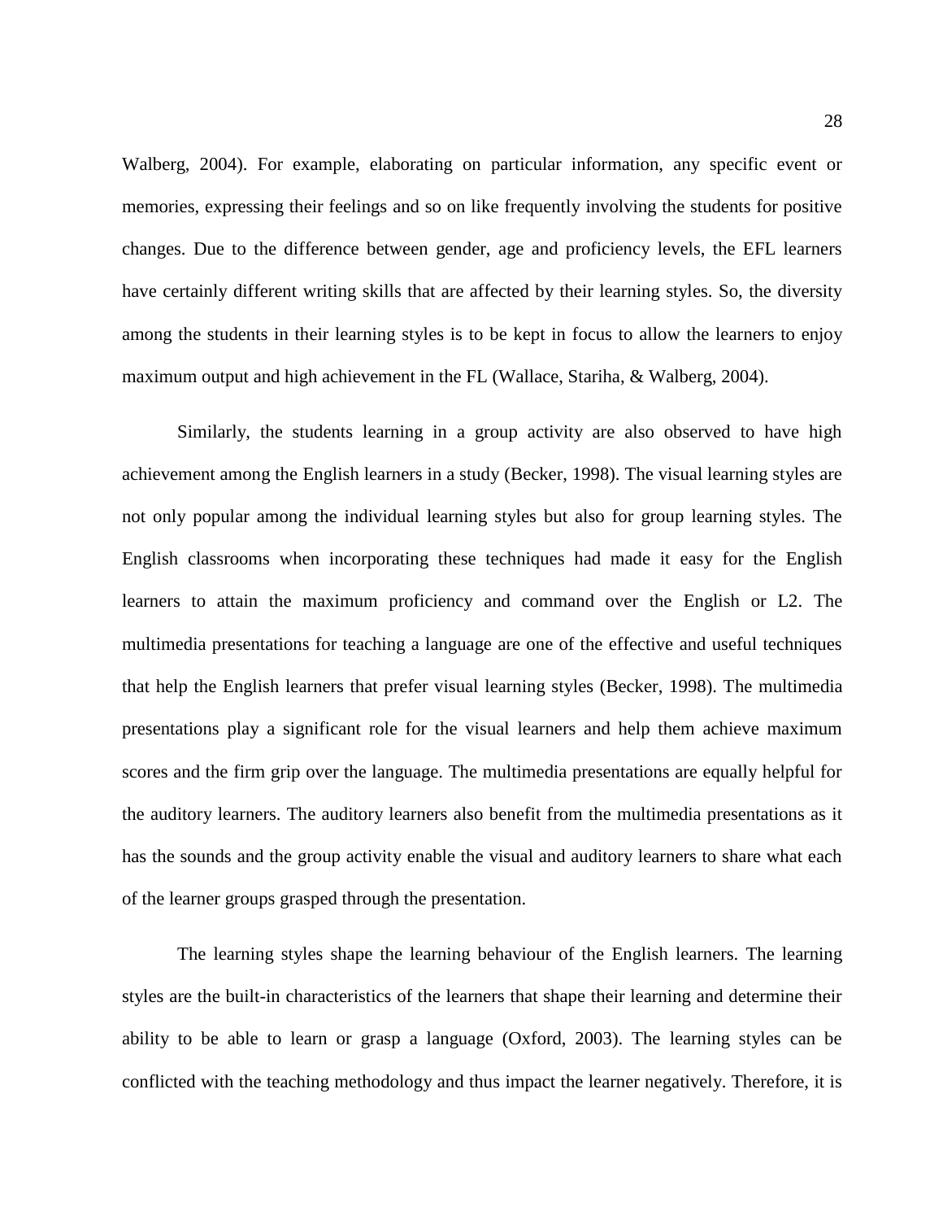Walberg, 2004). For example, elaborating on particular information, any specific event or memories, expressing their feelings and so on like frequently involving the students for positive changes. Due to the difference between gender, age and proficiency levels, the EFL learners have certainly different writing skills that are affected by their learning styles. So, the diversity among the students in their learning styles is to be kept in focus to allow the learners to enjoy maximum output and high achievement in the FL (Wallace, Stariha, & Walberg, 2004).

Similarly, the students learning in a group activity are also observed to have high achievement among the English learners in a study (Becker, 1998). The visual learning styles are not only popular among the individual learning styles but also for group learning styles. The English classrooms when incorporating these techniques had made it easy for the English learners to attain the maximum proficiency and command over the English or L2. The multimedia presentations for teaching a language are one of the effective and useful techniques that help the English learners that prefer visual learning styles (Becker, 1998). The multimedia presentations play a significant role for the visual learners and help them achieve maximum scores and the firm grip over the language. The multimedia presentations are equally helpful for the auditory learners. The auditory learners also benefit from the multimedia presentations as it has the sounds and the group activity enable the visual and auditory learners to share what each of the learner groups grasped through the presentation.

The learning styles shape the learning behaviour of the English learners. The learning styles are the built-in characteristics of the learners that shape their learning and determine their ability to be able to learn or grasp a language (Oxford, 2003). The learning styles can be conflicted with the teaching methodology and thus impact the learner negatively. Therefore, it is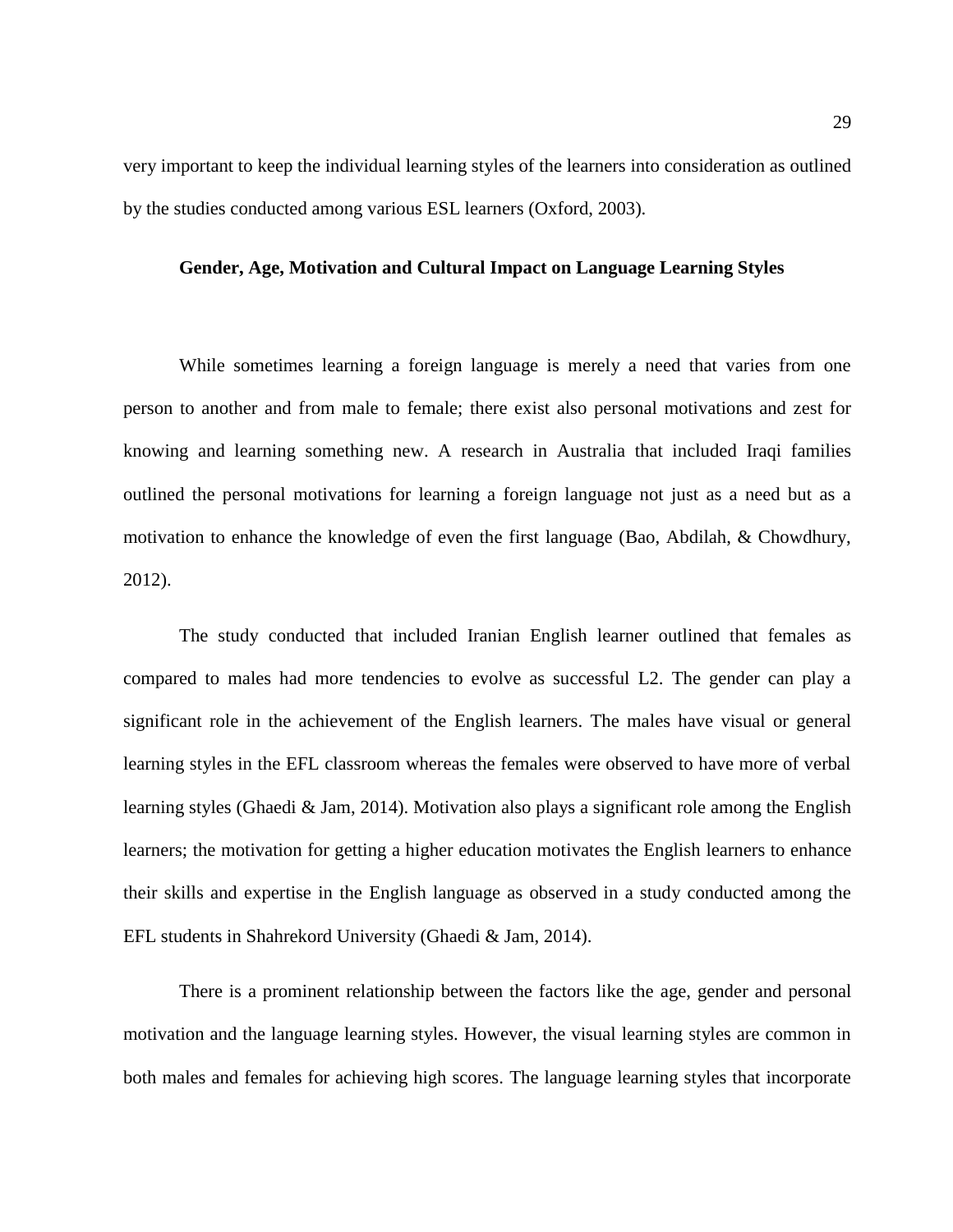very important to keep the individual learning styles of the learners into consideration as outlined by the studies conducted among various ESL learners (Oxford, 2003).

## Gender, Age, Motivation and Cultural Impact on Language Learning Styles

While sometimes learning a foreign language is merely a need that varies from one person to another and from male to female; there exist also personal motivations and zest for knowing and learning something new. A research in Australia that included Iraqi families outlined the personal motivations for learning a foreign language not just as a need but as a motivation to enhance the knowledge of even the first language (Bao, Abdilah, & Chowdhury, 2012).

The study conducted that included Iranian English learner outlined that females as compared to males had more tendencies to evolve as successful L2. The gender can play a significant role in the achievement of the English learners. The males have visual or general learning styles in the EFL classroom whereas the females were observed to have more of verbal learning styles (Ghaedi & Jam, 2014). Motivation also plays a significant role among the English learners; the motivation for getting a higher education motivates the English learners to enhance their skills and expertise in the English language as observed in a study conducted among the EFL students in Shahrekord University (Ghaedi & Jam, 2014).

There is a prominent relationship between the factors like the age, gender and personal motivation and the language learning styles. However, the visual learning styles are common in both males and females for achieving high scores. The language learning styles that incorporate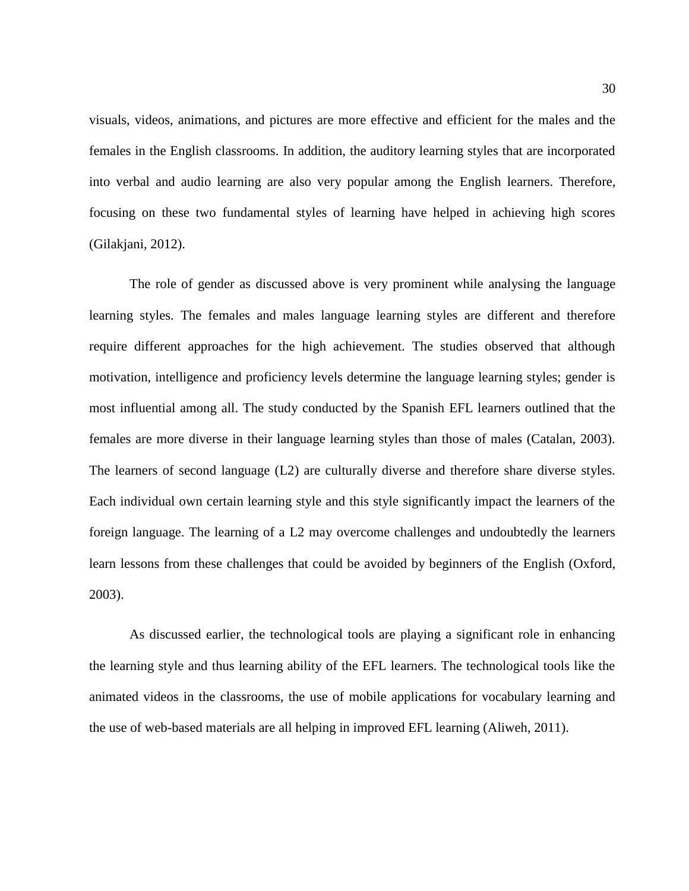visuals, videos, animations, and pictures are more effective and efficient for the males and the females in the English classrooms. In addition, the auditory learning styles that are incorporated into verbal and audio learning are also very popular among the English learners. Therefore, focusing on these two fundamental styles of learning have helped in achieving high scores (Gilakjani, 2012).

The role of gender as discussed above is very prominent while analysing the language learning styles. The females and males language learning styles are different and therefore require different approaches for the high achievement. The studies observed that although motivation, intelligence and proficiency levels determine the language learning styles; gender is most influential among all. The study conducted by the Spanish EFL learners outlined that the females are more diverse in their language learning styles than those of males (Catalan, 2003). The learners of second language (L2) are culturally diverse and therefore share diverse styles. Each individual own certain learning style and this style significantly impact the learners of the foreign language. The learning of a L2 may overcome challenges and undoubtedly the learners learn lessons from these challenges that could be avoided by beginners of the English (Oxford, 2003).

As discussed earlier, the technological tools are playing a significant role in enhancing the learning style and thus learning ability of the EFL learners. The technological tools like the animated videos in the classrooms, the use of mobile applications for vocabulary learning and the use of web-based materials are all helping in improved EFL learning (Aliweh, 2011).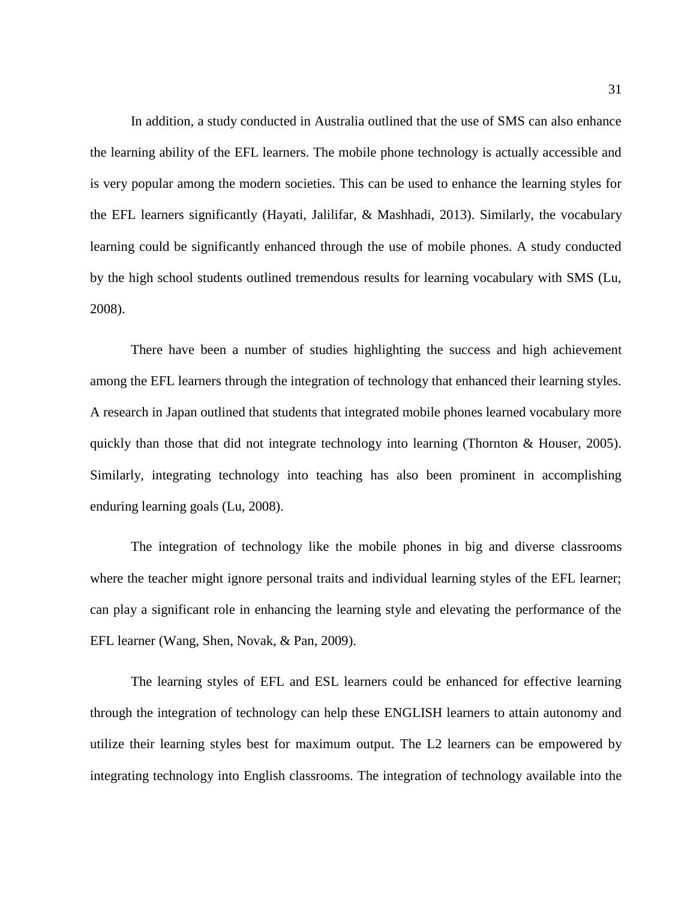In addition, a study conducted in Australia outlined that the use of SMS can also enhance the learning ability of the EFL learners. The mobile phone technology is actually accessible and is very popular among the modern societies. This can be used to enhance the learning styles for the EFL learners significantly (Hayati, Jalilifar, & Mashhadi, 2013). Similarly, the vocabulary learning could be significantly enhanced through the use of mobile phones. A study conducted by the high school students outlined tremendous results for learning vocabulary with SMS (Lu, 2008).

There have been a number of studies highlighting the success and high achievement among the EFL learners through the integration of technology that enhanced their learning styles. A research in Japan outlined that students that integrated mobile phones learned vocabulary more quickly than those that did not integrate technology into learning (Thornton & Houser, 2005). Similarly, integrating technology into teaching has also been prominent in accomplishing enduring learning goals (Lu, 2008).

The integration of technology like the mobile phones in big and diverse classrooms where the teacher might ignore personal traits and individual learning styles of the EFL learner; can play a significant role in enhancing the learning style and elevating the performance of the EFL learner (Wang, Shen, Novak, & Pan, 2009).

The learning styles of EFL and ESL learners could be enhanced for effective learning through the integration of technology can help these ENGLISH learners to attain autonomy and utilize their learning styles best for maximum output. The L2 learners can be empowered by integrating technology into English classrooms. The integration of technology available into the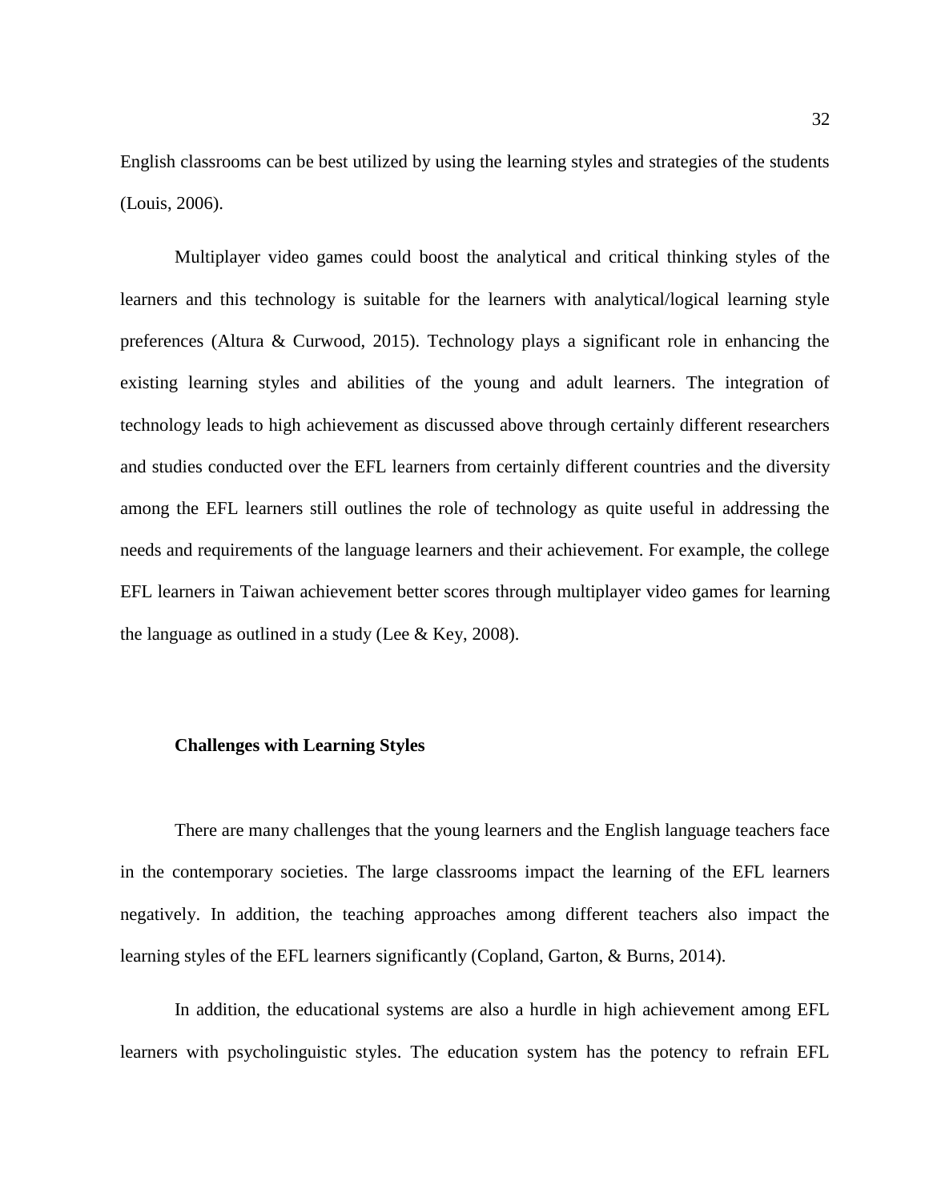English classrooms can be best utilized by using the learning styles and strategies of the students (Louis, 2006).

Multiplayer video games could boost the analytical and critical thinking styles of the learners and this technology is suitable for the learners with analytical/logical learning style preferences (Altura & Curwood, 2015). Technology plays a significant role in enhancing the existing learning styles and abilities of the young and adult learners. The integration of technology leads to high achievement as discussed above through certainly different researchers and studies conducted over the EFL learners from certainly different countries and the diversity among the EFL learners still outlines the role of technology as quite useful in addressing the needs and requirements of the language learners and their achievement. For example, the college EFL learners in Taiwan achievement better scores through multiplayer video games for learning the language as outlined in a study (Lee & Key, 2008).

### Challenges with Learning Styles

There are many challenges that the young learners and the English language teachers face in the contemporary societies. The large classrooms impact the learning of the EFL learners negatively. In addition, the teaching approaches among different teachers also impact the learning styles of the EFL learners significantly (Copland, Garton, & Burns, 2014).

In addition, the educational systems are also a hurdle in high achievement among EFL learners with psycholinguistic styles. The education system has the potency to refrain EFL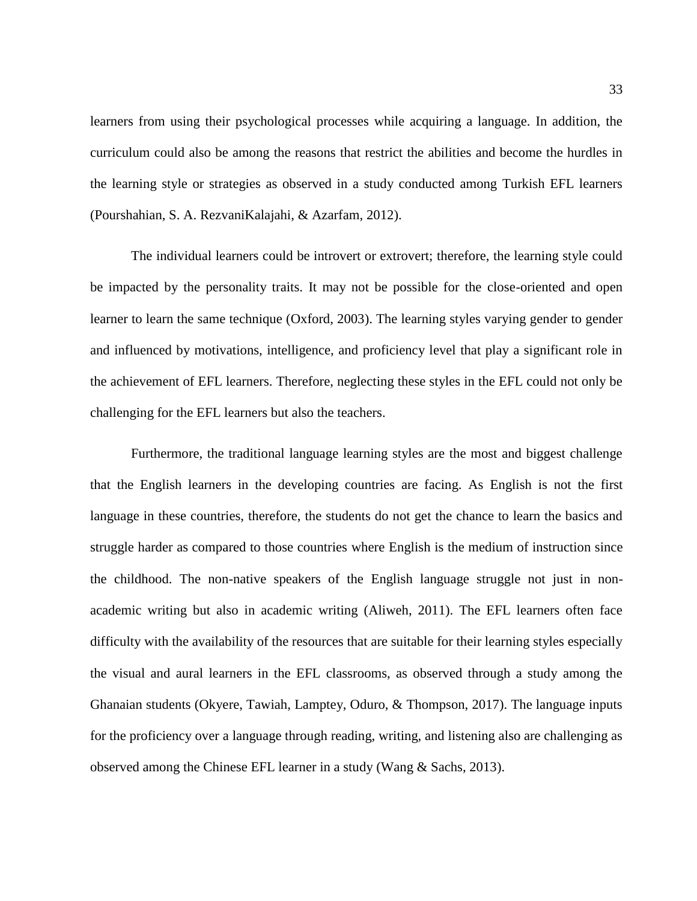learners from using their psychological processes while acquiring a language. In addition, the curriculum could also be among the reasons that restrict the abilities and become the hurdles in the learning style or strategies as observed in a study conducted among Turkish EFL learners (Pourshahian, S. A. RezvaniKalajahi, & Azarfam, 2012).

The individual learners could be introvert or extrovert; therefore, the learning style could be impacted by the personality traits. It may not be possible for the close-oriented and open learner to learn the same technique (Oxford, 2003). The learning styles varying gender to gender and influenced by motivations, intelligence, and proficiency level that play a significant role in the achievement of EFL learners. Therefore, neglecting these styles in the EFL could not only be challenging for the EFL learners but also the teachers.

Furthermore, the traditional language learning styles are the most and biggest challenge that the English learners in the developing countries are facing. As English is not the first language in these countries, therefore, the students do not get the chance to learn the basics and struggle harder as compared to those countries where English is the medium of instruction since the childhood. The non-native speakers of the English language struggle not just in non-academic writing but also in academic writing (Aliweh, 2011). The EFL learners often face difficulty with the availability of the resources that are suitable for their learning styles especially the visual and aural learners in the EFL classrooms, as observed through a study among the Ghanaian students (Okyere, Tawiah, Lamptey, Oduro, & Thompson, 2017). The language inputs for the proficiency over a language through reading, writing, and listening also are challenging as observed among the Chinese EFL learner in a study (Wang & Sachs, 2013).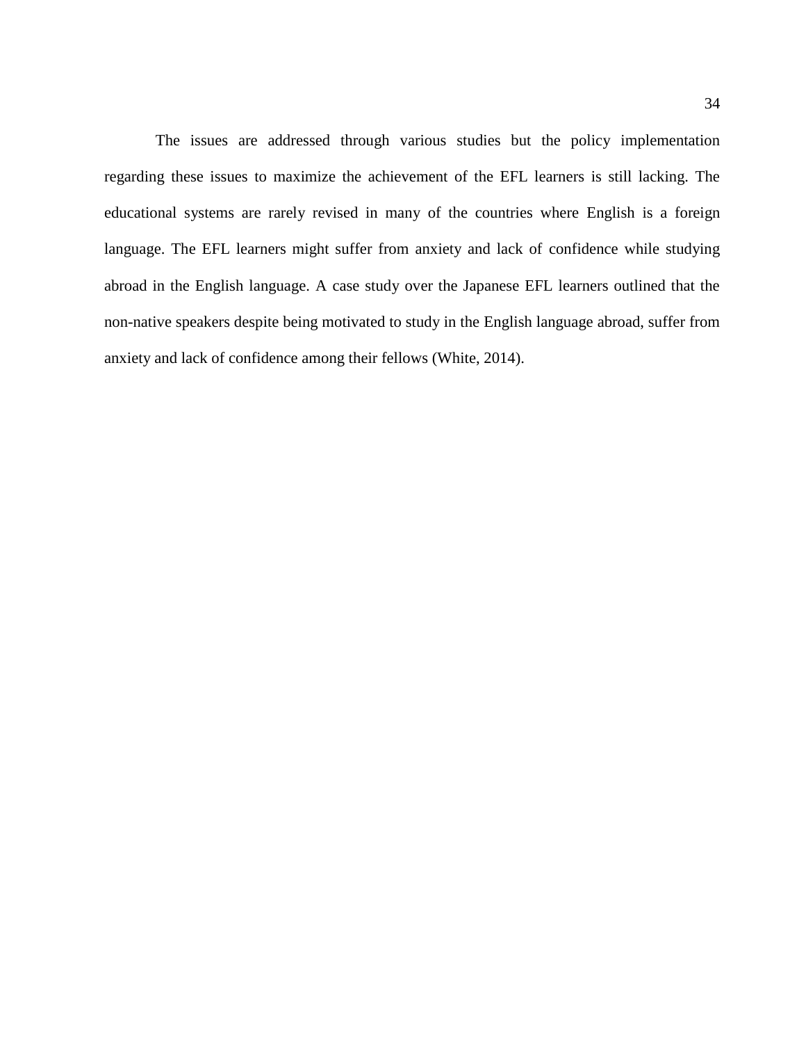The issues are addressed through various studies but the policy implementation regarding these issues to maximize the achievement of the EFL learners is still lacking. The educational systems are rarely revised in many of the countries where English is a foreign language. The EFL learners might suffer from anxiety and lack of confidence while studying abroad in the English language. A case study over the Japanese EFL learners outlined that the non-native speakers despite being motivated to study in the English language abroad, suffer from anxiety and lack of confidence among their fellows (White, 2014).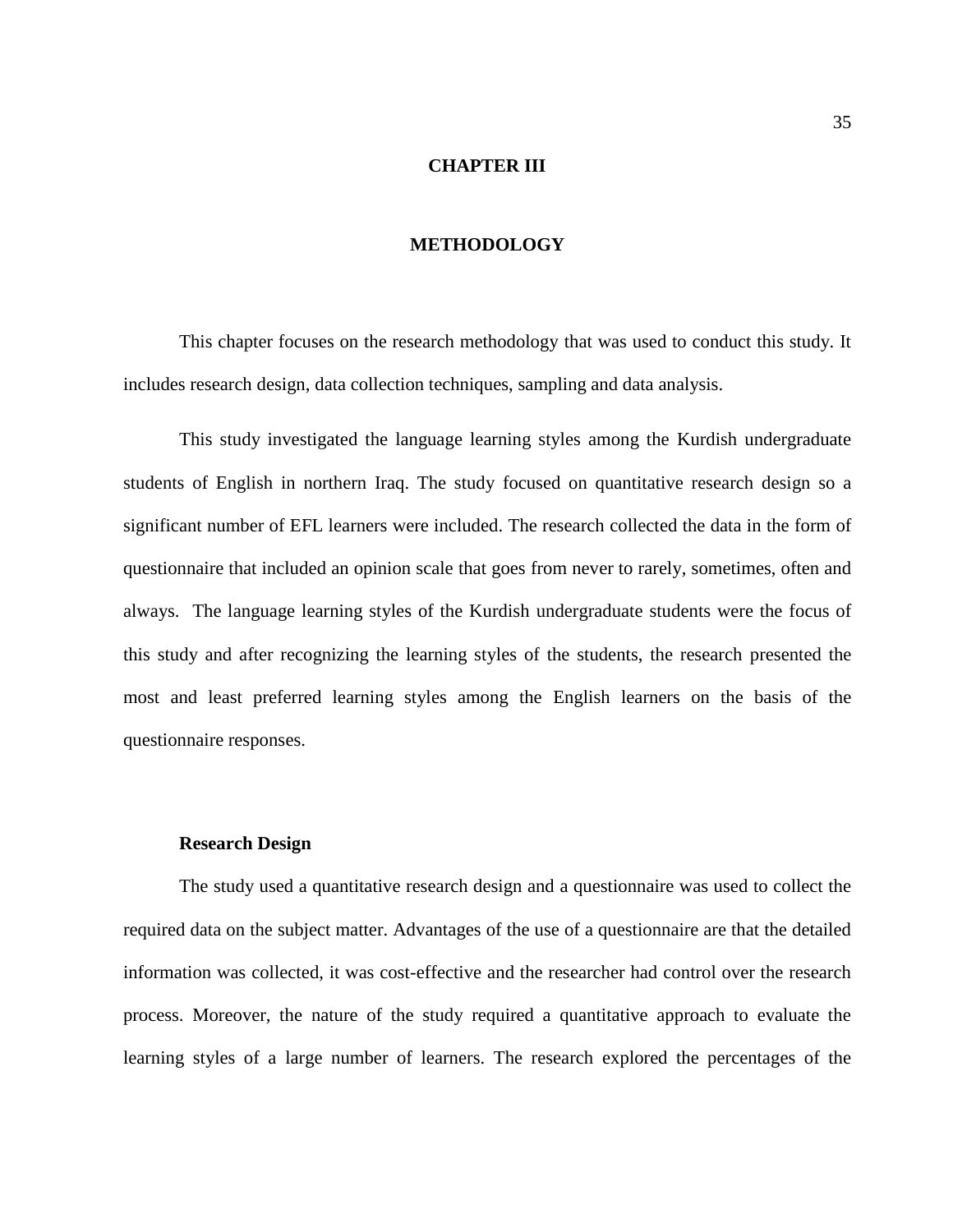# CHAPTER III

# METHODOLOGY

This chapter focuses on the research methodology that was used to conduct this study. It includes research design, data collection techniques, sampling and data analysis.

This study investigated the language learning styles among the Kurdish undergraduate students of English in northern Iraq. The study focused on quantitative research design so a significant number of EFL learners were included. The research collected the data in the form of questionnaire that included an opinion scale that goes from never to rarely, sometimes, often and always. The language learning styles of the Kurdish undergraduate students were the focus of this study and after recognizing the learning styles of the students, the research presented the most and least preferred learning styles among the English learners on the basis of the questionnaire responses.

## Research Design

The study used a quantitative research design and a questionnaire was used to collect the required data on the subject matter. Advantages of the use of a questionnaire are that the detailed information was collected, it was cost-effective and the researcher had control over the research process. Moreover, the nature of the study required a quantitative approach to evaluate the learning styles of a large number of learners. The research explored the percentages of the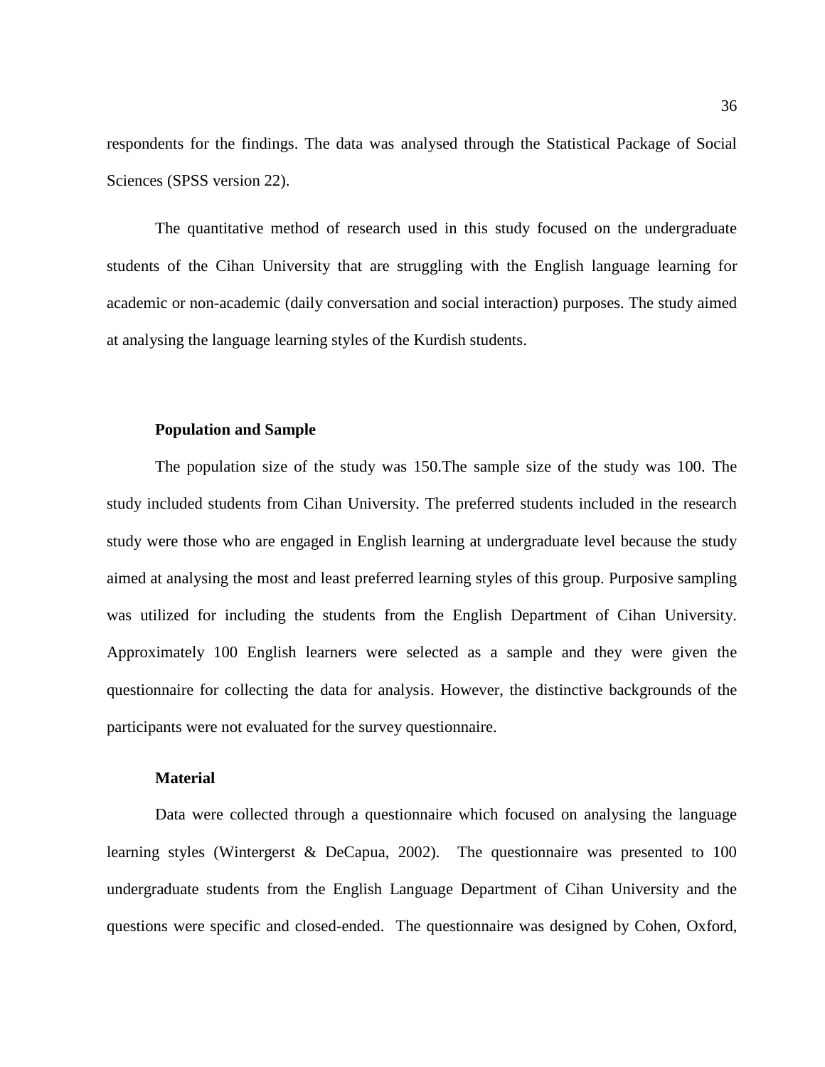respondents for the findings. The data was analysed through the Statistical Package of Social Sciences (SPSS version 22).

The quantitative method of research used in this study focused on the undergraduate students of the Cihan University that are struggling with the English language learning for academic or non-academic (daily conversation and social interaction) purposes. The study aimed at analysing the language learning styles of the Kurdish students.

### Population and Sample

The population size of the study was 150.The sample size of the study was 100. The study included students from Cihan University. The preferred students included in the research study were those who are engaged in English learning at undergraduate level because the study aimed at analysing the most and least preferred learning styles of this group. Purposive sampling was utilized for including the students from the English Department of Cihan University. Approximately 100 English learners were selected as a sample and they were given the questionnaire for collecting the data for analysis. However, the distinctive backgrounds of the participants were not evaluated for the survey questionnaire.

### Material

Data were collected through a questionnaire which focused on analysing the language learning styles (Wintergerst & DeCapua, 2002). The questionnaire was presented to 100 undergraduate students from the English Language Department of Cihan University and the questions were specific and closed-ended. The questionnaire was designed by Cohen, Oxford,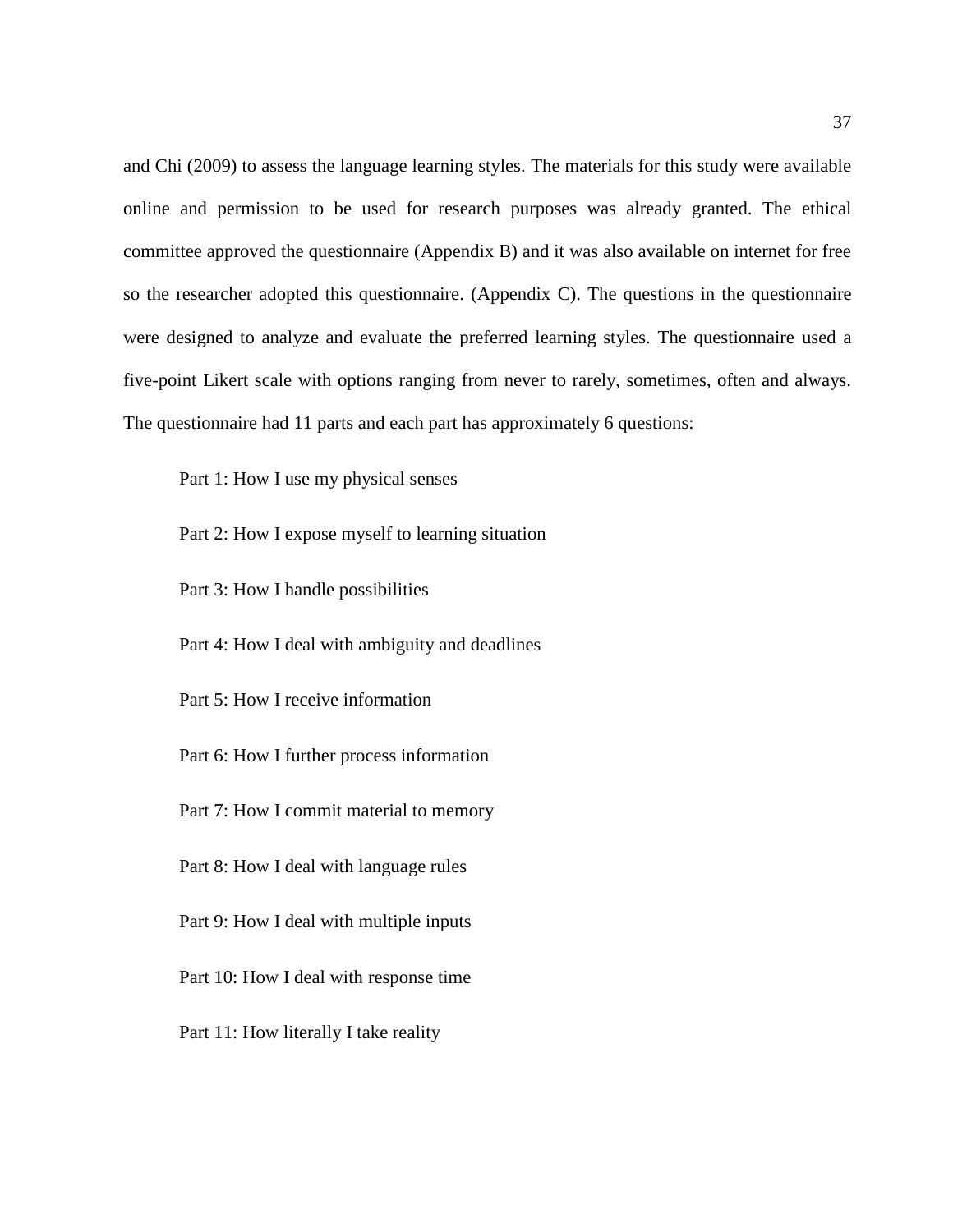and Chi (2009) to assess the language learning styles. The materials for this study were available online and permission to be used for research purposes was already granted. The ethical committee approved the questionnaire (Appendix B) and it was also available on internet for free so the researcher adopted this questionnaire. (Appendix C). The questions in the questionnaire were designed to analyze and evaluate the preferred learning styles. The questionnaire used a five-point Likert scale with options ranging from never to rarely, sometimes, often and always. The questionnaire had 11 parts and each part has approximately 6 questions:

Part 1: How I use my physical senses

Part 2: How I expose myself to learning situation

Part 3: How I handle possibilities

Part 4: How I deal with ambiguity and deadlines

Part 5: How I receive information

Part 6: How I further process information

Part 7: How I commit material to memory

Part 8: How I deal with language rules

Part 9: How I deal with multiple inputs

Part 10: How I deal with response time

Part 11: How literally I take reality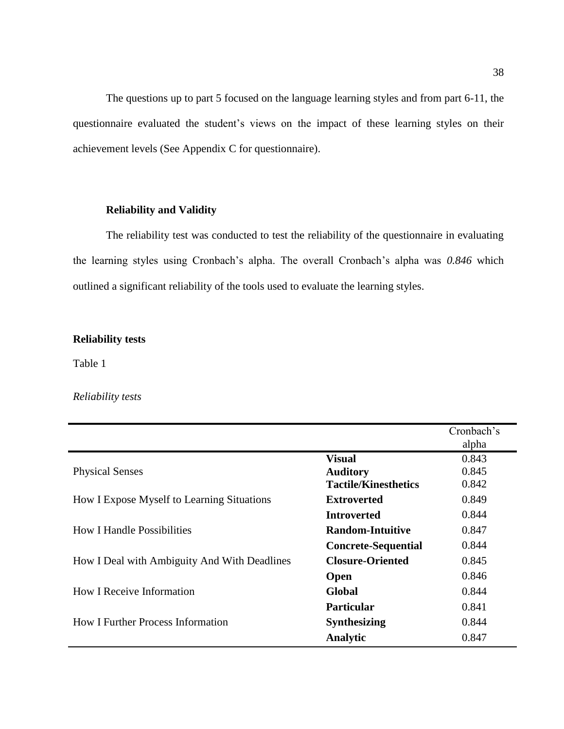The questions up to part 5 focused on the language learning styles and from part 6-11, the questionnaire evaluated the student's views on the impact of these learning styles on their achievement levels (See Appendix C for questionnaire).

### Reliability and Validity

The reliability test was conducted to test the reliability of the questionnaire in evaluating the learning styles using Cronbach's alpha. The overall Cronbach's alpha was *0.846* which outlined a significant reliability of the tools used to evaluate the learning styles.

### Reliability tests

Table 1

*Reliability tests*

| | | Cronbach's alpha |
|---|---|---|
| Physical Senses | **Visual** | 0.843 |
| | **Auditory** | 0.845 |
| | **Tactile/Kinesthetics** | 0.842 |
| How I Expose Myself to Learning Situations | **Extroverted** | 0.849 |
| | **Introverted** | 0.844 |
| How I Handle Possibilities | **Random-Intuitive** | 0.847 |
| | **Concrete-Sequential** | 0.844 |
| How I Deal with Ambiguity And With Deadlines | **Closure-Oriented** | 0.845 |
| | **Open** | 0.846 |
| How I Receive Information | **Global** | 0.844 |
| | **Particular** | 0.841 |
| How I Further Process Information | **Synthesizing** | 0.844 |
| | **Analytic** | 0.847 |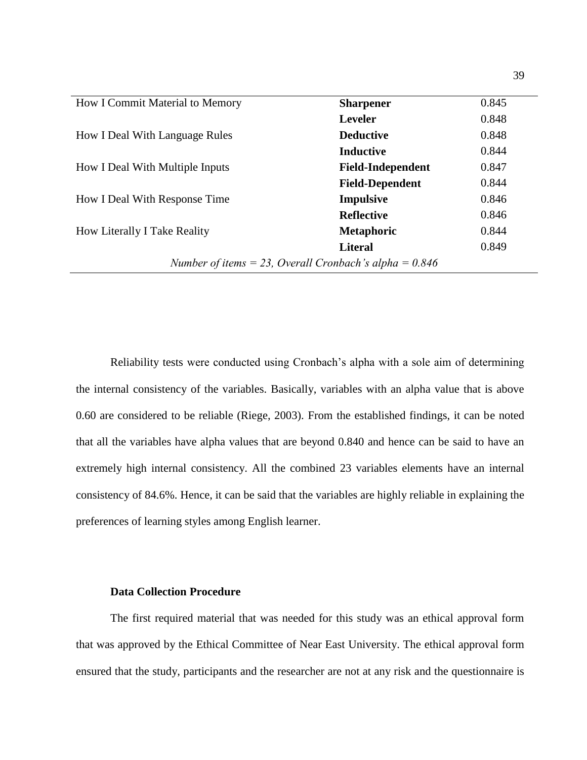| | | |
|---|---|---|
| How I Commit Material to Memory | **Sharpener** | 0.845 |
| | **Leveler** | 0.848 |
| How I Deal With Language Rules | **Deductive** | 0.848 |
| | **Inductive** | 0.844 |
| How I Deal With Multiple Inputs | **Field-Independent** | 0.847 |
| | **Field-Dependent** | 0.844 |
| How I Deal With Response Time | **Impulsive** | 0.846 |
| | **Reflective** | 0.846 |
| How Literally I Take Reality | **Metaphoric** | 0.844 |
| | **Literal** | 0.849 |
| *Number of items = 23, Overall Cronbach's alpha = 0.846* | | |

Reliability tests were conducted using Cronbach's alpha with a sole aim of determining the internal consistency of the variables. Basically, variables with an alpha value that is above 0.60 are considered to be reliable (Riege, 2003). From the established findings, it can be noted that all the variables have alpha values that are beyond 0.840 and hence can be said to have an extremely high internal consistency. All the combined 23 variables elements have an internal consistency of 84.6%. Hence, it can be said that the variables are highly reliable in explaining the preferences of learning styles among English learner.

### Data Collection Procedure

The first required material that was needed for this study was an ethical approval form that was approved by the Ethical Committee of Near East University. The ethical approval form ensured that the study, participants and the researcher are not at any risk and the questionnaire is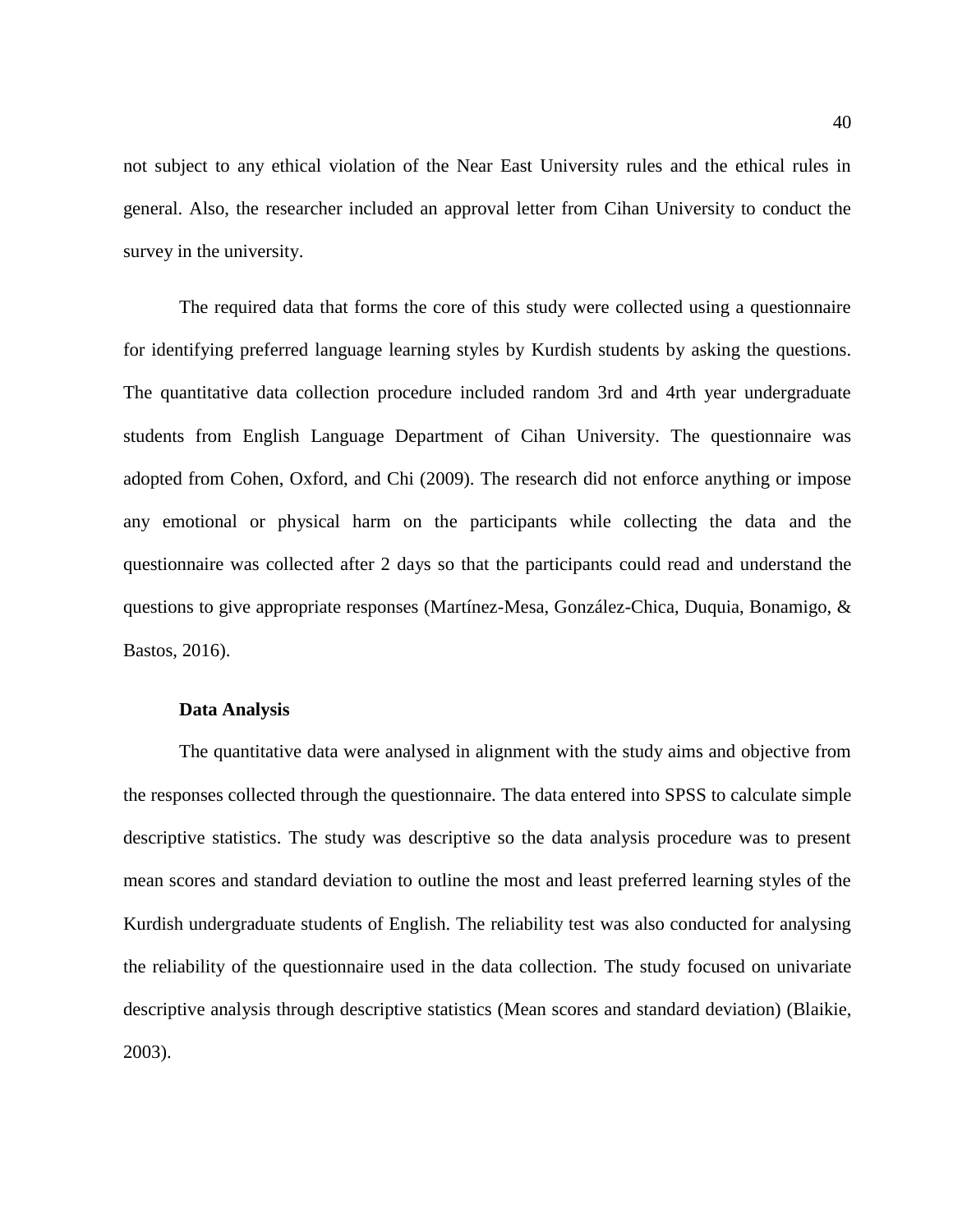not subject to any ethical violation of the Near East University rules and the ethical rules in general. Also, the researcher included an approval letter from Cihan University to conduct the survey in the university.

The required data that forms the core of this study were collected using a questionnaire for identifying preferred language learning styles by Kurdish students by asking the questions. The quantitative data collection procedure included random 3rd and 4rth year undergraduate students from English Language Department of Cihan University. The questionnaire was adopted from Cohen, Oxford, and Chi (2009). The research did not enforce anything or impose any emotional or physical harm on the participants while collecting the data and the questionnaire was collected after 2 days so that the participants could read and understand the questions to give appropriate responses (Martínez-Mesa, González-Chica, Duquia, Bonamigo, & Bastos, 2016).

### Data Analysis

The quantitative data were analysed in alignment with the study aims and objective from the responses collected through the questionnaire. The data entered into SPSS to calculate simple descriptive statistics. The study was descriptive so the data analysis procedure was to present mean scores and standard deviation to outline the most and least preferred learning styles of the Kurdish undergraduate students of English. The reliability test was also conducted for analysing the reliability of the questionnaire used in the data collection. The study focused on univariate descriptive analysis through descriptive statistics (Mean scores and standard deviation) (Blaikie, 2003).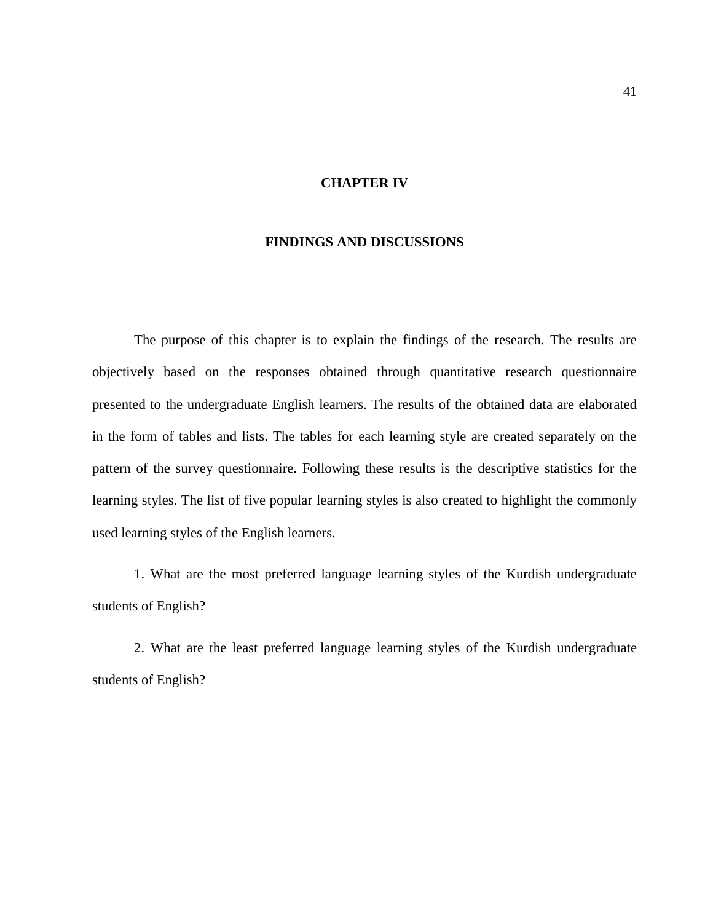# CHAPTER IV

## FINDINGS AND DISCUSSIONS

The purpose of this chapter is to explain the findings of the research. The results are objectively based on the responses obtained through quantitative research questionnaire presented to the undergraduate English learners. The results of the obtained data are elaborated in the form of tables and lists. The tables for each learning style are created separately on the pattern of the survey questionnaire. Following these results is the descriptive statistics for the learning styles. The list of five popular learning styles is also created to highlight the commonly used learning styles of the English learners.

1. What are the most preferred language learning styles of the Kurdish undergraduate students of English?

2. What are the least preferred language learning styles of the Kurdish undergraduate students of English?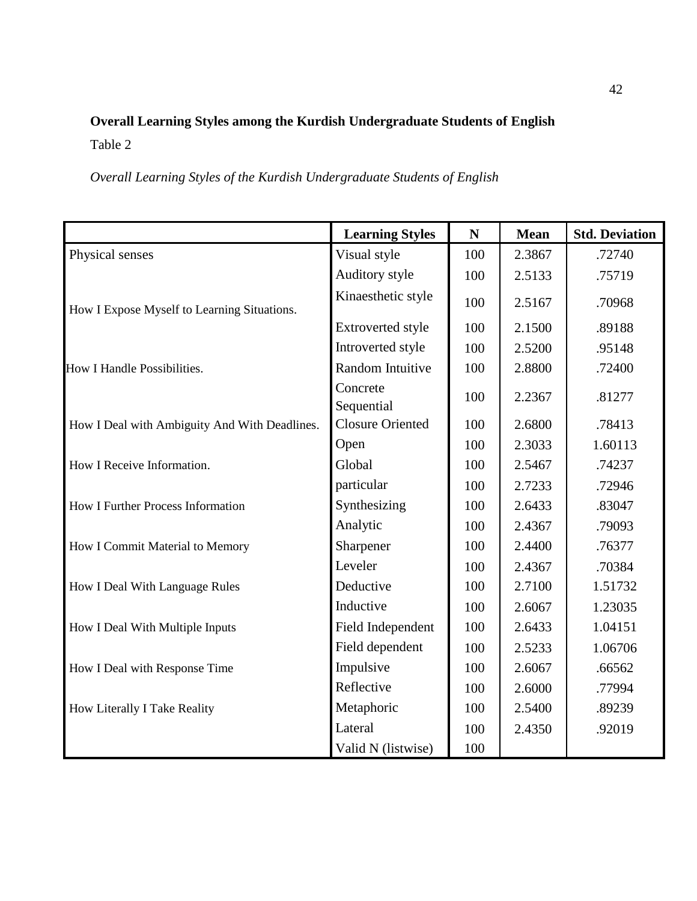**Overall Learning Styles among the Kurdish Undergraduate Students of English**

Table 2

*Overall Learning Styles of the Kurdish Undergraduate Students of English*

| | Learning Styles | N | Mean | Std. Deviation |
|---|---|---|---|---|
| Physical senses | Visual style | 100 | 2.3867 | .72740 |
| | Auditory style | 100 | 2.5133 | .75719 |
| How I Expose Myself to Learning Situations. | Kinaesthetic style | 100 | 2.5167 | .70968 |
| | Extroverted style | 100 | 2.1500 | .89188 |
| | Introverted style | 100 | 2.5200 | .95148 |
| How I Handle Possibilities. | Random Intuitive | 100 | 2.8800 | .72400 |
| | Concrete Sequential | 100 | 2.2367 | .81277 |
| How I Deal with Ambiguity And With Deadlines. | Closure Oriented | 100 | 2.6800 | .78413 |
| | Open | 100 | 2.3033 | 1.60113 |
| How I Receive Information. | Global | 100 | 2.5467 | .74237 |
| | particular | 100 | 2.7233 | .72946 |
| How I Further Process Information | Synthesizing | 100 | 2.6433 | .83047 |
| | Analytic | 100 | 2.4367 | .79093 |
| How I Commit Material to Memory | Sharpener | 100 | 2.4400 | .76377 |
| | Leveler | 100 | 2.4367 | .70384 |
| How I Deal With Language Rules | Deductive | 100 | 2.7100 | 1.51732 |
| | Inductive | 100 | 2.6067 | 1.23035 |
| How I Deal With Multiple Inputs | Field Independent | 100 | 2.6433 | 1.04151 |
| | Field dependent | 100 | 2.5233 | 1.06706 |
| How I Deal with Response Time | Impulsive | 100 | 2.6067 | .66562 |
| | Reflective | 100 | 2.6000 | .77994 |
| How Literally I Take Reality | Metaphoric | 100 | 2.5400 | .89239 |
| | Lateral | 100 | 2.4350 | .92019 |
| | Valid N (listwise) | 100 | | |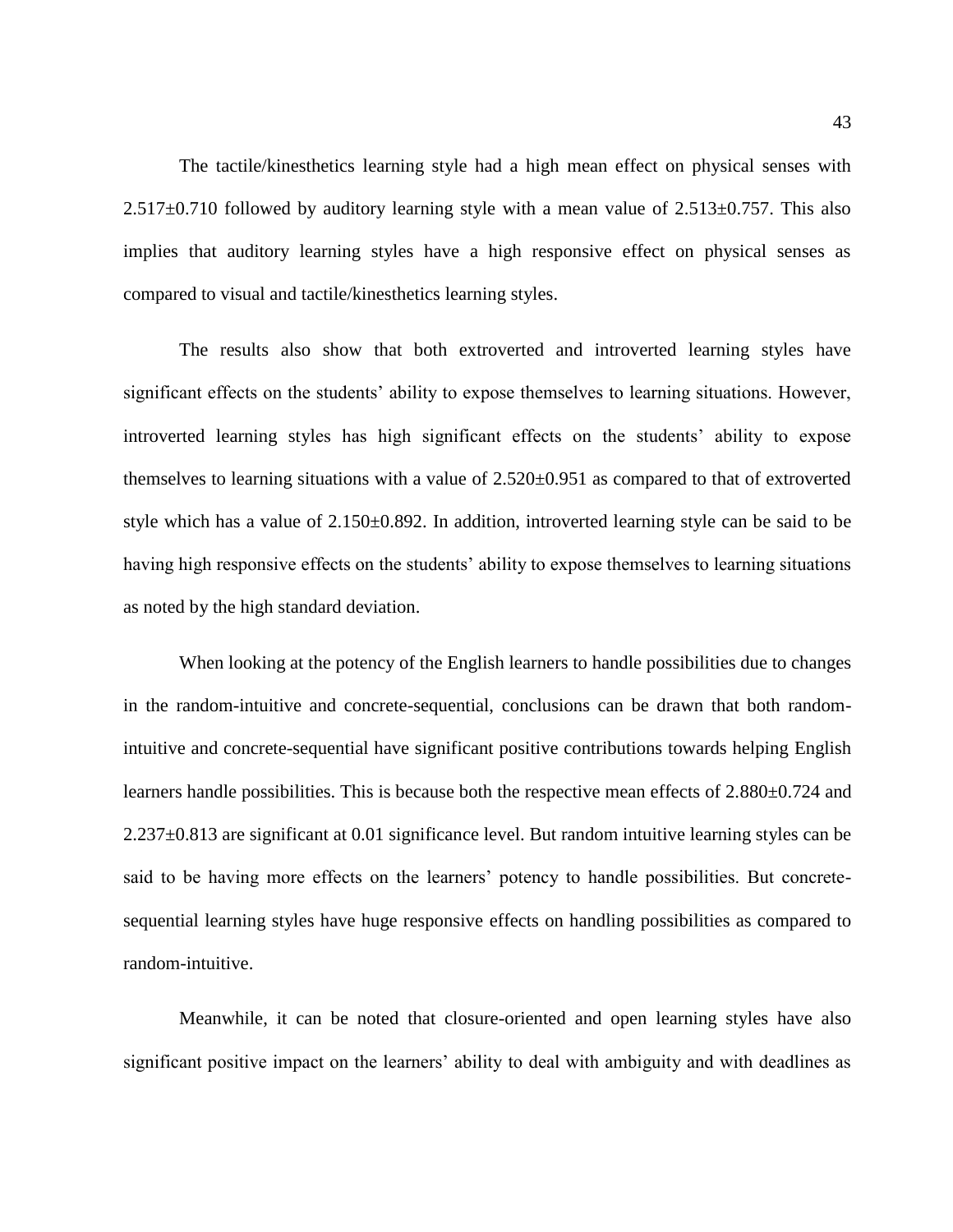The tactile/kinesthetics learning style had a high mean effect on physical senses with $2.517\pm0.710$ followed by auditory learning style with a mean value of $2.513\pm0.757$. This also implies that auditory learning styles have a high responsive effect on physical senses as compared to visual and tactile/kinesthetics learning styles.

The results also show that both extroverted and introverted learning styles have significant effects on the students' ability to expose themselves to learning situations. However, introverted learning styles has high significant effects on the students' ability to expose themselves to learning situations with a value of $2.520\pm0.951$ as compared to that of extroverted style which has a value of $2.150\pm0.892$. In addition, introverted learning style can be said to be having high responsive effects on the students' ability to expose themselves to learning situations as noted by the high standard deviation.

When looking at the potency of the English learners to handle possibilities due to changes in the random-intuitive and concrete-sequential, conclusions can be drawn that both random-intuitive and concrete-sequential have significant positive contributions towards helping English learners handle possibilities. This is because both the respective mean effects of $2.880\pm0.724$ and $2.237\pm0.813$ are significant at 0.01 significance level. But random intuitive learning styles can be said to be having more effects on the learners' potency to handle possibilities. But concrete-sequential learning styles have huge responsive effects on handling possibilities as compared to random-intuitive.

Meanwhile, it can be noted that closure-oriented and open learning styles have also significant positive impact on the learners' ability to deal with ambiguity and with deadlines as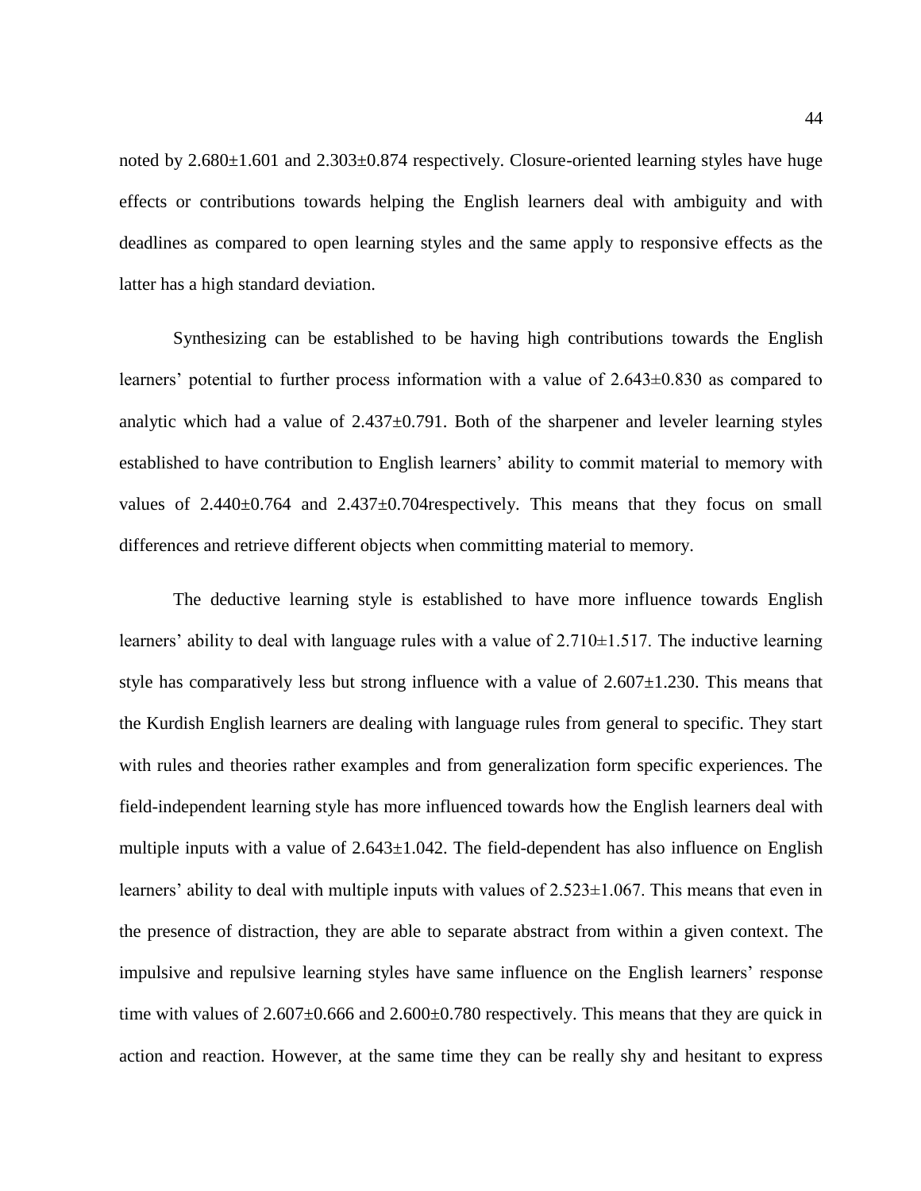noted by 2.680±1.601 and 2.303±0.874 respectively. Closure-oriented learning styles have huge effects or contributions towards helping the English learners deal with ambiguity and with deadlines as compared to open learning styles and the same apply to responsive effects as the latter has a high standard deviation.

Synthesizing can be established to be having high contributions towards the English learners' potential to further process information with a value of 2.643±0.830 as compared to analytic which had a value of 2.437±0.791. Both of the sharpener and leveler learning styles established to have contribution to English learners' ability to commit material to memory with values of 2.440±0.764 and 2.437±0.704respectively. This means that they focus on small differences and retrieve different objects when committing material to memory.

The deductive learning style is established to have more influence towards English learners' ability to deal with language rules with a value of 2.710±1.517. The inductive learning style has comparatively less but strong influence with a value of 2.607±1.230. This means that the Kurdish English learners are dealing with language rules from general to specific. They start with rules and theories rather examples and from generalization form specific experiences. The field-independent learning style has more influenced towards how the English learners deal with multiple inputs with a value of 2.643±1.042. The field-dependent has also influence on English learners' ability to deal with multiple inputs with values of 2.523±1.067. This means that even in the presence of distraction, they are able to separate abstract from within a given context. The impulsive and repulsive learning styles have same influence on the English learners' response time with values of 2.607±0.666 and 2.600±0.780 respectively. This means that they are quick in action and reaction. However, at the same time they can be really shy and hesitant to express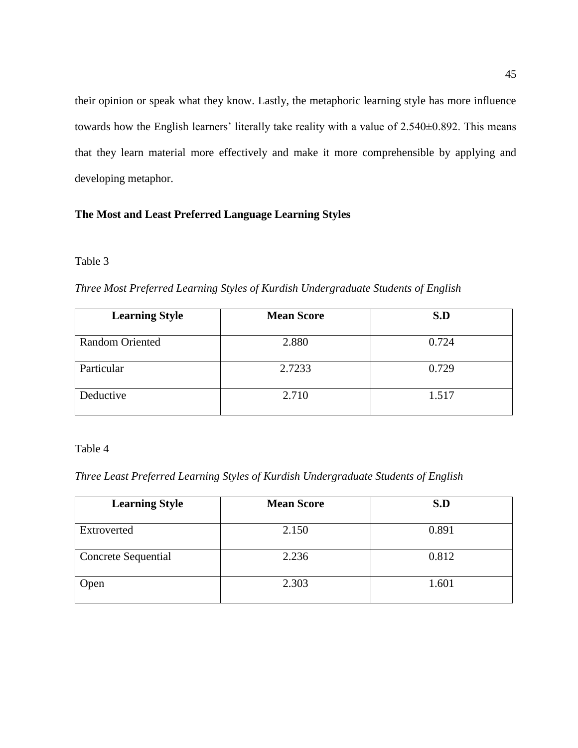their opinion or speak what they know. Lastly, the metaphoric learning style has more influence towards how the English learners' literally take reality with a value of 2.540±0.892. This means that they learn material more effectively and make it more comprehensible by applying and developing metaphor.

## The Most and Least Preferred Language Learning Styles

Table 3

*Three Most Preferred Learning Styles of Kurdish Undergraduate Students of English*

| Learning Style | Mean Score | S.D |
|---|---|---|
| Random Oriented | 2.880 | 0.724 |
| Particular | 2.7233 | 0.729 |
| Deductive | 2.710 | 1.517 |

Table 4

*Three Least Preferred Learning Styles of Kurdish Undergraduate Students of English*

| Learning Style | Mean Score | S.D |
|---|---|---|
| Extroverted | 2.150 | 0.891 |
| Concrete Sequential | 2.236 | 0.812 |
| Open | 2.303 | 1.601 |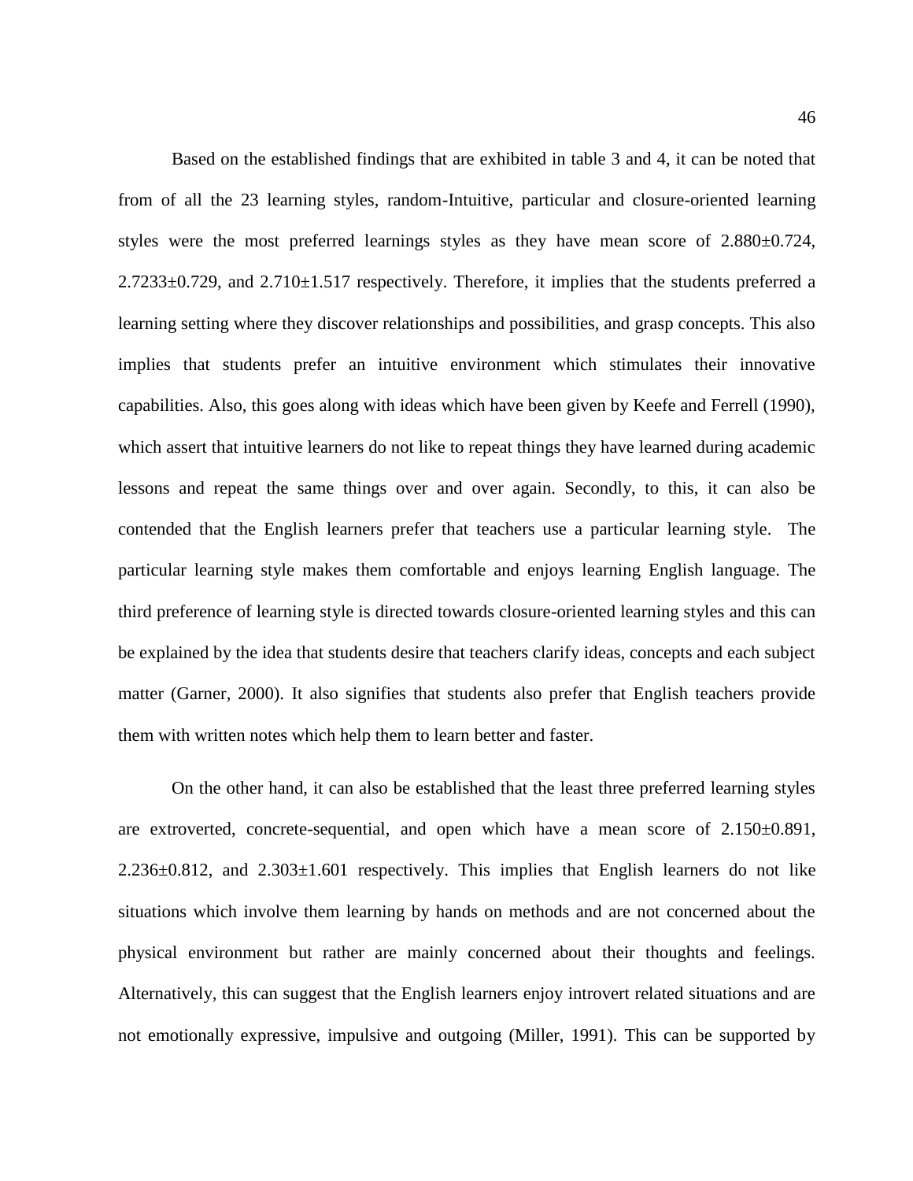Based on the established findings that are exhibited in table 3 and 4, it can be noted that from of all the 23 learning styles, random-Intuitive, particular and closure-oriented learning styles were the most preferred learnings styles as they have mean score of $2.880 \pm 0.724$, $2.7233 \pm 0.729$, and $2.710 \pm 1.517$ respectively. Therefore, it implies that the students preferred a learning setting where they discover relationships and possibilities, and grasp concepts. This also implies that students prefer an intuitive environment which stimulates their innovative capabilities. Also, this goes along with ideas which have been given by Keefe and Ferrell (1990), which assert that intuitive learners do not like to repeat things they have learned during academic lessons and repeat the same things over and over again. Secondly, to this, it can also be contended that the English learners prefer that teachers use a particular learning style. The particular learning style makes them comfortable and enjoys learning English language. The third preference of learning style is directed towards closure-oriented learning styles and this can be explained by the idea that students desire that teachers clarify ideas, concepts and each subject matter (Garner, 2000). It also signifies that students also prefer that English teachers provide them with written notes which help them to learn better and faster.

On the other hand, it can also be established that the least three preferred learning styles are extroverted, concrete-sequential, and open which have a mean score of $2.150 \pm 0.891$, $2.236 \pm 0.812$, and $2.303 \pm 1.601$ respectively. This implies that English learners do not like situations which involve them learning by hands on methods and are not concerned about the physical environment but rather are mainly concerned about their thoughts and feelings. Alternatively, this can suggest that the English learners enjoy introvert related situations and are not emotionally expressive, impulsive and outgoing (Miller, 1991). This can be supported by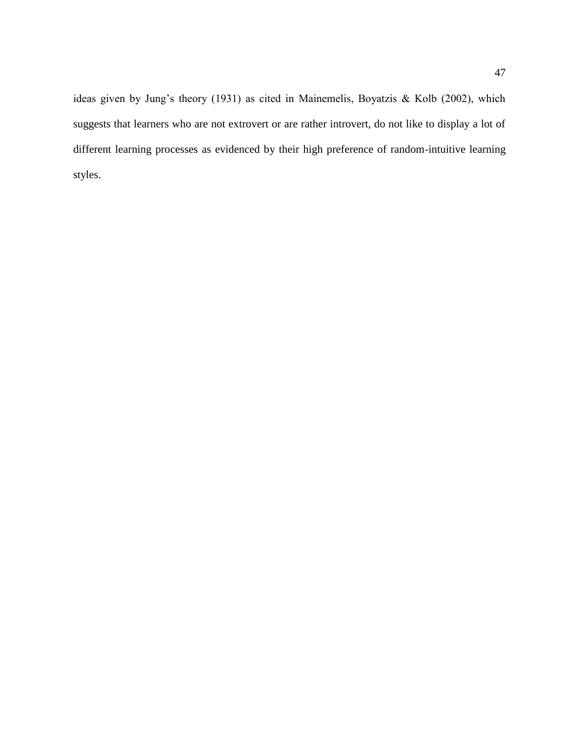ideas given by Jung's theory (1931) as cited in Mainemelis, Boyatzis & Kolb (2002), which suggests that learners who are not extrovert or are rather introvert, do not like to display a lot of different learning processes as evidenced by their high preference of random-intuitive learning styles.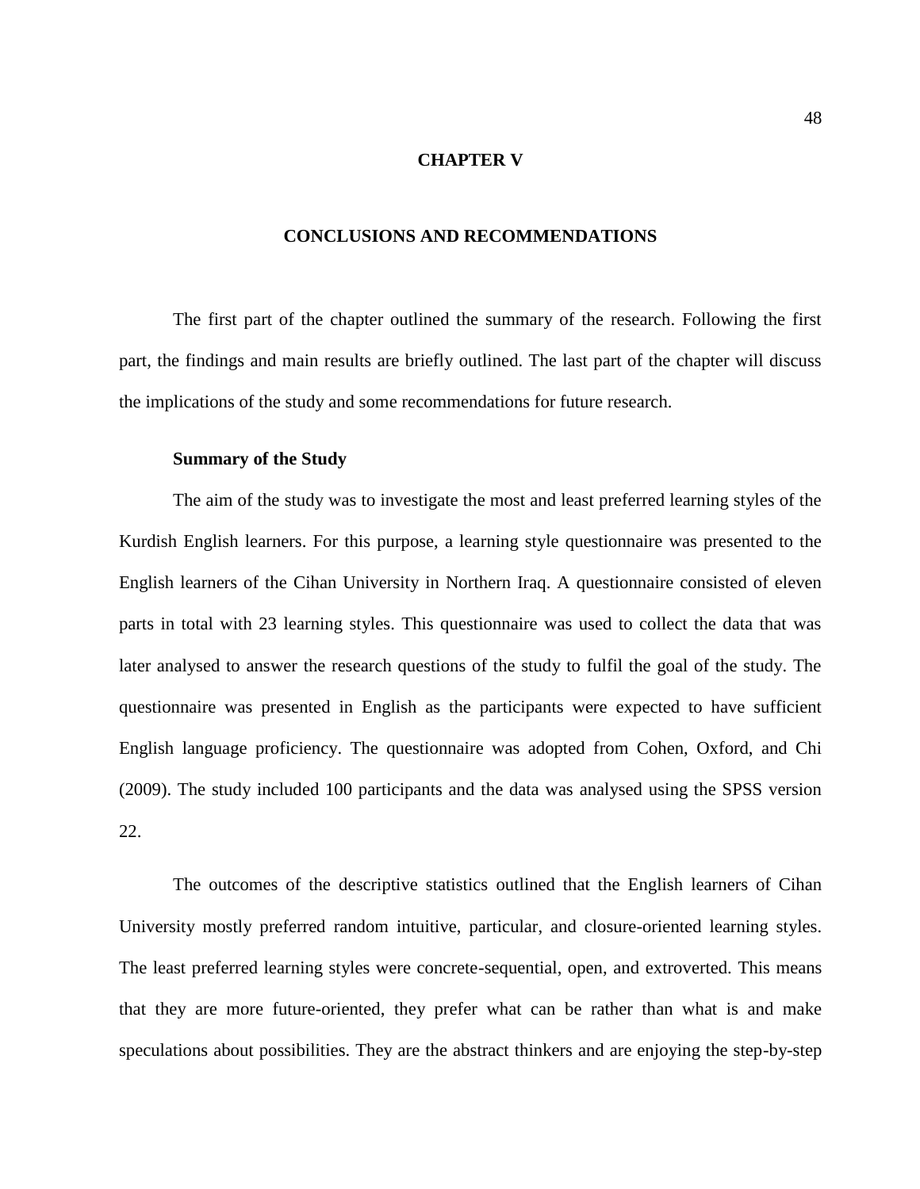# CHAPTER V

## CONCLUSIONS AND RECOMMENDATIONS

The first part of the chapter outlined the summary of the research. Following the first part, the findings and main results are briefly outlined. The last part of the chapter will discuss the implications of the study and some recommendations for future research.

### Summary of the Study

The aim of the study was to investigate the most and least preferred learning styles of the Kurdish English learners. For this purpose, a learning style questionnaire was presented to the English learners of the Cihan University in Northern Iraq. A questionnaire consisted of eleven parts in total with 23 learning styles. This questionnaire was used to collect the data that was later analysed to answer the research questions of the study to fulfil the goal of the study. The questionnaire was presented in English as the participants were expected to have sufficient English language proficiency. The questionnaire was adopted from Cohen, Oxford, and Chi (2009). The study included 100 participants and the data was analysed using the SPSS version 22.

The outcomes of the descriptive statistics outlined that the English learners of Cihan University mostly preferred random intuitive, particular, and closure-oriented learning styles. The least preferred learning styles were concrete-sequential, open, and extroverted. This means that they are more future-oriented, they prefer what can be rather than what is and make speculations about possibilities. They are the abstract thinkers and are enjoying the step-by-step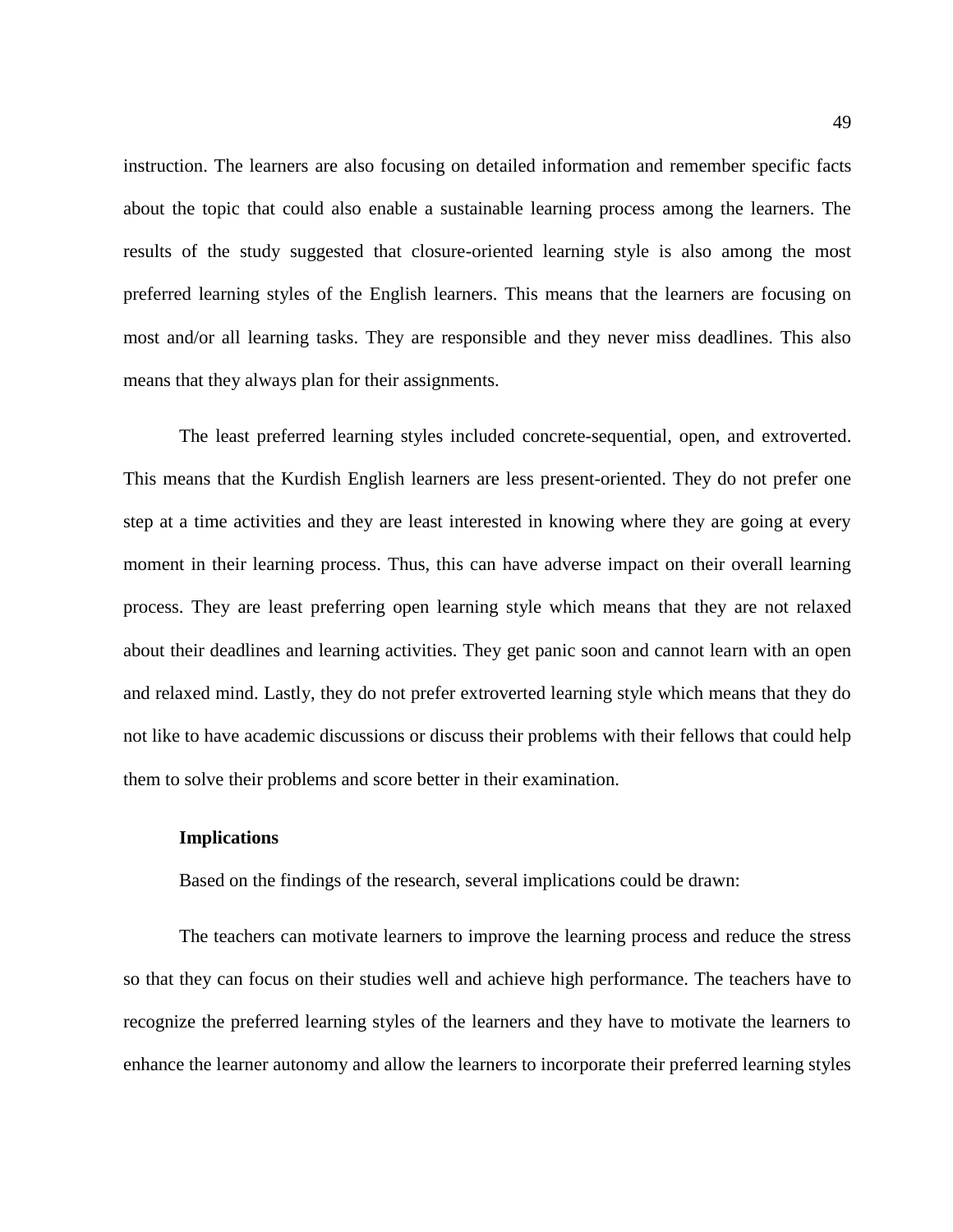instruction. The learners are also focusing on detailed information and remember specific facts about the topic that could also enable a sustainable learning process among the learners. The results of the study suggested that closure-oriented learning style is also among the most preferred learning styles of the English learners. This means that the learners are focusing on most and/or all learning tasks. They are responsible and they never miss deadlines. This also means that they always plan for their assignments.

The least preferred learning styles included concrete-sequential, open, and extroverted. This means that the Kurdish English learners are less present-oriented. They do not prefer one step at a time activities and they are least interested in knowing where they are going at every moment in their learning process. Thus, this can have adverse impact on their overall learning process. They are least preferring open learning style which means that they are not relaxed about their deadlines and learning activities. They get panic soon and cannot learn with an open and relaxed mind. Lastly, they do not prefer extroverted learning style which means that they do not like to have academic discussions or discuss their problems with their fellows that could help them to solve their problems and score better in their examination.

**Implications**

Based on the findings of the research, several implications could be drawn:

The teachers can motivate learners to improve the learning process and reduce the stress so that they can focus on their studies well and achieve high performance. The teachers have to recognize the preferred learning styles of the learners and they have to motivate the learners to enhance the learner autonomy and allow the learners to incorporate their preferred learning styles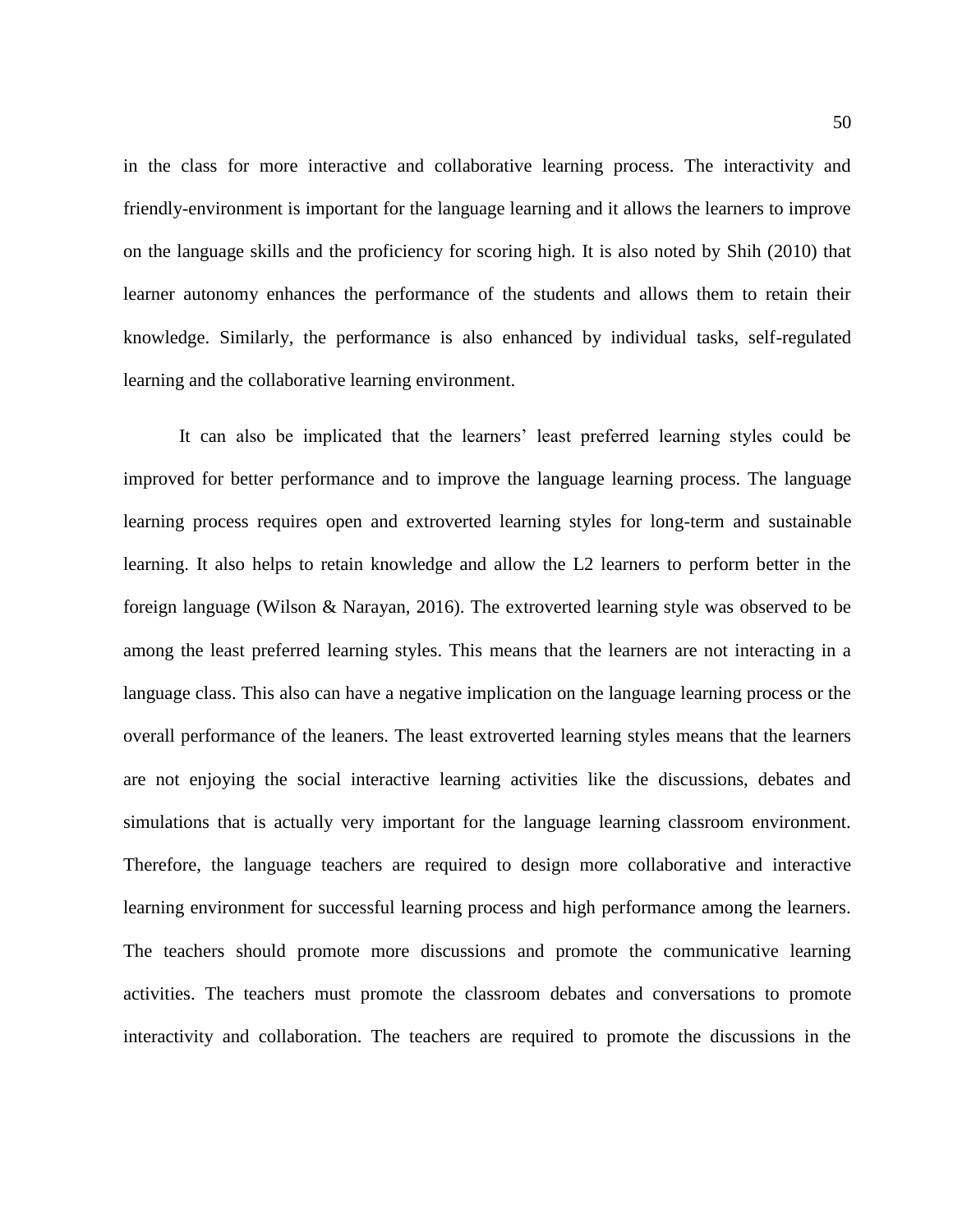in the class for more interactive and collaborative learning process. The interactivity and friendly-environment is important for the language learning and it allows the learners to improve on the language skills and the proficiency for scoring high. It is also noted by Shih (2010) that learner autonomy enhances the performance of the students and allows them to retain their knowledge. Similarly, the performance is also enhanced by individual tasks, self-regulated learning and the collaborative learning environment.

It can also be implicated that the learners' least preferred learning styles could be improved for better performance and to improve the language learning process. The language learning process requires open and extroverted learning styles for long-term and sustainable learning. It also helps to retain knowledge and allow the L2 learners to perform better in the foreign language (Wilson & Narayan, 2016). The extroverted learning style was observed to be among the least preferred learning styles. This means that the learners are not interacting in a language class. This also can have a negative implication on the language learning process or the overall performance of the leaners. The least extroverted learning styles means that the learners are not enjoying the social interactive learning activities like the discussions, debates and simulations that is actually very important for the language learning classroom environment. Therefore, the language teachers are required to design more collaborative and interactive learning environment for successful learning process and high performance among the learners. The teachers should promote more discussions and promote the communicative learning activities. The teachers must promote the classroom debates and conversations to promote interactivity and collaboration. The teachers are required to promote the discussions in the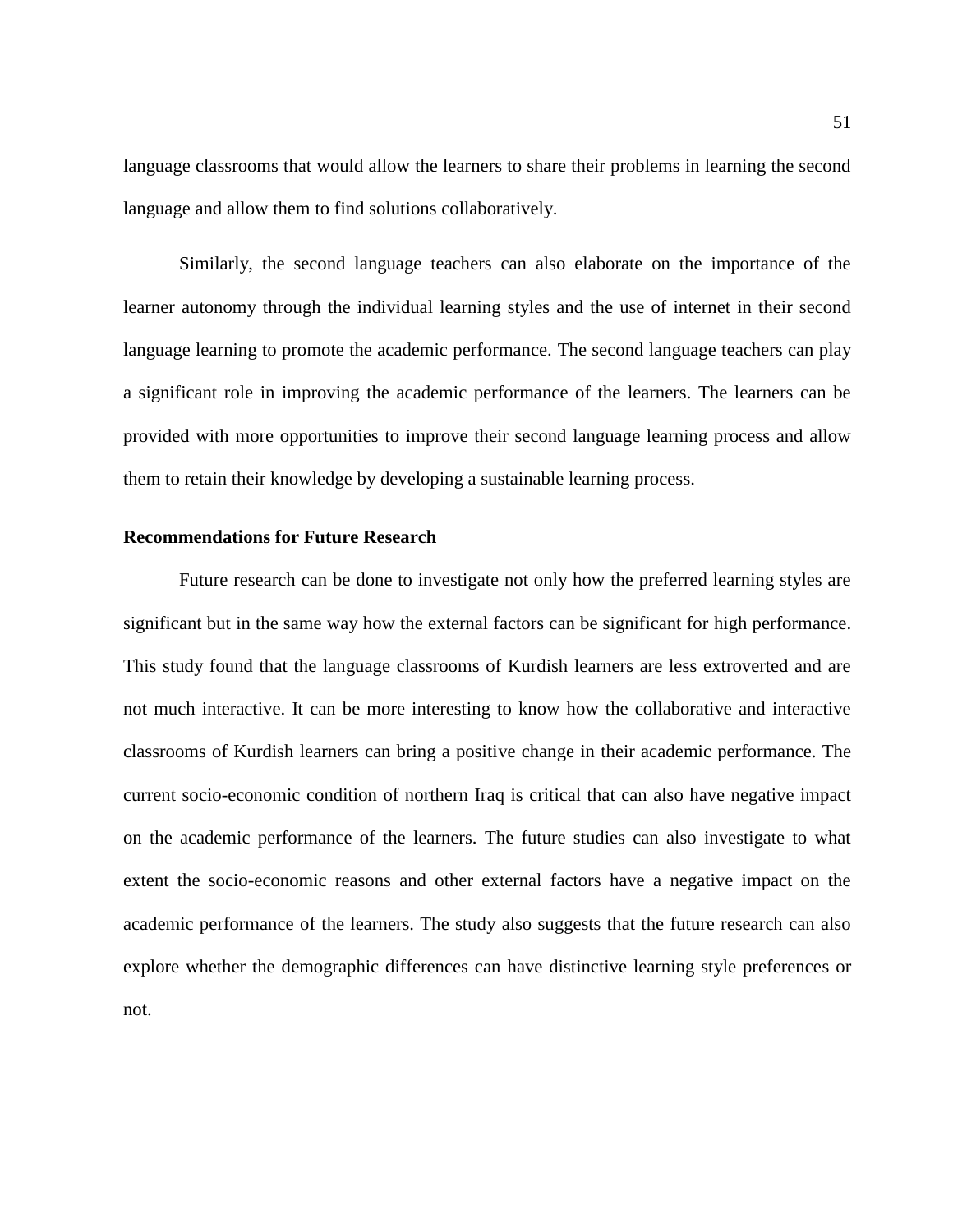language classrooms that would allow the learners to share their problems in learning the second language and allow them to find solutions collaboratively.

Similarly, the second language teachers can also elaborate on the importance of the learner autonomy through the individual learning styles and the use of internet in their second language learning to promote the academic performance. The second language teachers can play a significant role in improving the academic performance of the learners. The learners can be provided with more opportunities to improve their second language learning process and allow them to retain their knowledge by developing a sustainable learning process.

**Recommendations for Future Research**

Future research can be done to investigate not only how the preferred learning styles are significant but in the same way how the external factors can be significant for high performance. This study found that the language classrooms of Kurdish learners are less extroverted and are not much interactive. It can be more interesting to know how the collaborative and interactive classrooms of Kurdish learners can bring a positive change in their academic performance. The current socio-economic condition of northern Iraq is critical that can also have negative impact on the academic performance of the learners. The future studies can also investigate to what extent the socio-economic reasons and other external factors have a negative impact on the academic performance of the learners. The study also suggests that the future research can also explore whether the demographic differences can have distinctive learning style preferences or not.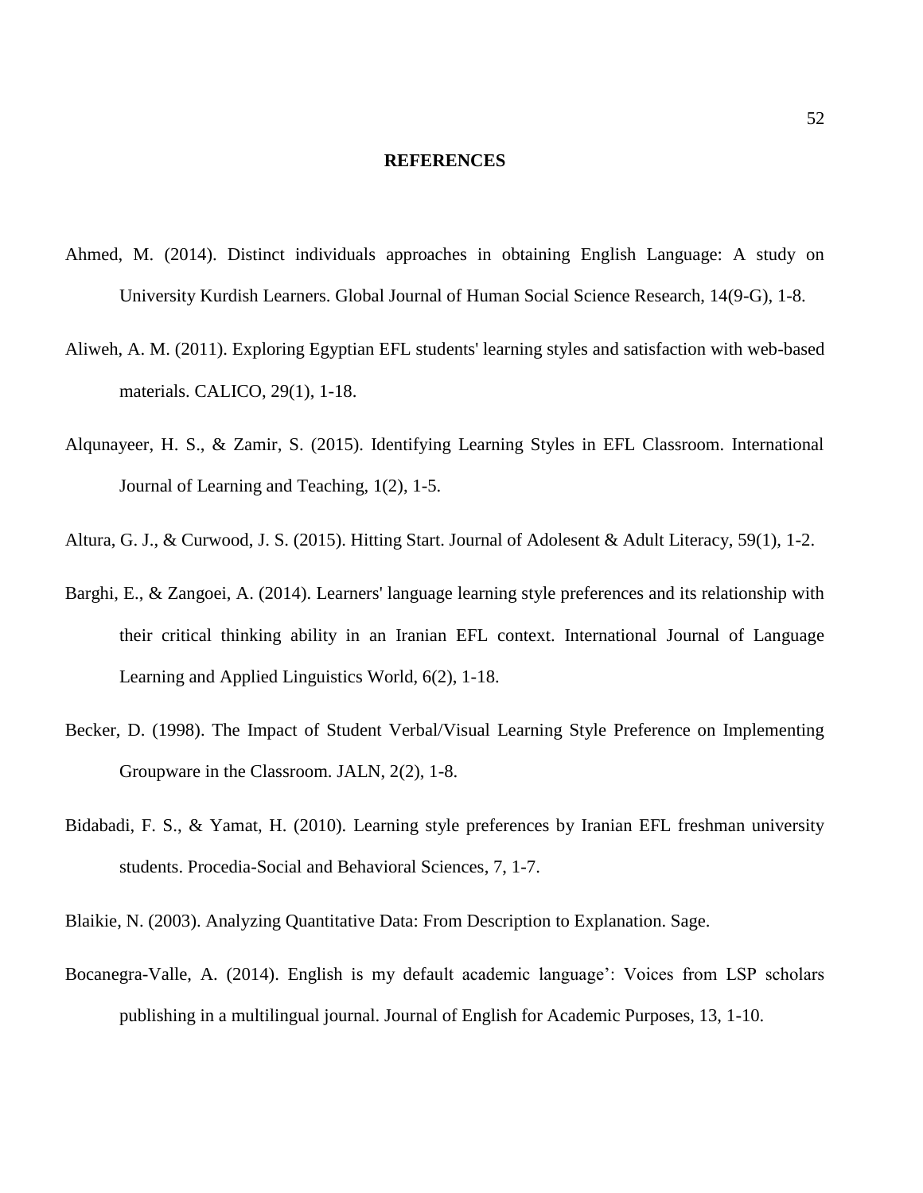# REFERENCES

Ahmed, M. (2014). Distinct individuals approaches in obtaining English Language: A study on University Kurdish Learners. Global Journal of Human Social Science Research, 14(9-G), 1-8.

Aliweh, A. M. (2011). Exploring Egyptian EFL students' learning styles and satisfaction with web-based materials. CALICO, 29(1), 1-18.

Alqunayeer, H. S., & Zamir, S. (2015). Identifying Learning Styles in EFL Classroom. International Journal of Learning and Teaching, 1(2), 1-5.

Altura, G. J., & Curwood, J. S. (2015). Hitting Start. Journal of Adolesent & Adult Literacy, 59(1), 1-2.

Barghi, E., & Zangoei, A. (2014). Learners' language learning style preferences and its relationship with their critical thinking ability in an Iranian EFL context. International Journal of Language Learning and Applied Linguistics World, 6(2), 1-18.

Becker, D. (1998). The Impact of Student Verbal/Visual Learning Style Preference on Implementing Groupware in the Classroom. JALN, 2(2), 1-8.

Bidabadi, F. S., & Yamat, H. (2010). Learning style preferences by Iranian EFL freshman university students. Procedia-Social and Behavioral Sciences, 7, 1-7.

Blaikie, N. (2003). Analyzing Quantitative Data: From Description to Explanation. Sage.

Bocanegra-Valle, A. (2014). English is my default academic language': Voices from LSP scholars publishing in a multilingual journal. Journal of English for Academic Purposes, 13, 1-10.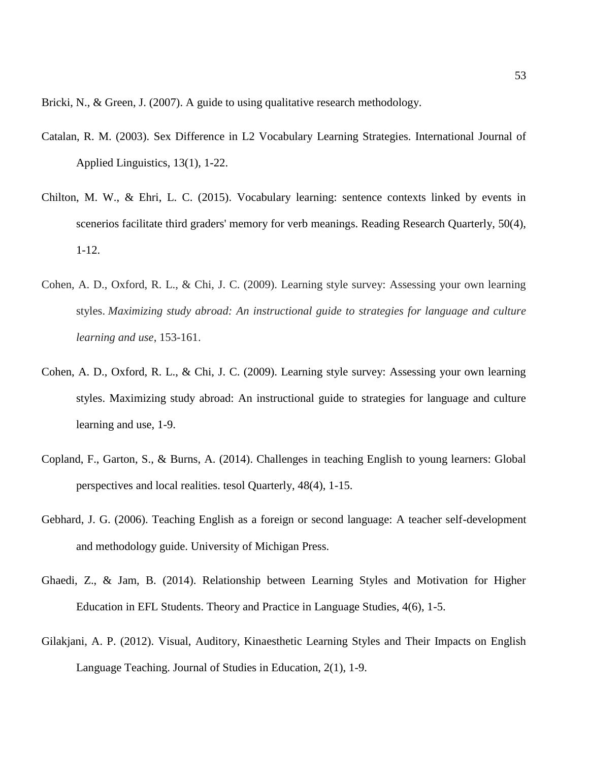Bricki, N., & Green, J. (2007). A guide to using qualitative research methodology.

Catalan, R. M. (2003). Sex Difference in L2 Vocabulary Learning Strategies. International Journal of Applied Linguistics, 13(1), 1-22.

Chilton, M. W., & Ehri, L. C. (2015). Vocabulary learning: sentence contexts linked by events in scenerios facilitate third graders' memory for verb meanings. Reading Research Quarterly, 50(4), 1-12.

Cohen, A. D., Oxford, R. L., & Chi, J. C. (2009). Learning style survey: Assessing your own learning styles. *Maximizing study abroad: An instructional guide to strategies for language and culture learning and use*, 153-161.

Cohen, A. D., Oxford, R. L., & Chi, J. C. (2009). Learning style survey: Assessing your own learning styles. Maximizing study abroad: An instructional guide to strategies for language and culture learning and use, 1-9.

Copland, F., Garton, S., & Burns, A. (2014). Challenges in teaching English to young learners: Global perspectives and local realities. tesol Quarterly, 48(4), 1-15.

Gebhard, J. G. (2006). Teaching English as a foreign or second language: A teacher self-development and methodology guide. University of Michigan Press.

Ghaedi, Z., & Jam, B. (2014). Relationship between Learning Styles and Motivation for Higher Education in EFL Students. Theory and Practice in Language Studies, 4(6), 1-5.

Gilakjani, A. P. (2012). Visual, Auditory, Kinaesthetic Learning Styles and Their Impacts on English Language Teaching. Journal of Studies in Education, 2(1), 1-9.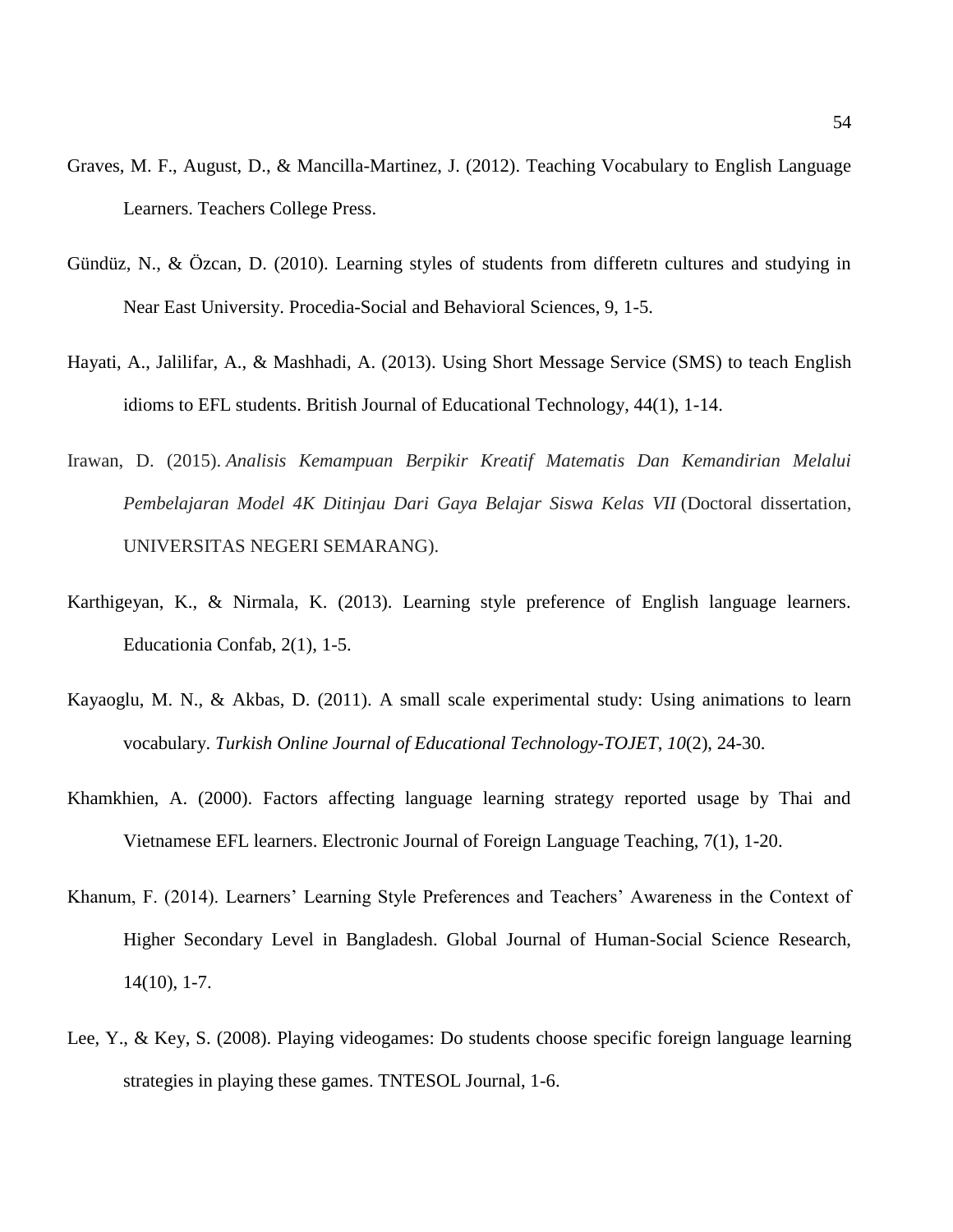Graves, M. F., August, D., & Mancilla-Martinez, J. (2012). Teaching Vocabulary to English Language Learners. Teachers College Press.

Gündüz, N., & Özcan, D. (2010). Learning styles of students from differetn cultures and studying in Near East University. Procedia-Social and Behavioral Sciences, 9, 1-5.

Hayati, A., Jalilifar, A., & Mashhadi, A. (2013). Using Short Message Service (SMS) to teach English idioms to EFL students. British Journal of Educational Technology, 44(1), 1-14.

Irawan, D. (2015). *Analisis Kemampuan Berpikir Kreatif Matematis Dan Kemandirian Melalui Pembelajaran Model 4K Ditinjau Dari Gaya Belajar Siswa Kelas VII* (Doctoral dissertation, UNIVERSITAS NEGERI SEMARANG).

Karthigeyan, K., & Nirmala, K. (2013). Learning style preference of English language learners. Educationia Confab, 2(1), 1-5.

Kayaoglu, M. N., & Akbas, D. (2011). A small scale experimental study: Using animations to learn vocabulary. *Turkish Online Journal of Educational Technology-TOJET*, *10*(2), 24-30.

Khamkhien, A. (2000). Factors affecting language learning strategy reported usage by Thai and Vietnamese EFL learners. Electronic Journal of Foreign Language Teaching, 7(1), 1-20.

Khanum, F. (2014). Learners' Learning Style Preferences and Teachers' Awareness in the Context of Higher Secondary Level in Bangladesh. Global Journal of Human-Social Science Research, 14(10), 1-7.

Lee, Y., & Key, S. (2008). Playing videogames: Do students choose specific foreign language learning strategies in playing these games. TNTESOL Journal, 1-6.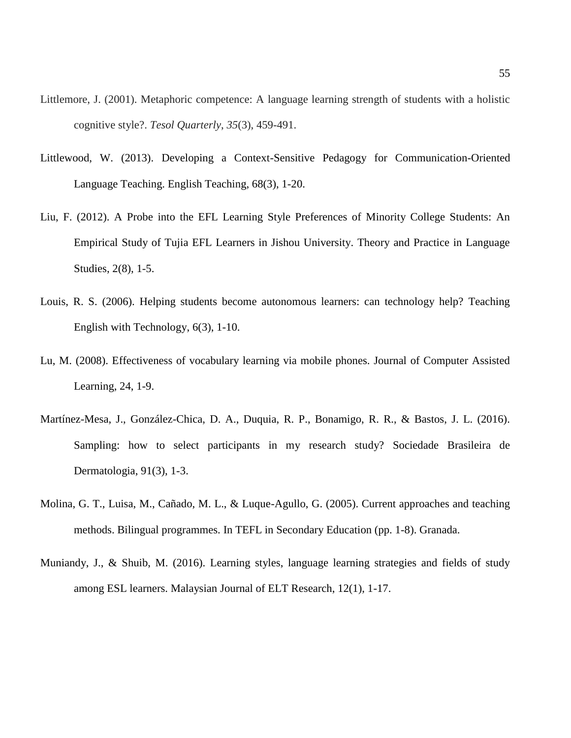Littlemore, J. (2001). Metaphoric competence: A language learning strength of students with a holistic cognitive style?. *Tesol Quarterly*, *35*(3), 459-491.

Littlewood, W. (2013). Developing a Context-Sensitive Pedagogy for Communication-Oriented Language Teaching. English Teaching, 68(3), 1-20.

Liu, F. (2012). A Probe into the EFL Learning Style Preferences of Minority College Students: An Empirical Study of Tujia EFL Learners in Jishou University. Theory and Practice in Language Studies, 2(8), 1-5.

Louis, R. S. (2006). Helping students become autonomous learners: can technology help? Teaching English with Technology, 6(3), 1-10.

Lu, M. (2008). Effectiveness of vocabulary learning via mobile phones. Journal of Computer Assisted Learning, 24, 1-9.

Martínez-Mesa, J., González-Chica, D. A., Duquia, R. P., Bonamigo, R. R., & Bastos, J. L. (2016). Sampling: how to select participants in my research study? Sociedade Brasileira de Dermatologia, 91(3), 1-3.

Molina, G. T., Luisa, M., Cañado, M. L., & Luque-Agullo, G. (2005). Current approaches and teaching methods. Bilingual programmes. In TEFL in Secondary Education (pp. 1-8). Granada.

Muniandy, J., & Shuib, M. (2016). Learning styles, language learning strategies and fields of study among ESL learners. Malaysian Journal of ELT Research, 12(1), 1-17.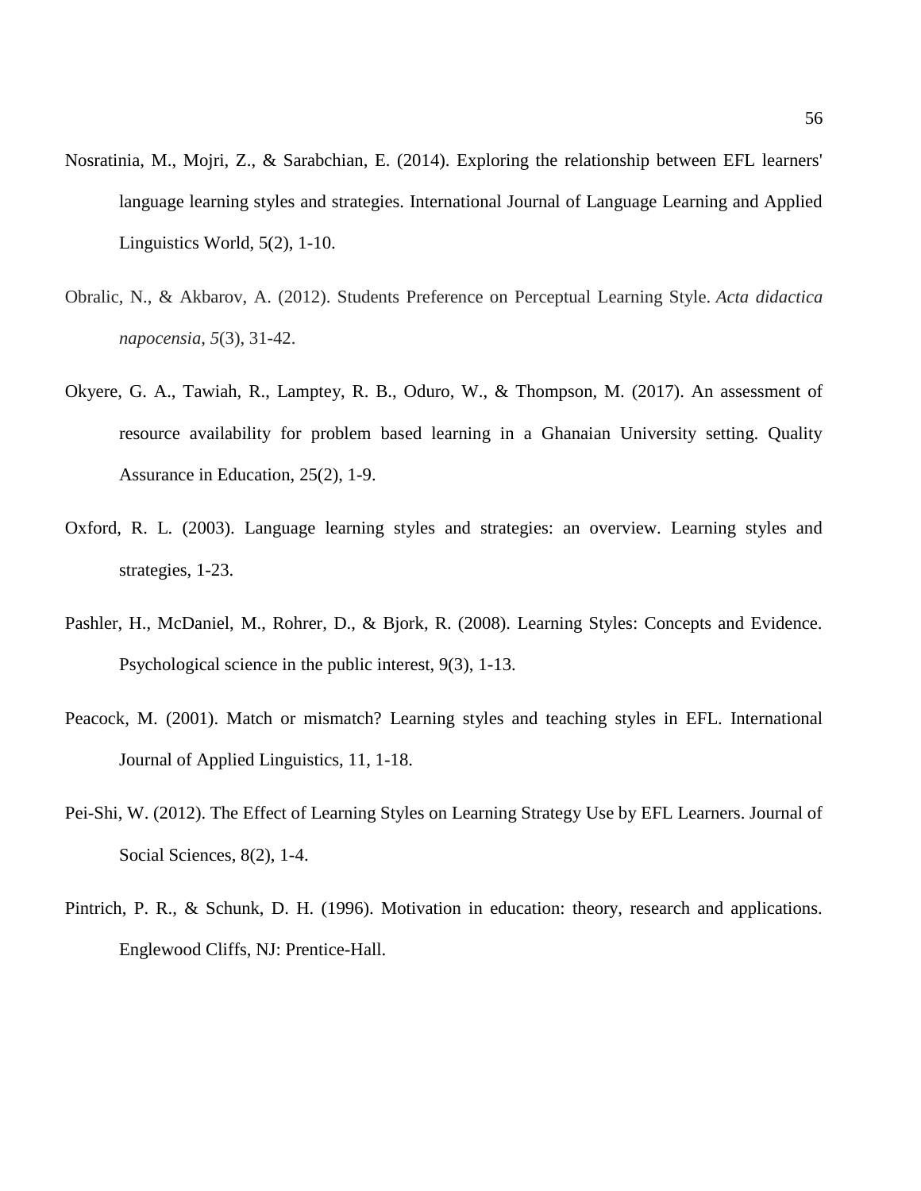Nosratinia, M., Mojri, Z., & Sarabchian, E. (2014). Exploring the relationship between EFL learners' language learning styles and strategies. International Journal of Language Learning and Applied Linguistics World, 5(2), 1-10.

Obralic, N., & Akbarov, A. (2012). Students Preference on Perceptual Learning Style. *Acta didactica napocensia*, *5*(3), 31-42.

Okyere, G. A., Tawiah, R., Lamptey, R. B., Oduro, W., & Thompson, M. (2017). An assessment of resource availability for problem based learning in a Ghanaian University setting. Quality Assurance in Education, 25(2), 1-9.

Oxford, R. L. (2003). Language learning styles and strategies: an overview. Learning styles and strategies, 1-23.

Pashler, H., McDaniel, M., Rohrer, D., & Bjork, R. (2008). Learning Styles: Concepts and Evidence. Psychological science in the public interest, 9(3), 1-13.

Peacock, M. (2001). Match or mismatch? Learning styles and teaching styles in EFL. International Journal of Applied Linguistics, 11, 1-18.

Pei-Shi, W. (2012). The Effect of Learning Styles on Learning Strategy Use by EFL Learners. Journal of Social Sciences, 8(2), 1-4.

Pintrich, P. R., & Schunk, D. H. (1996). Motivation in education: theory, research and applications. Englewood Cliffs, NJ: Prentice-Hall.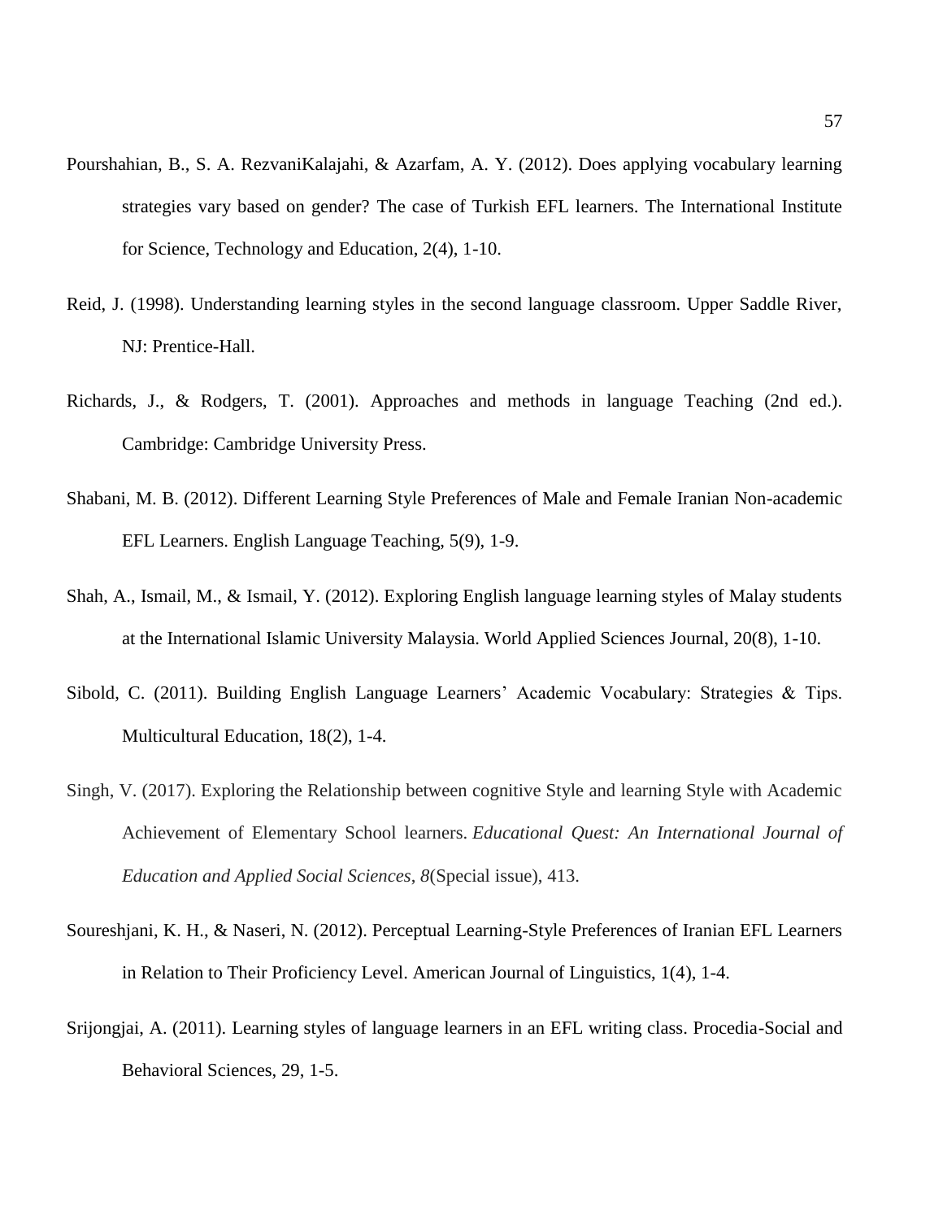Pourshahian, B., S. A. RezvaniKalajahi, & Azarfam, A. Y. (2012). Does applying vocabulary learning strategies vary based on gender? The case of Turkish EFL learners. The International Institute for Science, Technology and Education, 2(4), 1-10.

Reid, J. (1998). Understanding learning styles in the second language classroom. Upper Saddle River, NJ: Prentice-Hall.

Richards, J., & Rodgers, T. (2001). Approaches and methods in language Teaching (2nd ed.). Cambridge: Cambridge University Press.

Shabani, M. B. (2012). Different Learning Style Preferences of Male and Female Iranian Non-academic EFL Learners. English Language Teaching, 5(9), 1-9.

Shah, A., Ismail, M., & Ismail, Y. (2012). Exploring English language learning styles of Malay students at the International Islamic University Malaysia. World Applied Sciences Journal, 20(8), 1-10.

Sibold, C. (2011). Building English Language Learners' Academic Vocabulary: Strategies & Tips. Multicultural Education, 18(2), 1-4.

Singh, V. (2017). Exploring the Relationship between cognitive Style and learning Style with Academic Achievement of Elementary School learners. *Educational Quest: An International Journal of Education and Applied Social Sciences*, *8*(Special issue), 413.

Soureshjani, K. H., & Naseri, N. (2012). Perceptual Learning-Style Preferences of Iranian EFL Learners in Relation to Their Proficiency Level. American Journal of Linguistics, 1(4), 1-4.

Srijongjai, A. (2011). Learning styles of language learners in an EFL writing class. Procedia-Social and Behavioral Sciences, 29, 1-5.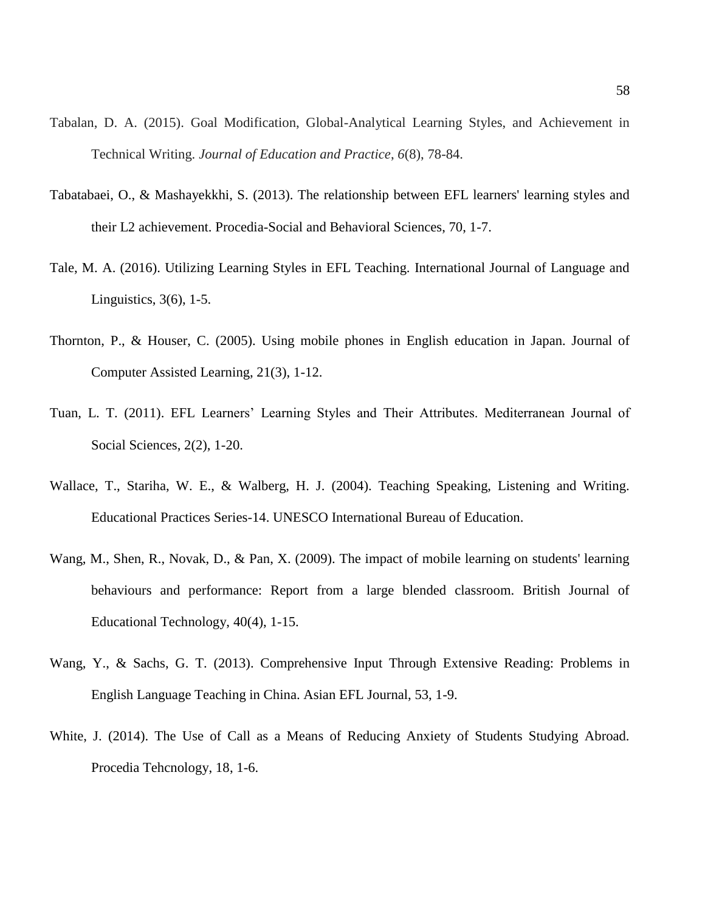Tabalan, D. A. (2015). Goal Modification, Global-Analytical Learning Styles, and Achievement in Technical Writing. *Journal of Education and Practice*, *6*(8), 78-84.

Tabatabaei, O., & Mashayekkhi, S. (2013). The relationship between EFL learners' learning styles and their L2 achievement. Procedia-Social and Behavioral Sciences, 70, 1-7.

Tale, M. A. (2016). Utilizing Learning Styles in EFL Teaching. International Journal of Language and Linguistics, 3(6), 1-5.

Thornton, P., & Houser, C. (2005). Using mobile phones in English education in Japan. Journal of Computer Assisted Learning, 21(3), 1-12.

Tuan, L. T. (2011). EFL Learners' Learning Styles and Their Attributes. Mediterranean Journal of Social Sciences, 2(2), 1-20.

Wallace, T., Stariha, W. E., & Walberg, H. J. (2004). Teaching Speaking, Listening and Writing. Educational Practices Series-14. UNESCO International Bureau of Education.

Wang, M., Shen, R., Novak, D., & Pan, X. (2009). The impact of mobile learning on students' learning behaviours and performance: Report from a large blended classroom. British Journal of Educational Technology, 40(4), 1-15.

Wang, Y., & Sachs, G. T. (2013). Comprehensive Input Through Extensive Reading: Problems in English Language Teaching in China. Asian EFL Journal, 53, 1-9.

White, J. (2014). The Use of Call as a Means of Reducing Anxiety of Students Studying Abroad. Procedia Tehcnology, 18, 1-6.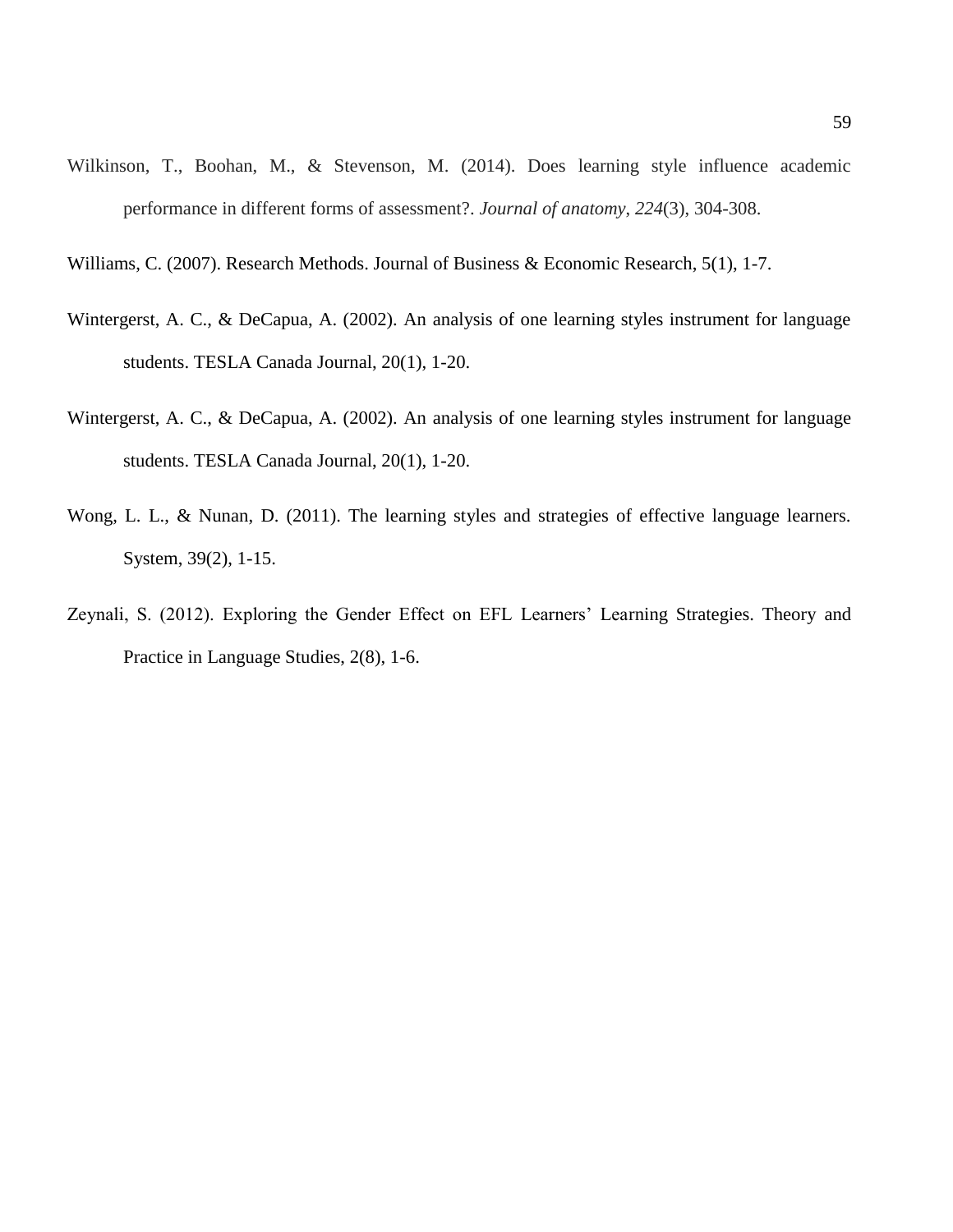Wilkinson, T., Boohan, M., & Stevenson, M. (2014). Does learning style influence academic performance in different forms of assessment?. *Journal of anatomy*, *224*(3), 304-308.

Williams, C. (2007). Research Methods. Journal of Business & Economic Research, 5(1), 1-7.

Wintergerst, A. C., & DeCapua, A. (2002). An analysis of one learning styles instrument for language students. TESLA Canada Journal, 20(1), 1-20.

Wintergerst, A. C., & DeCapua, A. (2002). An analysis of one learning styles instrument for language students. TESLA Canada Journal, 20(1), 1-20.

Wong, L. L., & Nunan, D. (2011). The learning styles and strategies of effective language learners. System, 39(2), 1-15.

Zeynali, S. (2012). Exploring the Gender Effect on EFL Learners' Learning Strategies. Theory and Practice in Language Studies, 2(8), 1-6.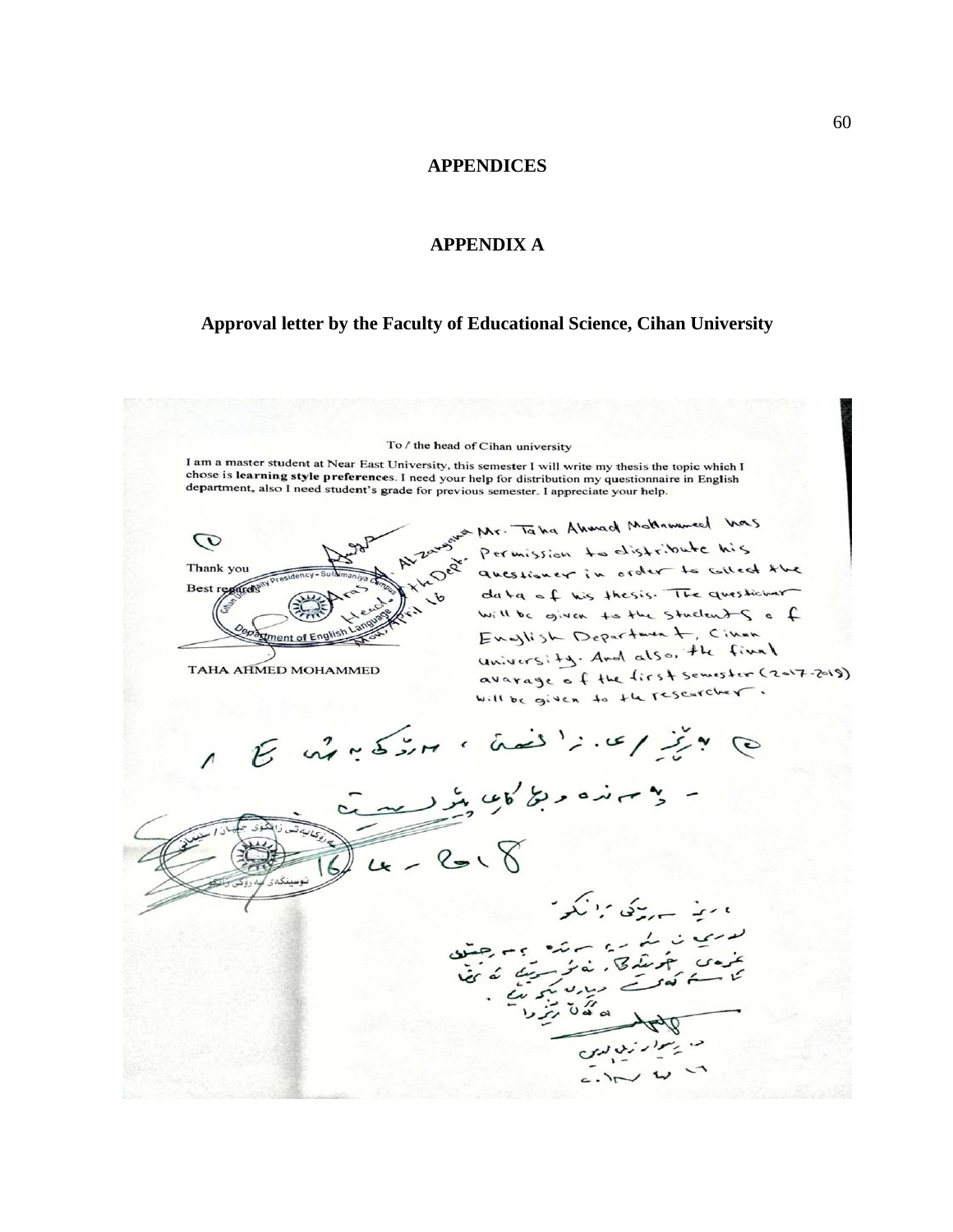# APPENDICES

## APPENDIX A

### Approval letter by the Faculty of Educational Science, Cihan University

To / the head of Cihan university

I am a master student at Near East University, this semester I will write my thesis the topic which I chose is **learning style preferences**. I need your help for distribution my questionnaire in English department, also I need student's grade for previous semester. I appreciate your help.

Thank you

Best regards

TAHA AHMED MOHAMMED

Mr. Taha Ahmad Mohammed has Permission to distribute his questioner in order to collect the data of his thesis. The questioner will be given to the students of English Department, Cihan University. And also, the final avarage of the first semester (2017-2018) will be given to the researcher.

Aras A. Alzangana, Head of the Dept., Mon. April 16

16-4-2018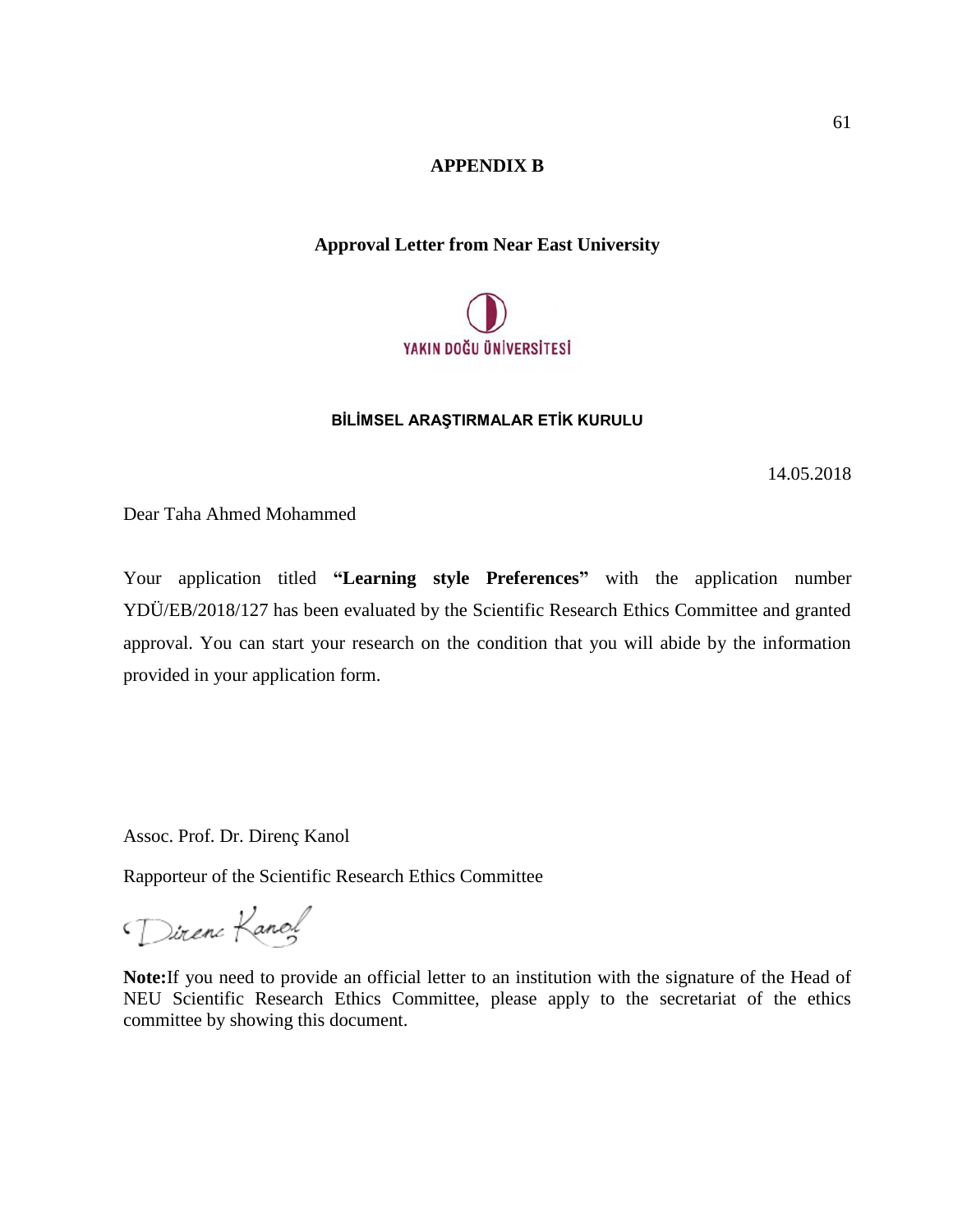# APPENDIX B

## Approval Letter from Near East University

YAKIN DOĞU ÜNİVERSİTESİ

**BİLİMSEL ARAŞTIRMALAR ETİK KURULU**

14.05.2018

Dear Taha Ahmed Mohammed

Your application titled **"Learning style Preferences"** with the application number YDÜ/EB/2018/127 has been evaluated by the Scientific Research Ethics Committee and granted approval. You can start your research on the condition that you will abide by the information provided in your application form.

Assoc. Prof. Dr. Direnç Kanol

Rapporteur of the Scientific Research Ethics Committee

**Note:**If you need to provide an official letter to an institution with the signature of the Head of NEU Scientific Research Ethics Committee, please apply to the secretariat of the ethics committee by showing this document.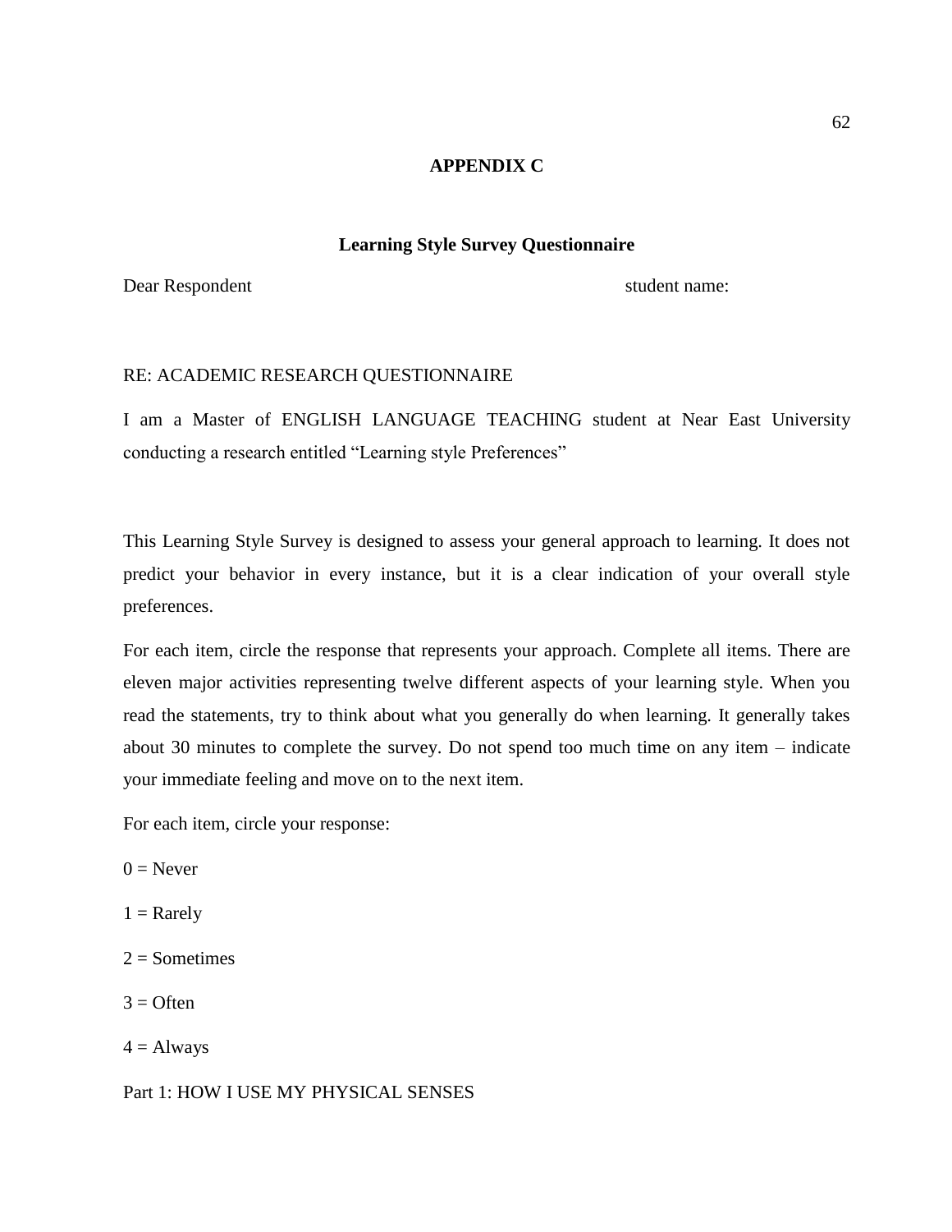# APPENDIX C

## Learning Style Survey Questionnaire

Dear Respondent                                                                 student name:

RE: ACADEMIC RESEARCH QUESTIONNAIRE

I am a Master of ENGLISH LANGUAGE TEACHING student at Near East University conducting a research entitled “Learning style Preferences”

This Learning Style Survey is designed to assess your general approach to learning. It does not predict your behavior in every instance, but it is a clear indication of your overall style preferences.

For each item, circle the response that represents your approach. Complete all items. There are eleven major activities representing twelve different aspects of your learning style. When you read the statements, try to think about what you generally do when learning. It generally takes about 30 minutes to complete the survey. Do not spend too much time on any item – indicate your immediate feeling and move on to the next item.

For each item, circle your response:

0 = Never

1 = Rarely

2 = Sometimes

3 = Often

4 = Always

Part 1: HOW I USE MY PHYSICAL SENSES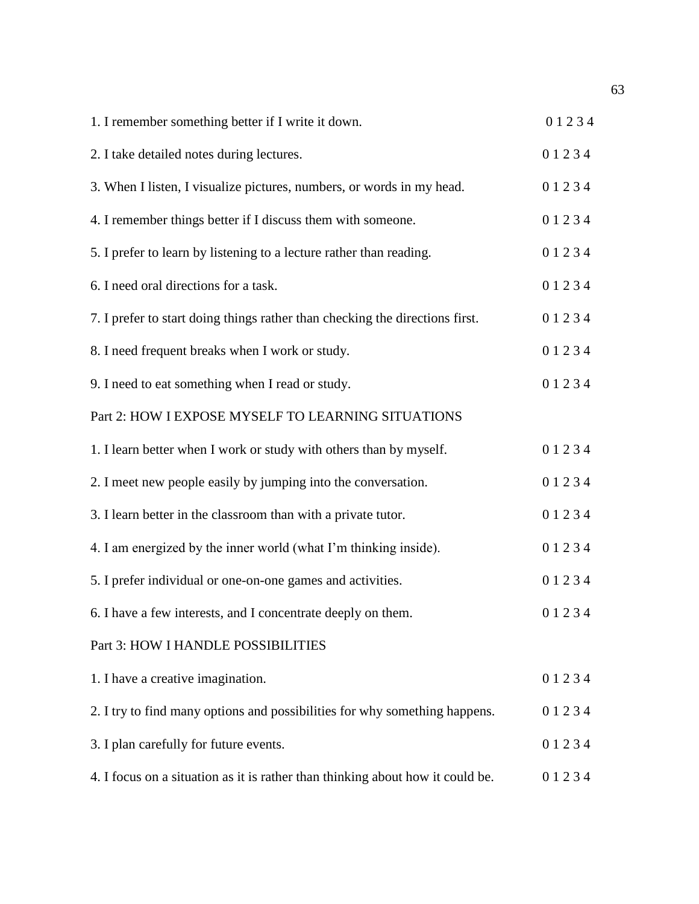1. I remember something better if I write it down. 0 1 2 3 4

2. I take detailed notes during lectures. 0 1 2 3 4

3. When I listen, I visualize pictures, numbers, or words in my head. 0 1 2 3 4

4. I remember things better if I discuss them with someone. 0 1 2 3 4

5. I prefer to learn by listening to a lecture rather than reading. 0 1 2 3 4

6. I need oral directions for a task. 0 1 2 3 4

7. I prefer to start doing things rather than checking the directions first. 0 1 2 3 4

8. I need frequent breaks when I work or study. 0 1 2 3 4

9. I need to eat something when I read or study. 0 1 2 3 4

Part 2: HOW I EXPOSE MYSELF TO LEARNING SITUATIONS

1. I learn better when I work or study with others than by myself. 0 1 2 3 4

2. I meet new people easily by jumping into the conversation. 0 1 2 3 4

3. I learn better in the classroom than with a private tutor. 0 1 2 3 4

4. I am energized by the inner world (what I'm thinking inside). 0 1 2 3 4

5. I prefer individual or one-on-one games and activities. 0 1 2 3 4

6. I have a few interests, and I concentrate deeply on them. 0 1 2 3 4

Part 3: HOW I HANDLE POSSIBILITIES

1. I have a creative imagination. 0 1 2 3 4

2. I try to find many options and possibilities for why something happens. 0 1 2 3 4

3. I plan carefully for future events. 0 1 2 3 4

4. I focus on a situation as it is rather than thinking about how it could be. 0 1 2 3 4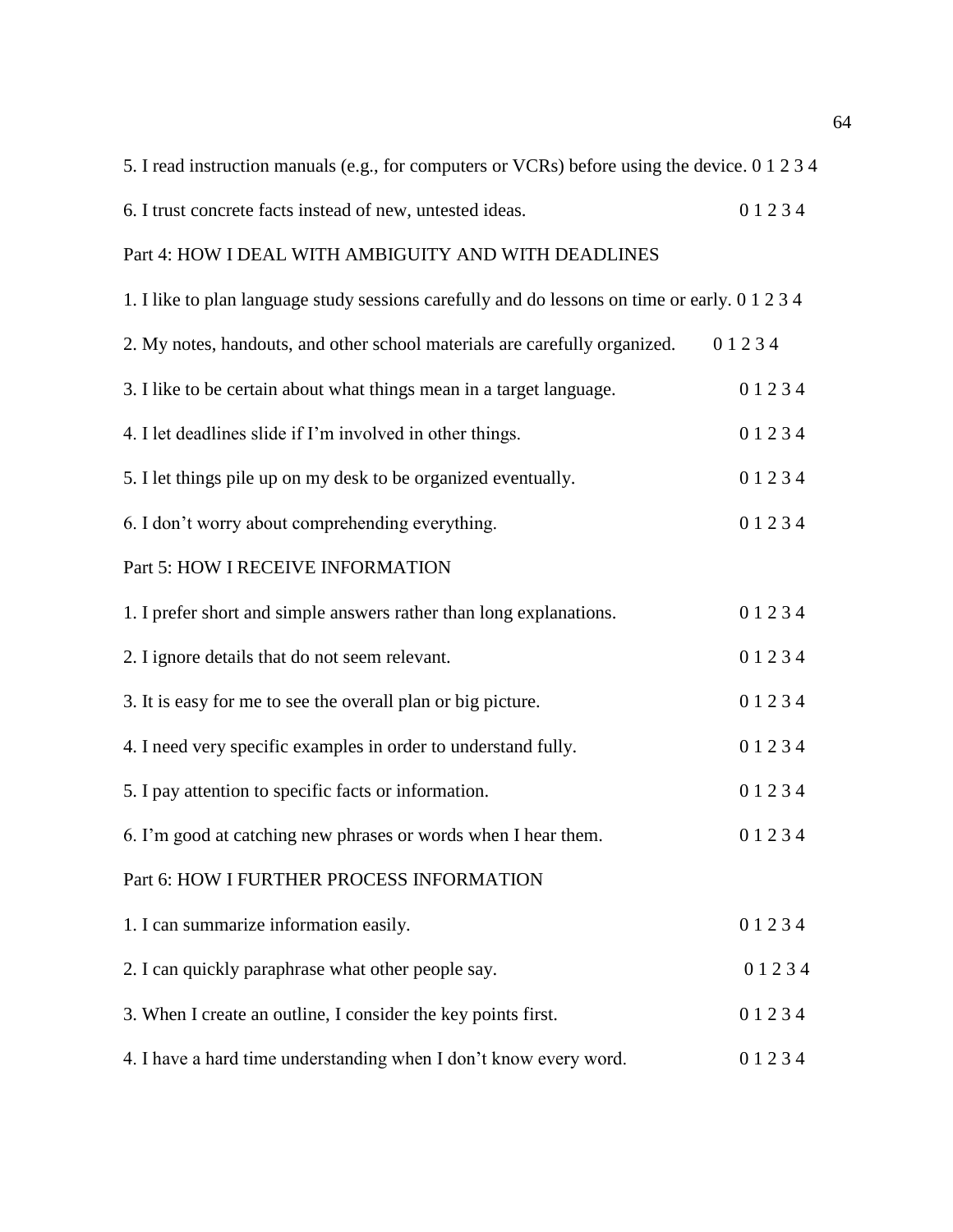5. I read instruction manuals (e.g., for computers or VCRs) before using the device. 0 1 2 3 4

6. I trust concrete facts instead of new, untested ideas. 0 1 2 3 4

Part 4: HOW I DEAL WITH AMBIGUITY AND WITH DEADLINES

1. I like to plan language study sessions carefully and do lessons on time or early. 0 1 2 3 4

2. My notes, handouts, and other school materials are carefully organized. 0 1 2 3 4

3. I like to be certain about what things mean in a target language. 0 1 2 3 4

4. I let deadlines slide if I'm involved in other things. 0 1 2 3 4

5. I let things pile up on my desk to be organized eventually. 0 1 2 3 4

6. I don't worry about comprehending everything. 0 1 2 3 4

Part 5: HOW I RECEIVE INFORMATION

1. I prefer short and simple answers rather than long explanations. 0 1 2 3 4

2. I ignore details that do not seem relevant. 0 1 2 3 4

3. It is easy for me to see the overall plan or big picture. 0 1 2 3 4

4. I need very specific examples in order to understand fully. 0 1 2 3 4

5. I pay attention to specific facts or information. 0 1 2 3 4

6. I'm good at catching new phrases or words when I hear them. 0 1 2 3 4

Part 6: HOW I FURTHER PROCESS INFORMATION

1. I can summarize information easily. 0 1 2 3 4

2. I can quickly paraphrase what other people say. 0 1 2 3 4

3. When I create an outline, I consider the key points first. 0 1 2 3 4

4. I have a hard time understanding when I don't know every word. 0 1 2 3 4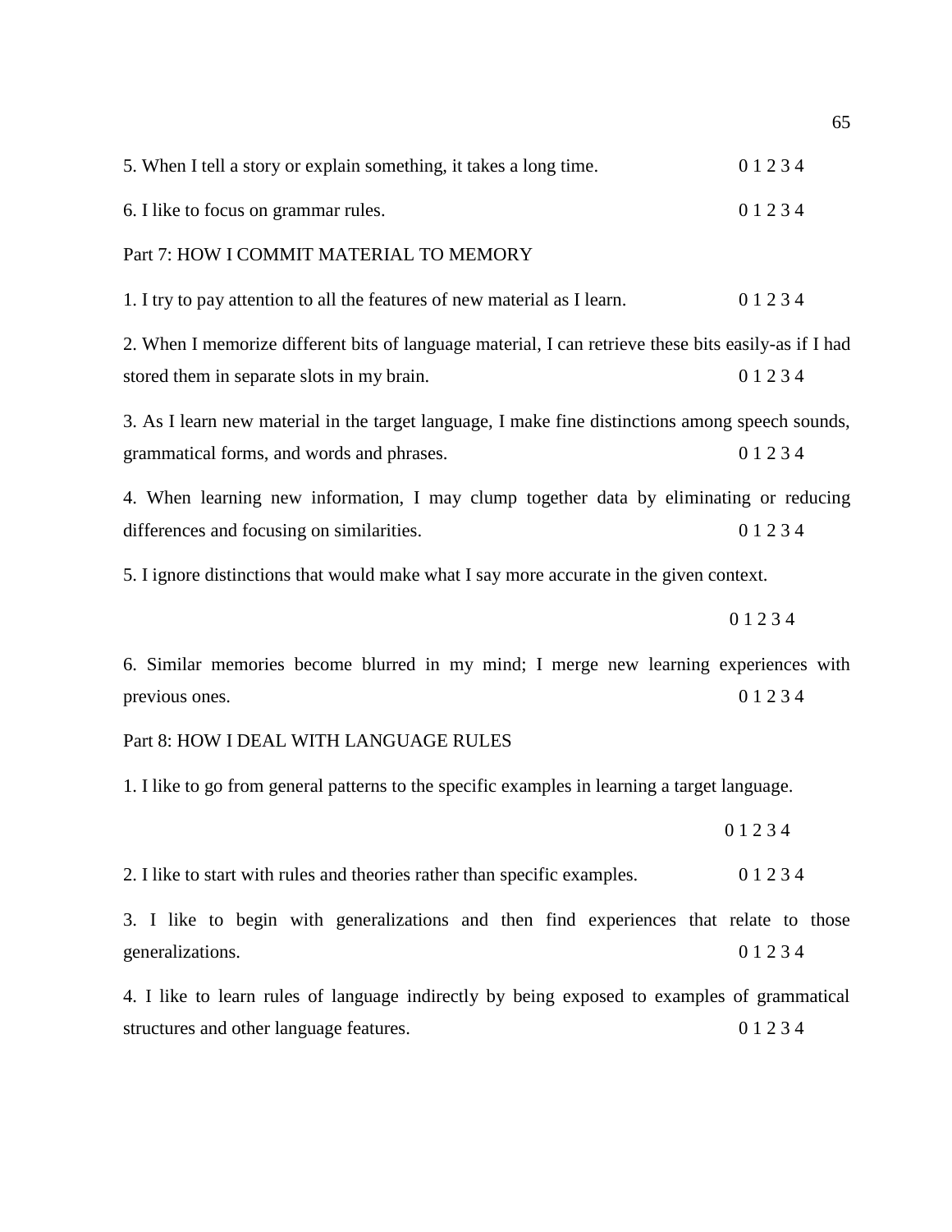5. When I tell a story or explain something, it takes a long time. 0 1 2 3 4

6. I like to focus on grammar rules. 0 1 2 3 4

Part 7: HOW I COMMIT MATERIAL TO MEMORY

1. I try to pay attention to all the features of new material as I learn. 0 1 2 3 4

2. When I memorize different bits of language material, I can retrieve these bits easily-as if I had stored them in separate slots in my brain. 0 1 2 3 4

3. As I learn new material in the target language, I make fine distinctions among speech sounds, grammatical forms, and words and phrases. 0 1 2 3 4

4. When learning new information, I may clump together data by eliminating or reducing differences and focusing on similarities. 0 1 2 3 4

5. I ignore distinctions that would make what I say more accurate in the given context.

0 1 2 3 4

6. Similar memories become blurred in my mind; I merge new learning experiences with previous ones. 0 1 2 3 4

Part 8: HOW I DEAL WITH LANGUAGE RULES

1. I like to go from general patterns to the specific examples in learning a target language.

0 1 2 3 4

2. I like to start with rules and theories rather than specific examples. 0 1 2 3 4

3. I like to begin with generalizations and then find experiences that relate to those generalizations. 0 1 2 3 4

4. I like to learn rules of language indirectly by being exposed to examples of grammatical structures and other language features. 0 1 2 3 4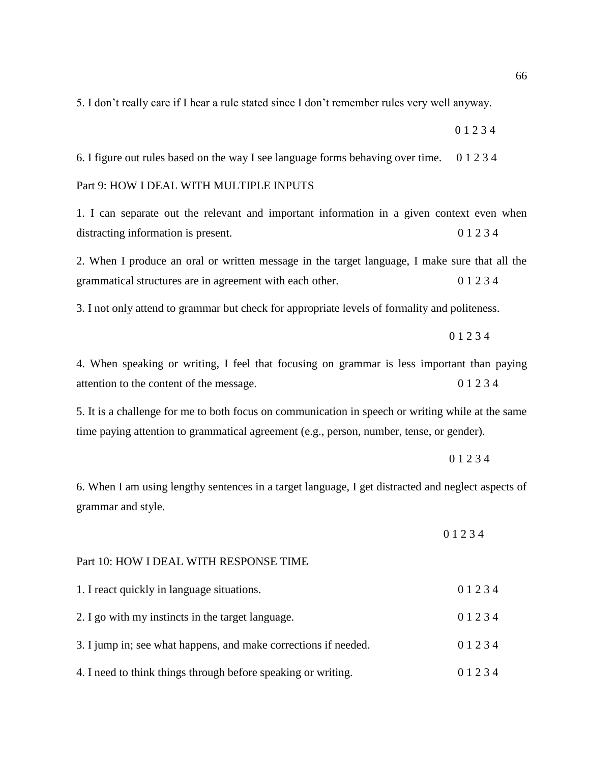5. I don't really care if I hear a rule stated since I don't remember rules very well anyway.

0 1 2 3 4

6. I figure out rules based on the way I see language forms behaving over time. 0 1 2 3 4

Part 9: HOW I DEAL WITH MULTIPLE INPUTS

1. I can separate out the relevant and important information in a given context even when distracting information is present. 0 1 2 3 4

2. When I produce an oral or written message in the target language, I make sure that all the grammatical structures are in agreement with each other. 0 1 2 3 4

3. I not only attend to grammar but check for appropriate levels of formality and politeness.

0 1 2 3 4

4. When speaking or writing, I feel that focusing on grammar is less important than paying attention to the content of the message. 0 1 2 3 4

5. It is a challenge for me to both focus on communication in speech or writing while at the same time paying attention to grammatical agreement (e.g., person, number, tense, or gender).

0 1 2 3 4

6. When I am using lengthy sentences in a target language, I get distracted and neglect aspects of grammar and style.

0 1 2 3 4

Part 10: HOW I DEAL WITH RESPONSE TIME

1. I react quickly in language situations. 0 1 2 3 4

2. I go with my instincts in the target language. 0 1 2 3 4

3. I jump in; see what happens, and make corrections if needed. 0 1 2 3 4

4. I need to think things through before speaking or writing. 0 1 2 3 4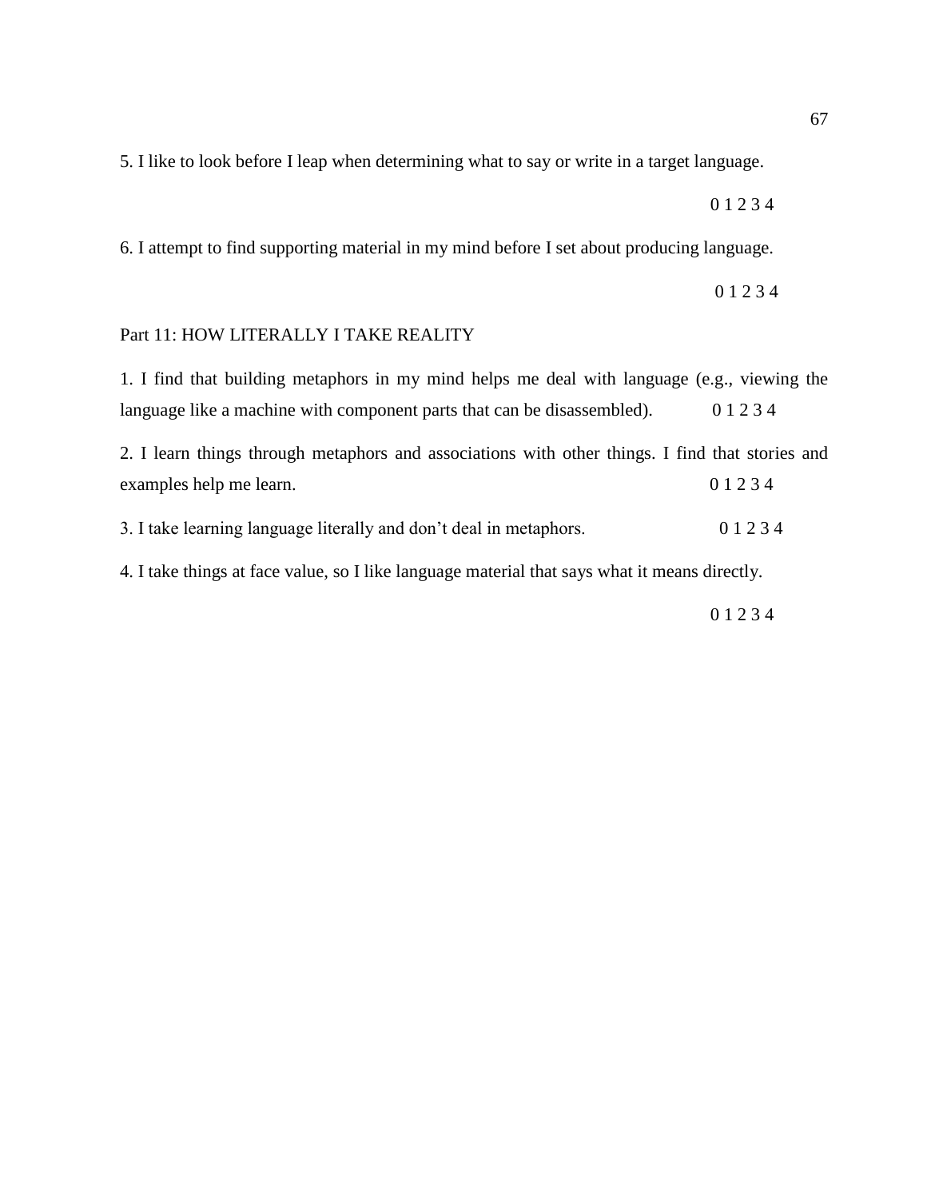5. I like to look before I leap when determining what to say or write in a target language.

0 1 2 3 4

6. I attempt to find supporting material in my mind before I set about producing language.

0 1 2 3 4

Part 11: HOW LITERALLY I TAKE REALITY

1. I find that building metaphors in my mind helps me deal with language (e.g., viewing the language like a machine with component parts that can be disassembled). 0 1 2 3 4

2. I learn things through metaphors and associations with other things. I find that stories and examples help me learn. 0 1 2 3 4

3. I take learning language literally and don't deal in metaphors. 0 1 2 3 4

4. I take things at face value, so I like language material that says what it means directly.

0 1 2 3 4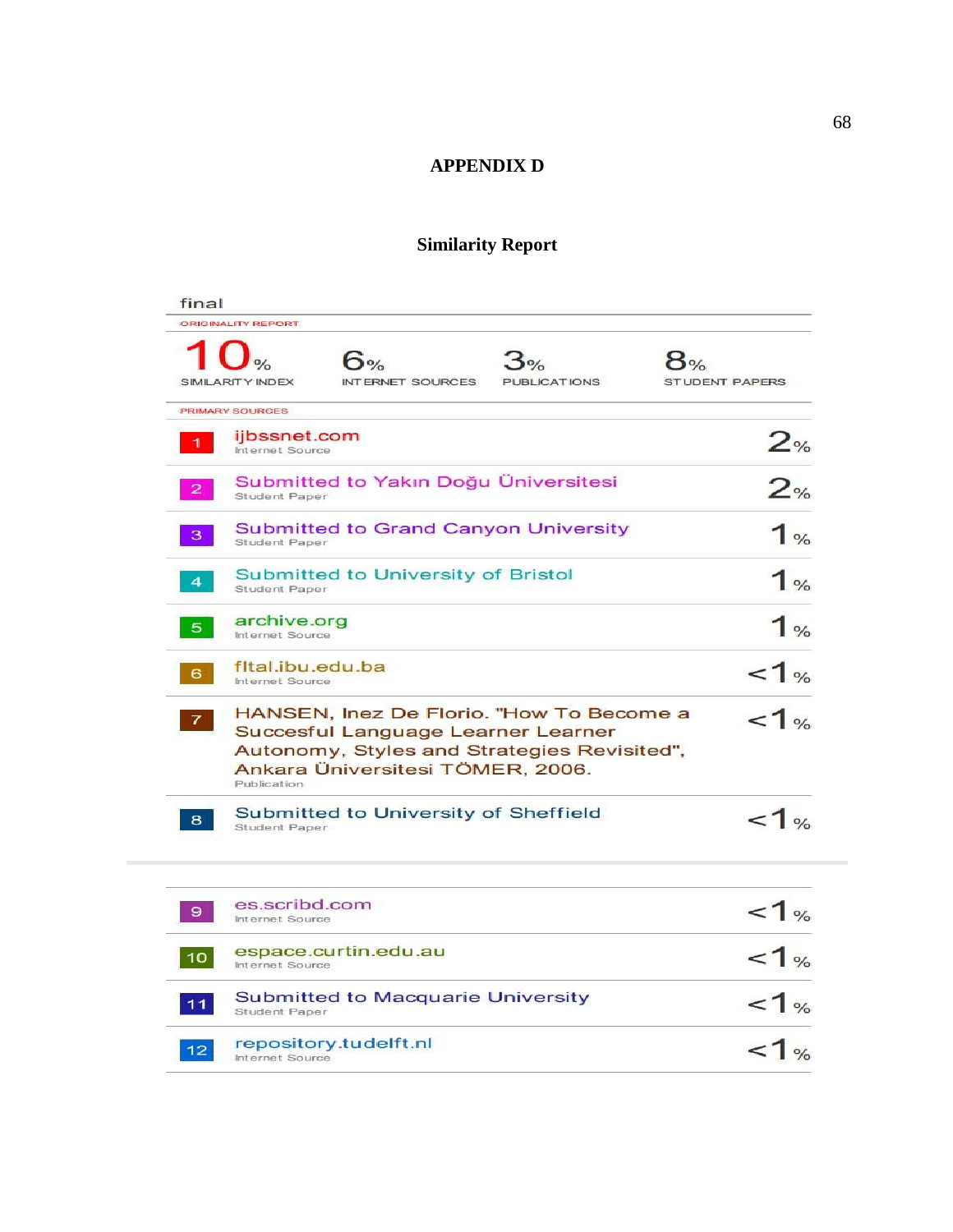# APPENDIX D

## Similarity Report

final

ORIGINALITY REPORT

| 10% | 6% | 3% | 8% |
|---|---|---|---|
| SIMILARITY INDEX | INTERNET SOURCES | PUBLICATIONS | STUDENT PAPERS |

PRIMARY SOURCES

| | | |
|---|---|---|
| 1 | ijbssnet.com<br>Internet Source | 2% |
| 2 | Submitted to Yakın Doğu Üniversitesi<br>Student Paper | 2% |
| 3 | Submitted to Grand Canyon University<br>Student Paper | 1% |
| 4 | Submitted to University of Bristol<br>Student Paper | 1% |
| 5 | archive.org<br>Internet Source | 1% |
| 6 | fltal.ibu.edu.ba<br>Internet Source | <1% |
| 7 | HANSEN, Inez De Florio. "How To Become a Succesful Language Learner Learner Autonomy, Styles and Strategies Revisited", Ankara Üniversitesi TÖMER, 2006.<br>Publication | <1% |
| 8 | Submitted to University of Sheffield<br>Student Paper | <1% |
| 9 | es.scribd.com<br>Internet Source | <1% |
| 10 | espace.curtin.edu.au<br>Internet Source | <1% |
| 11 | Submitted to Macquarie University<br>Student Paper | <1% |
| 12 | repository.tudelft.nl<br>Internet Source | <1% |